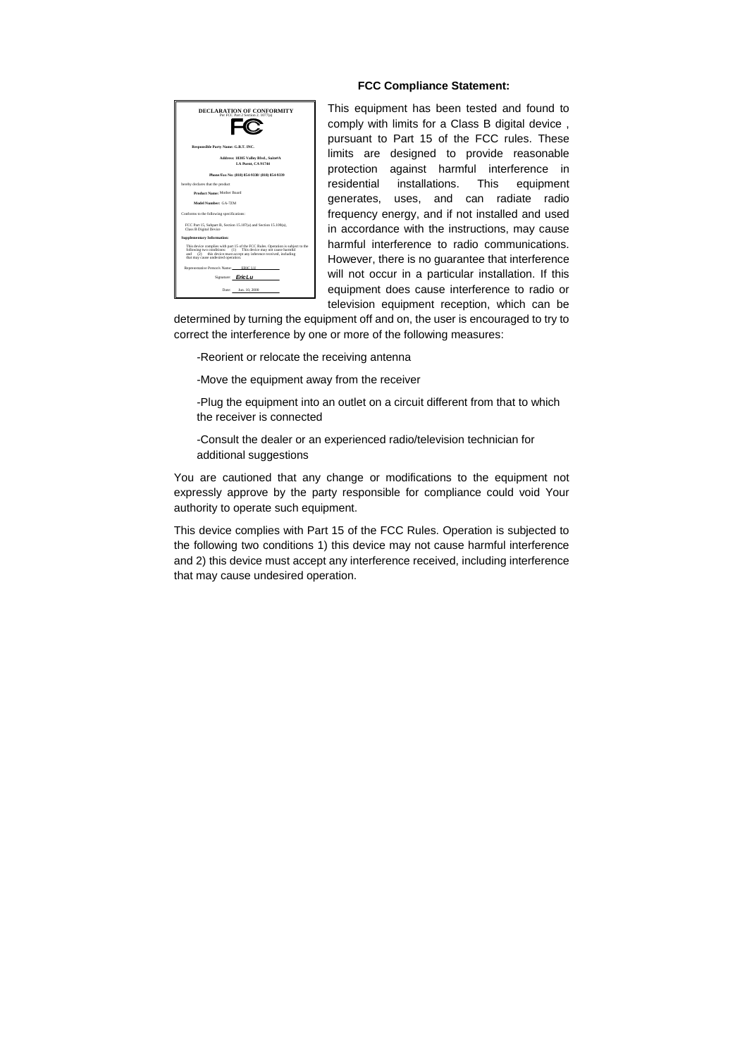**DECLARATION OF CONFORMITY**
Per FCC Part 2 Section 2. 1077(a)

FC

**Responsible Party Name: G.B.T. INC.**

**Address: 18305 Valley Blvd., Suite#A**
**LA Puent, CA 91744**

**Phone/Fax No: (818) 854-9338/ (818) 854-9339**

hereby declares that the product

**Product Name:** Mother Board

**Model Number:** GA-7ZM

Conforms to the following specifications:

FCC Part 15, Subpart B, Section 15.107(a) and Section 15.109(a), Class B Digital Device

**Supplementary Information:**

This device complies with part 15 of the FCC Rules. Operation is subject to the following two conditions: (1) This device may not cause harmful and (2) this device must accept any inference received, including that may cause undesired operation.

Representative Person's Name: ERIC LU

Signature: *Eric Lu*

Date: Jun. 10, 2000

**FCC Compliance Statement:**

This equipment has been tested and found to comply with limits for a Class B digital device , pursuant to Part 15 of the FCC rules. These limits are designed to provide reasonable protection against harmful interference in residential installations. This equipment generates, uses, and can radiate radio frequency energy, and if not installed and used in accordance with the instructions, may cause harmful interference to radio communications. However, there is no guarantee that interference will not occur in a particular installation. If this equipment does cause interference to radio or television equipment reception, which can be determined by turning the equipment off and on, the user is encouraged to try to correct the interference by one or more of the following measures:

-Reorient or relocate the receiving antenna

-Move the equipment away from the receiver

-Plug the equipment into an outlet on a circuit different from that to which the receiver is connected

-Consult the dealer or an experienced radio/television technician for additional suggestions

You are cautioned that any change or modifications to the equipment not expressly approve by the party responsible for compliance could void Your authority to operate such equipment.

This device complies with Part 15 of the FCC Rules. Operation is subjected to the following two conditions 1) this device may not cause harmful interference and 2) this device must accept any interference received, including interference that may cause undesired operation.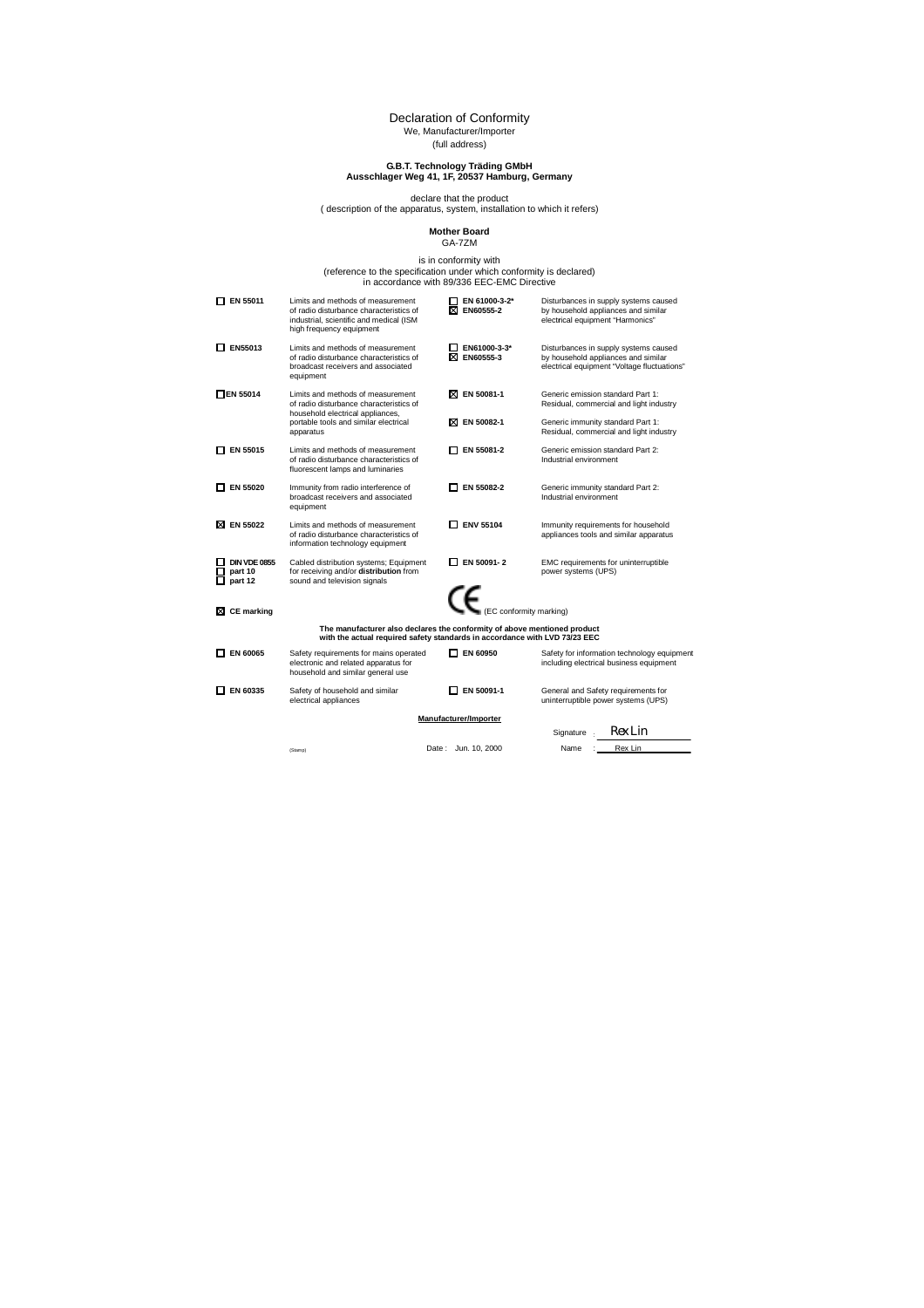# Declaration of Conformity

We, Manufacturer/Importer

(full address)

**G.B.T. Technology Träding GMbH**
**Ausschlager Weg 41, 1F, 20537 Hamburg, Germany**

declare that the product
( description of the apparatus, system, installation to which it refers)

**Mother Board**
GA-7ZM

is in conformity with
(reference to the specification under which conformity is declared)
in accordance with 89/336 EEC-EMC Directive

| | | | |
|---|---|---|---|
| ☐ **EN 55011** | Limits and methods of measurement of radio disturbance characteristics of industrial, scientific and medical (ISM high frequency equipment | ☐ **EN 61000-3-2***<br>☒ **EN60555-2** | Disturbances in supply systems caused by household appliances and similar electrical equipment "Harmonics" |
| ☐ **EN55013** | Limits and methods of measurement of radio disturbance characteristics of broadcast receivers and associated equipment | ☐ **EN61000-3-3***<br>☒ **EN60555-3** | Disturbances in supply systems caused by household appliances and similar electrical equipment "Voltage fluctuations" |
| ☐ **EN 55014** | Limits and methods of measurement of radio disturbance characteristics of household electrical appliances, portable tools and similar electrical apparatus | ☒ **EN 50081-1**<br>☒ **EN 50082-1** | Generic emission standard Part 1: Residual, commercial and light industry<br>Generic immunity standard Part 1: Residual, commercial and light industry |
| ☐ **EN 55015** | Limits and methods of measurement of radio disturbance characteristics of fluorescent lamps and luminaries | ☐ **EN 55081-2** | Generic emission standard Part 2: Industrial environment |
| ☐ **EN 55020** | Immunity from radio interference of broadcast receivers and associated equipment | ☐ **EN 55082-2** | Generic immunity standard Part 2: Industrial environment |
| ☒ **EN 55022** | Limits and methods of measurement of radio disturbance characteristics of information technology equipment | ☐ **ENV 55104** | Immunity requirements for household appliances tools and similar apparatus |
| ☐ **DIN VDE 0855**<br>☐ **part 10**<br>☐ **part 12** | Cabled distribution systems; Equipment for receiving and/or **distribution** from sound and television signals | ☐ **EN 50091- 2** | EMC requirements for uninterruptible power systems (UPS) |
| ☒ **CE marking** | | CE (EC conformity marking) | |

**The manufacturer also declares the conformity of above mentioned product with the actual required safety standards in accordance with LVD 73/23 EEC**

| | | | |
|---|---|---|---|
| ☐ **EN 60065** | Safety requirements for mains operated electronic and related apparatus for household and similar general use | ☐ **EN 60950** | Safety for information technology equipment including electrical business equipment |
| ☐ **EN 60335** | Safety of household and similar electrical appliances | ☐ **EN 50091-1** | General and Safety requirements for uninterruptible power systems (UPS) |

**Manufacturer/Importer**

Signature : Rex Lin

(Stamp) Date : Jun. 10, 2000 Name : Rex Lin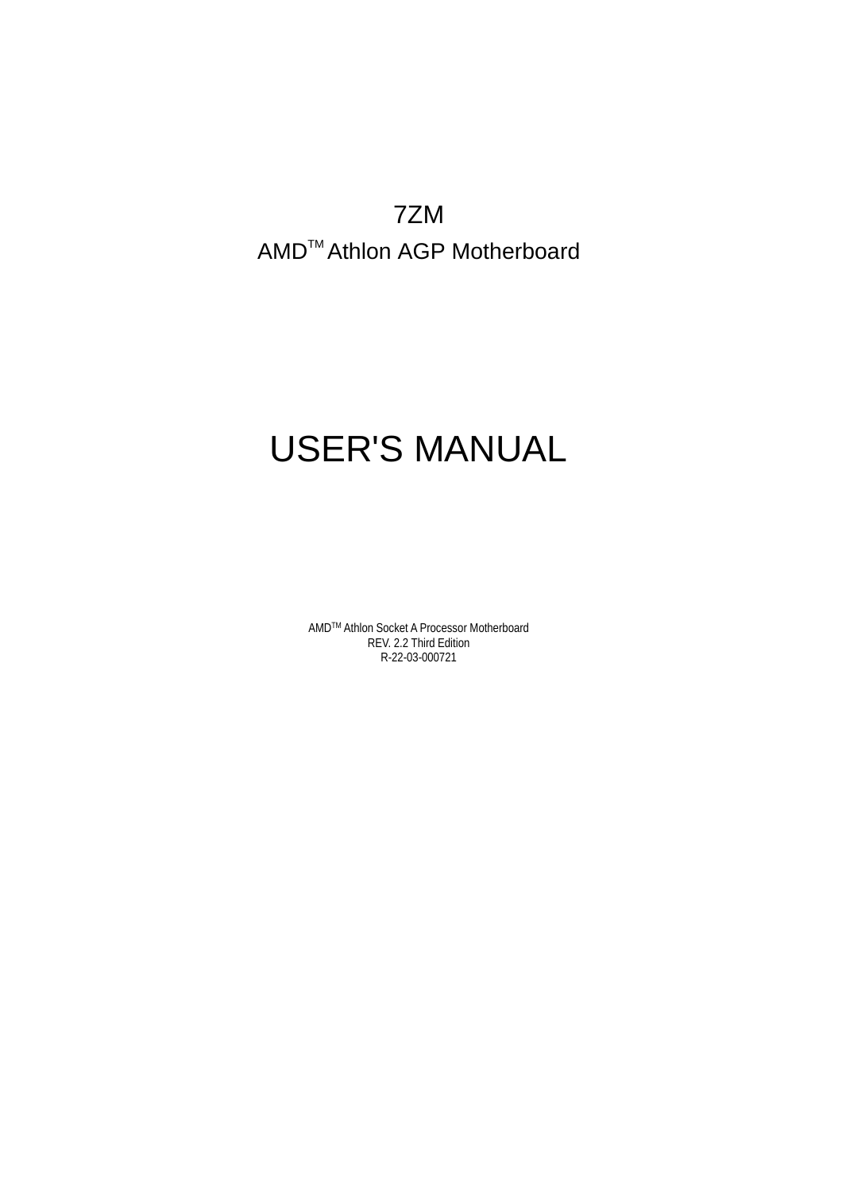# 7ZM

## AMD™ Athlon AGP Motherboard

# USER'S MANUAL

AMD™ Athlon Socket A Processor Motherboard
REV. 2.2 Third Edition
R-22-03-000721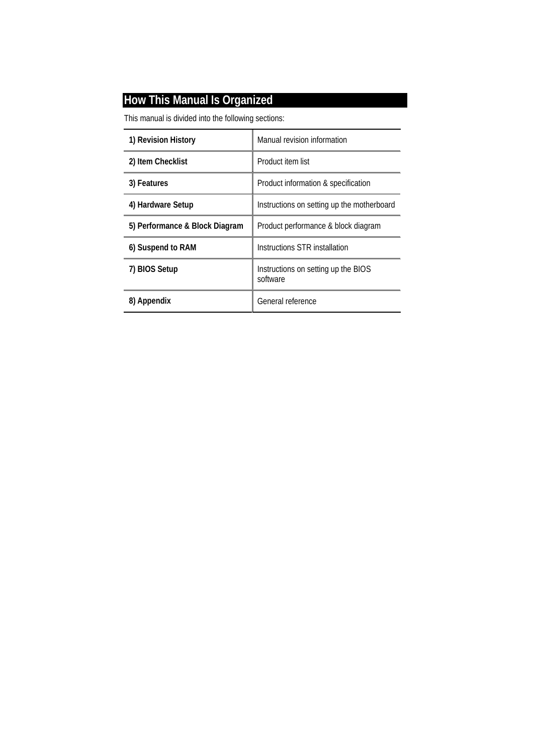## How This Manual Is Organized

This manual is divided into the following sections:

| | |
|---|---|
| **1) Revision History** | Manual revision information |
| **2) Item Checklist** | Product item list |
| **3) Features** | Product information & specification |
| **4) Hardware Setup** | Instructions on setting up the motherboard |
| **5) Performance & Block Diagram** | Product performance & block diagram |
| **6) Suspend to RAM** | Instructions STR installation |
| **7) BIOS Setup** | Instructions on setting up the BIOS software |
| **8) Appendix** | General reference |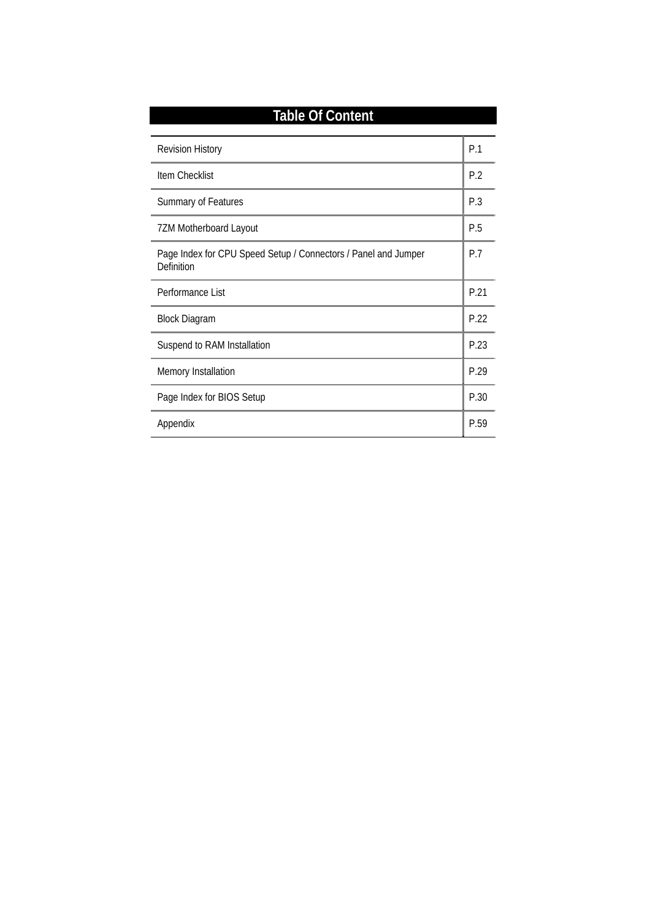# Table Of Content

| | |
|---|---|
| Revision History | P.1 |
| Item Checklist | P.2 |
| Summary of Features | P.3 |
| 7ZM Motherboard Layout | P.5 |
| Page Index for CPU Speed Setup / Connectors / Panel and Jumper Definition | P.7 |
| Performance List | P.21 |
| Block Diagram | P.22 |
| Suspend to RAM Installation | P.23 |
| Memory Installation | P.29 |
| Page Index for BIOS Setup | P.30 |
| Appendix | P.59 |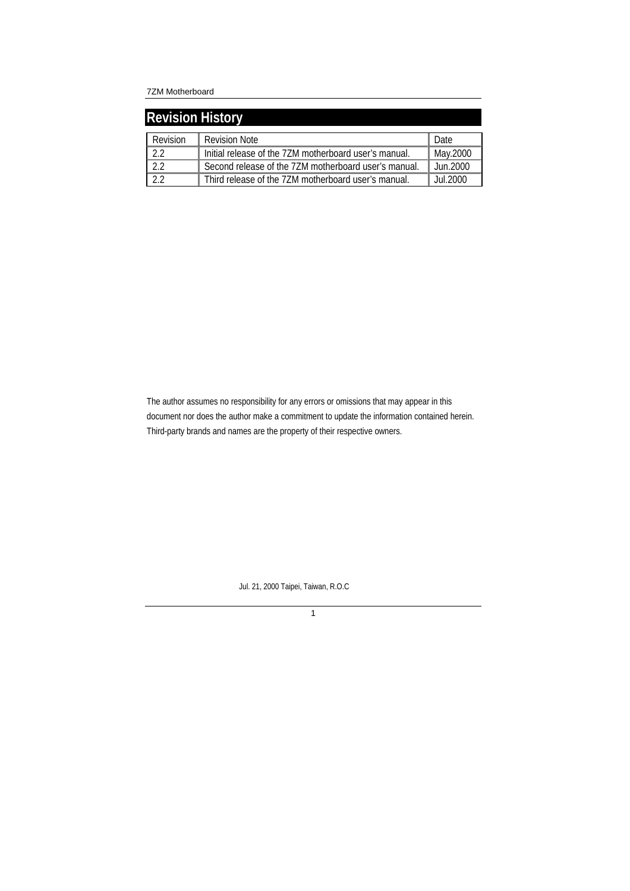# Revision History

| Revision | Revision Note | Date |
| --- | --- | --- |
| 2.2 | Initial release of the 7ZM motherboard user's manual. | May.2000 |
| 2.2 | Second release of the 7ZM motherboard user's manual. | Jun.2000 |
| 2.2 | Third release of the 7ZM motherboard user's manual. | Jul.2000 |

The author assumes no responsibility for any errors or omissions that may appear in this document nor does the author make a commitment to update the information contained herein. Third-party brands and names are the property of their respective owners.

Jul. 21, 2000 Taipei, Taiwan, R.O.C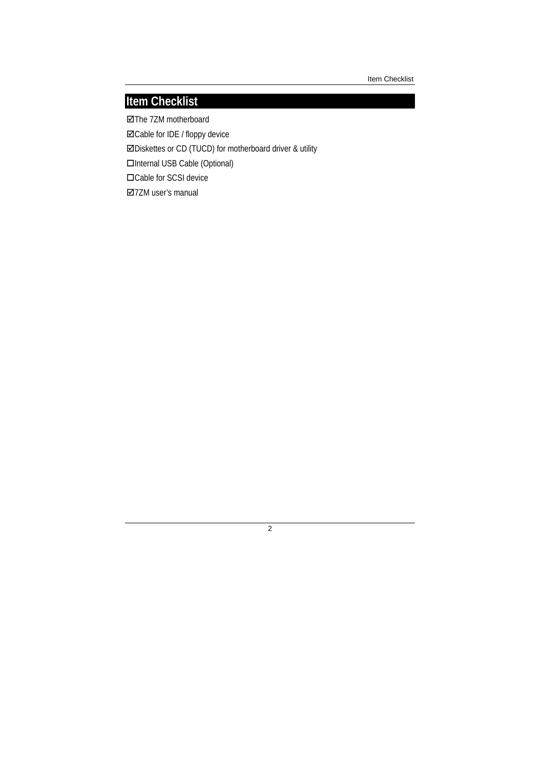# Item Checklist

☑The 7ZM motherboard

☑Cable for IDE / floppy device

☑Diskettes or CD (TUCD) for motherboard driver & utility

☐Internal USB Cable (Optional)

☐Cable for SCSI device

☑7ZM user's manual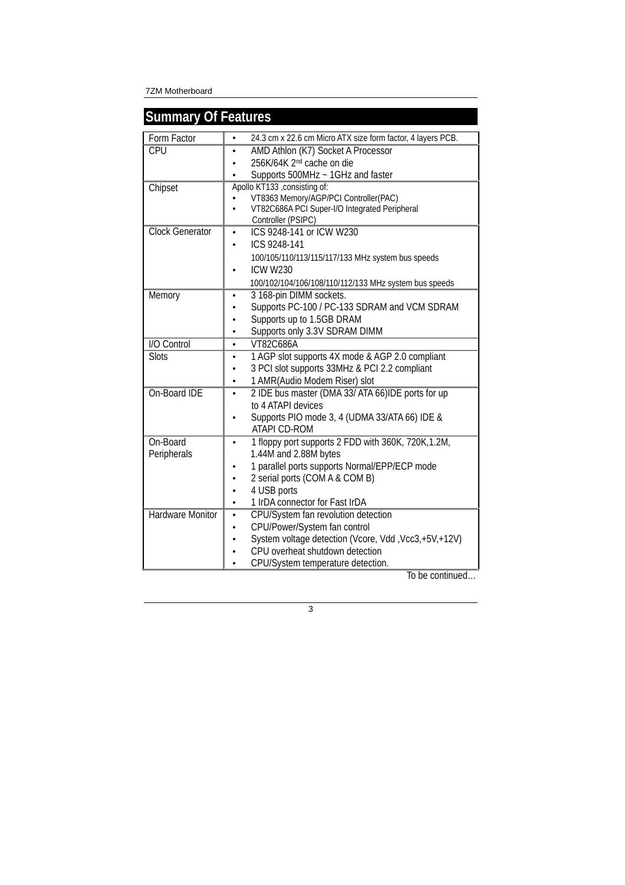## Summary Of Features

| | |
|---|---|
| Form Factor | • 24.3 cm x 22.6 cm Micro ATX size form factor, 4 layers PCB. |
| CPU | • AMD Athlon (K7) Socket A Processor<br>• 256K/64K 2nd cache on die<br>• Supports 500MHz ~ 1GHz and faster |
| Chipset | Apollo KT133 ,consisting of:<br>• VT8363 Memory/AGP/PCI Controller(PAC)<br>• VT82C686A PCI Super-I/O Integrated Peripheral Controller (PSIPC) |
| Clock Generator | • ICS 9248-141 or ICW W230<br>• ICS 9248-141<br>100/105/110/113/115/117/133 MHz system bus speeds<br>• ICW W230<br>100/102/104/106/108/110/112/133 MHz system bus speeds |
| Memory | • 3 168-pin DIMM sockets.<br>• Supports PC-100 / PC-133 SDRAM and VCM SDRAM<br>• Supports up to 1.5GB DRAM<br>• Supports only 3.3V SDRAM DIMM |
| I/O Control | • VT82C686A |
| Slots | • 1 AGP slot supports 4X mode & AGP 2.0 compliant<br>• 3 PCI slot supports 33MHz & PCI 2.2 compliant<br>• 1 AMR(Audio Modem Riser) slot |
| On-Board IDE | • 2 IDE bus master (DMA 33/ ATA 66)IDE ports for up to 4 ATAPI devices<br>• Supports PIO mode 3, 4 (UDMA 33/ATA 66) IDE & ATAPI CD-ROM |
| On-Board Peripherals | • 1 floppy port supports 2 FDD with 360K, 720K,1.2M, 1.44M and 2.88M bytes<br>• 1 parallel ports supports Normal/EPP/ECP mode<br>• 2 serial ports (COM A & COM B)<br>• 4 USB ports<br>• 1 IrDA connector for Fast IrDA |
| Hardware Monitor | • CPU/System fan revolution detection<br>• CPU/Power/System fan control<br>• System voltage detection (Vcore, Vdd ,Vcc3,+5V,+12V)<br>• CPU overheat shutdown detection<br>• CPU/System temperature detection. |

To be continued…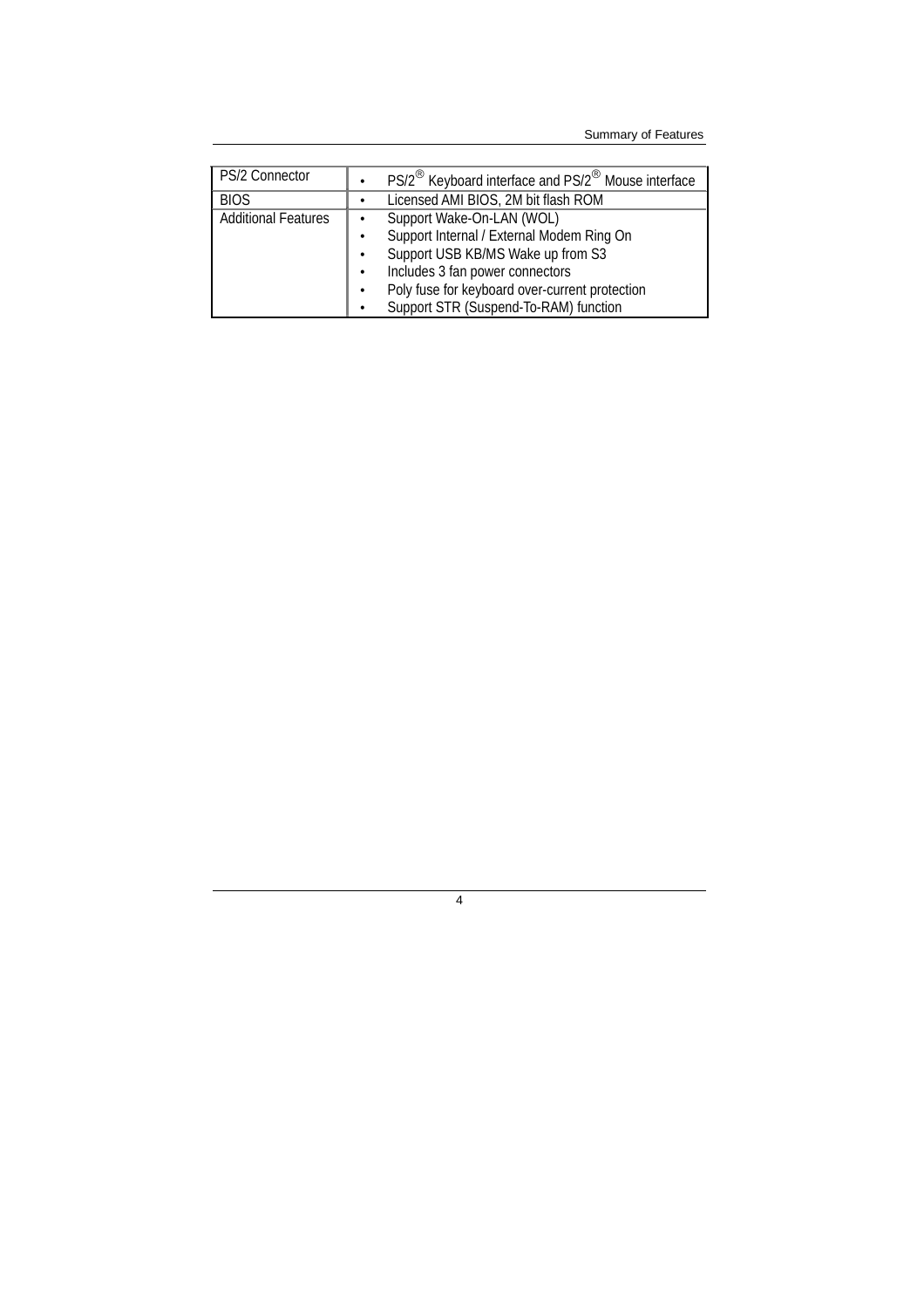| | |
|---|---|
| PS/2 Connector | • PS/2® Keyboard interface and PS/2® Mouse interface |
| BIOS | • Licensed AMI BIOS, 2M bit flash ROM |
| Additional Features | • Support Wake-On-LAN (WOL)<br>• Support Internal / External Modem Ring On<br>• Support USB KB/MS Wake up from S3<br>• Includes 3 fan power connectors<br>• Poly fuse for keyboard over-current protection<br>• Support STR (Suspend-To-RAM) function |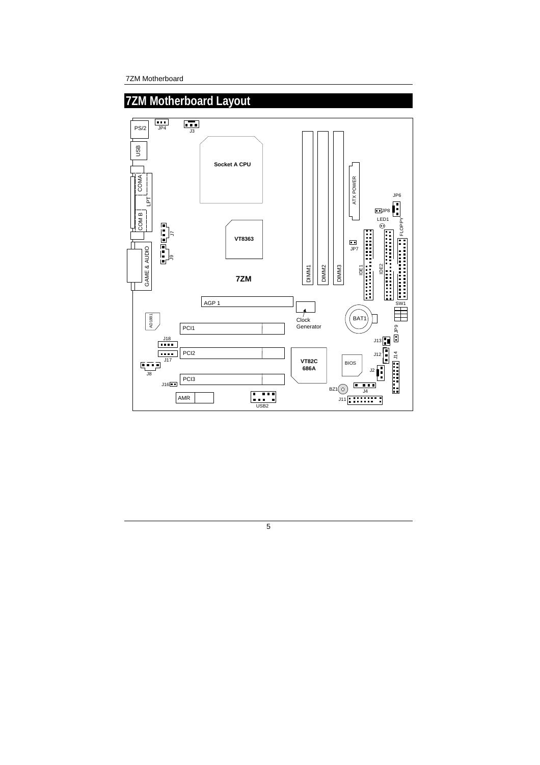# 7ZM Motherboard Layout

PS/2 JP4 J3

USB

Socket A CPU

COMA LPT COM B

ATX POWER

JP6

JP8

LED1

J7

VT8363

FLOPPY

JP7

J9

GAME & AUDIO

7ZM

DIMM1 DIMM2 DIMM3

IDE1 IDE2

AGP 1

SW1

AD1881

Clock Generator

BAT1

PCI1

JP9

J18

J13

PCI2

J12

J14

J17

VT82C 686A

BIOS

J8

J2

J16

PCI3

BZ1

J4

AMR

USB2

J11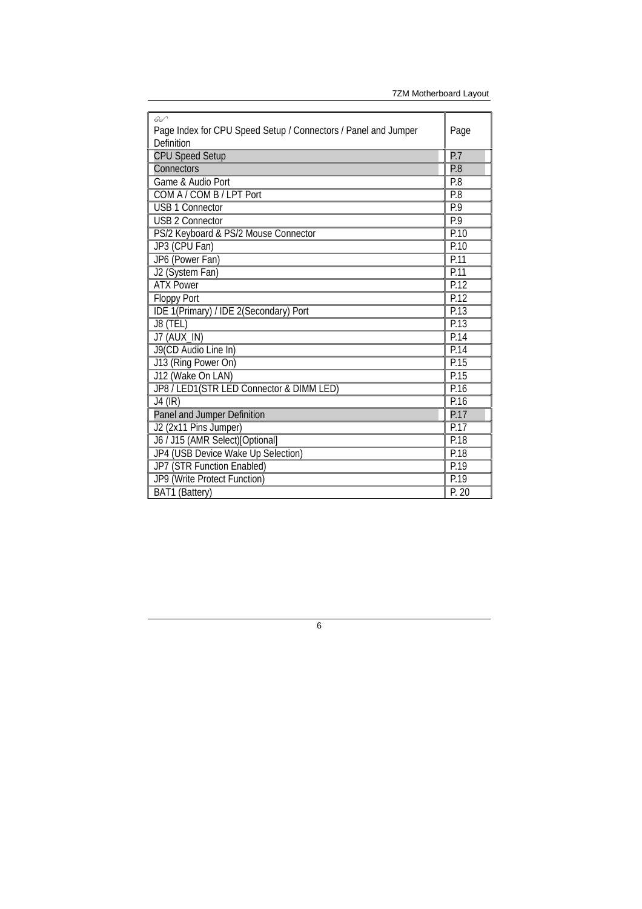| Page Index for CPU Speed Setup / Connectors / Panel and Jumper Definition | Page |
|---|---|
| CPU Speed Setup | P.7 |
| Connectors | P.8 |
| Game & Audio Port | P.8 |
| COM A / COM B / LPT Port | P.8 |
| USB 1 Connector | P.9 |
| USB 2 Connector | P.9 |
| PS/2 Keyboard & PS/2 Mouse Connector | P.10 |
| JP3 (CPU Fan) | P.10 |
| JP6 (Power Fan) | P.11 |
| J2 (System Fan) | P.11 |
| ATX Power | P.12 |
| Floppy Port | P.12 |
| IDE 1(Primary) / IDE 2(Secondary) Port | P.13 |
| J8 (TEL) | P.13 |
| J7 (AUX_IN) | P.14 |
| J9(CD Audio Line In) | P.14 |
| J13 (Ring Power On) | P.15 |
| J12 (Wake On LAN) | P.15 |
| JP8 / LED1(STR LED Connector & DIMM LED) | P.16 |
| J4 (IR) | P.16 |
| Panel and Jumper Definition | P.17 |
| J2 (2x11 Pins Jumper) | P.17 |
| J6 / J15 (AMR Select)[Optional] | P.18 |
| JP4 (USB Device Wake Up Selection) | P.18 |
| JP7 (STR Function Enabled) | P.19 |
| JP9 (Write Protect Function) | P.19 |
| BAT1 (Battery) | P. 20 |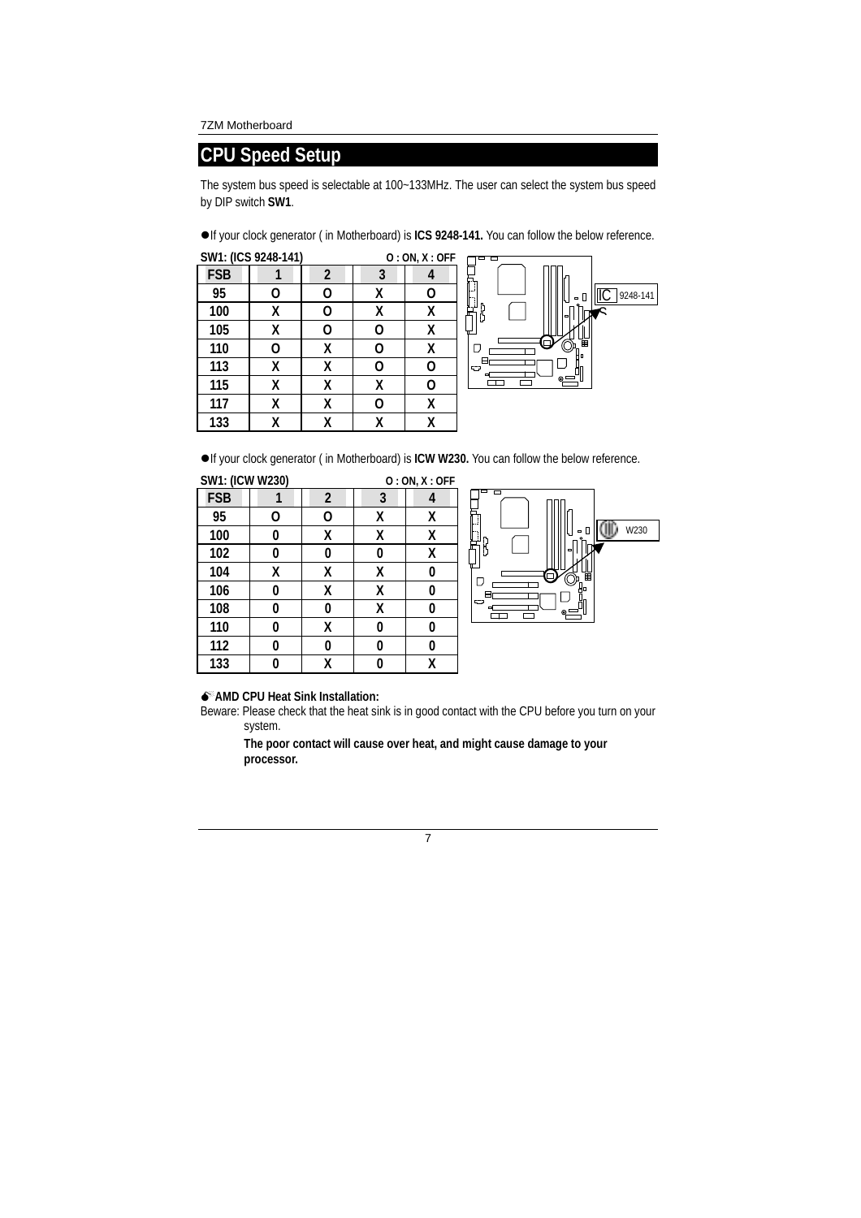## CPU Speed Setup

The system bus speed is selectable at 100~133MHz. The user can select the system bus speed by DIP switch **SW1**.

●If your clock generator ( in Motherboard) is **ICS 9248-141.** You can follow the below reference.

**SW1: (ICS 9248-141)** **O : ON, X : OFF**

| FSB | 1 | 2 | 3 | 4 |
|---|---|---|---|---|
| 95 | O | O | X | O |
| 100 | X | O | X | X |
| 105 | X | O | O | X |
| 110 | O | X | O | X |
| 113 | X | X | O | O |
| 115 | X | X | X | O |
| 117 | X | X | O | X |
| 133 | X | X | X | X |

IC 9248-141

●If your clock generator ( in Motherboard) is **ICW W230.** You can follow the below reference.

**SW1: (ICW W230)** **O : ON, X : OFF**

| FSB | 1 | 2 | 3 | 4 |
|---|---|---|---|---|
| 95 | O | O | X | X |
| 100 | 0 | X | X | X |
| 102 | 0 | 0 | 0 | X |
| 104 | X | X | X | 0 |
| 106 | 0 | X | X | 0 |
| 108 | 0 | 0 | X | 0 |
| 110 | 0 | X | 0 | 0 |
| 112 | 0 | 0 | 0 | 0 |
| 133 | 0 | X | 0 | X |

W230

**AMD CPU Heat Sink Installation:**

Beware: Please check that the heat sink is in good contact with the CPU before you turn on your system.

**The poor contact will cause over heat, and might cause damage to your processor.**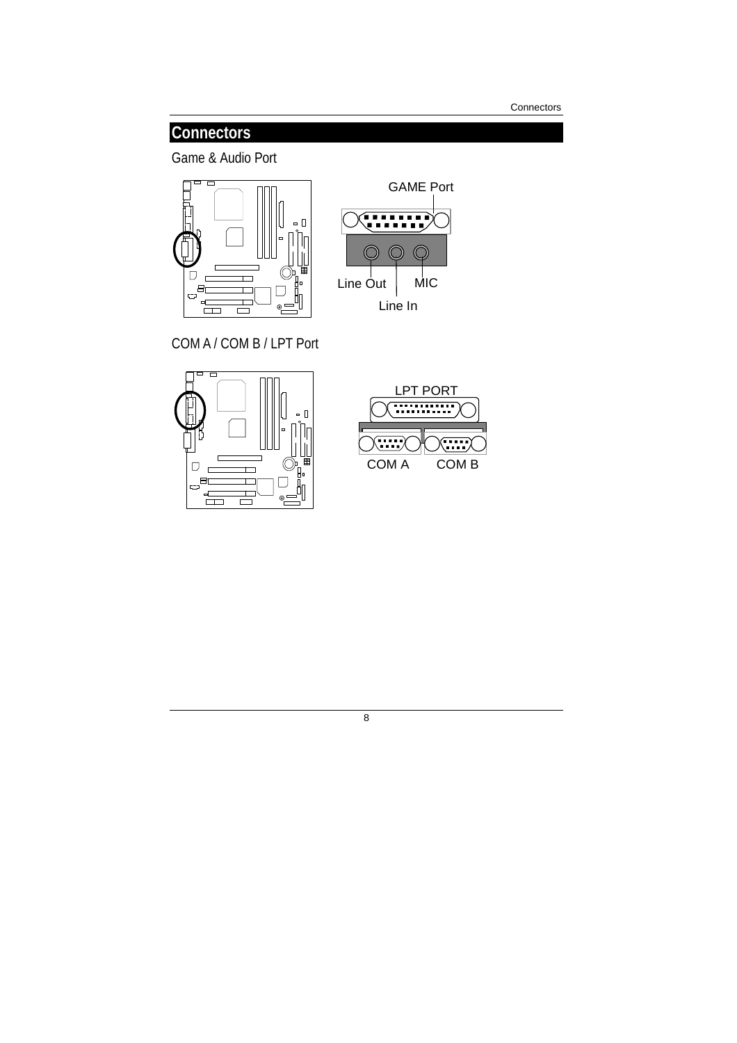# Connectors

## Game & Audio Port

GAME Port

Line Out

MIC

Line In

## COM A / COM B / LPT Port

LPT PORT

COM A

COM B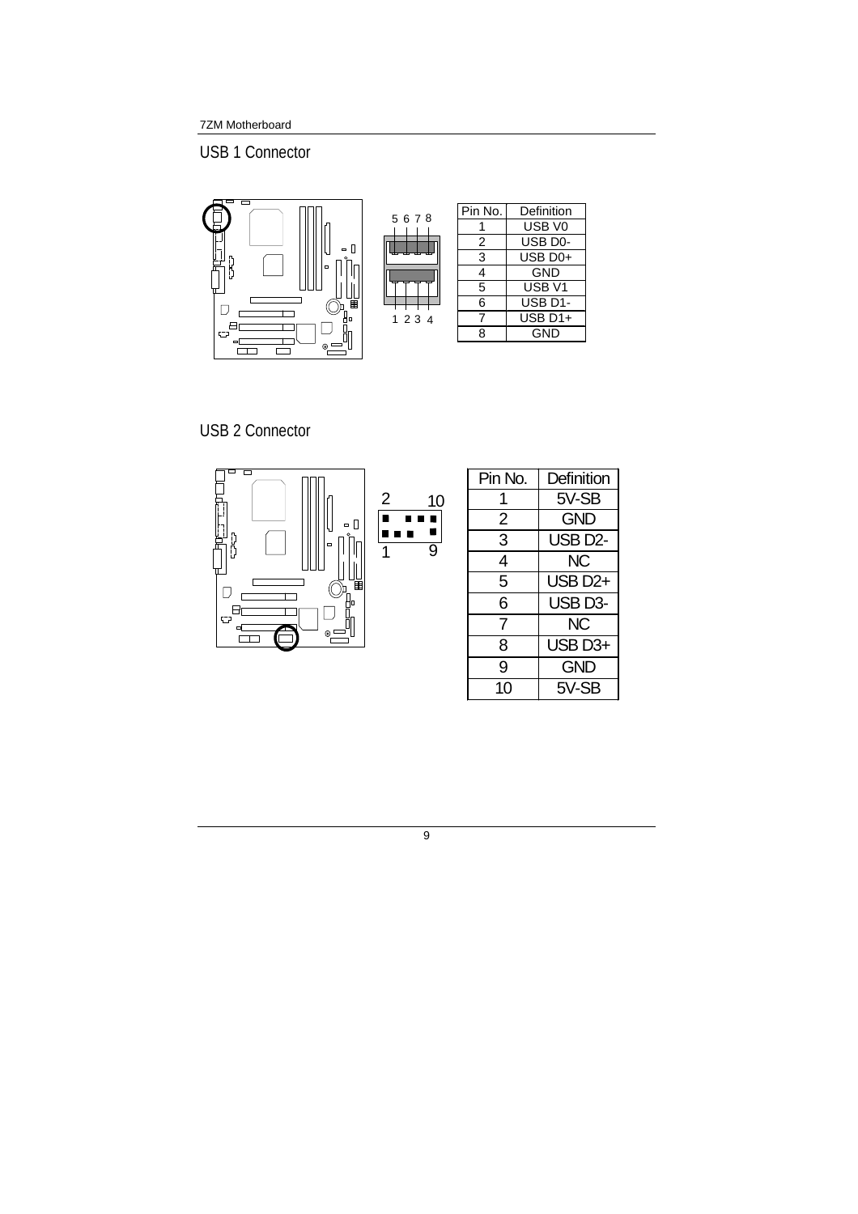## USB 1 Connector

| Pin No. | Definition |
| --- | --- |
| 1 | USB V0 |
| 2 | USB D0- |
| 3 | USB D0+ |
| 4 | GND |
| 5 | USB V1 |
| 6 | USB D1- |
| 7 | USB D1+ |
| 8 | GND |

## USB 2 Connector

| Pin No. | Definition |
| --- | --- |
| 1 | 5V-SB |
| 2 | GND |
| 3 | USB D2- |
| 4 | NC |
| 5 | USB D2+ |
| 6 | USB D3- |
| 7 | NC |
| 8 | USB D3+ |
| 9 | GND |
| 10 | 5V-SB |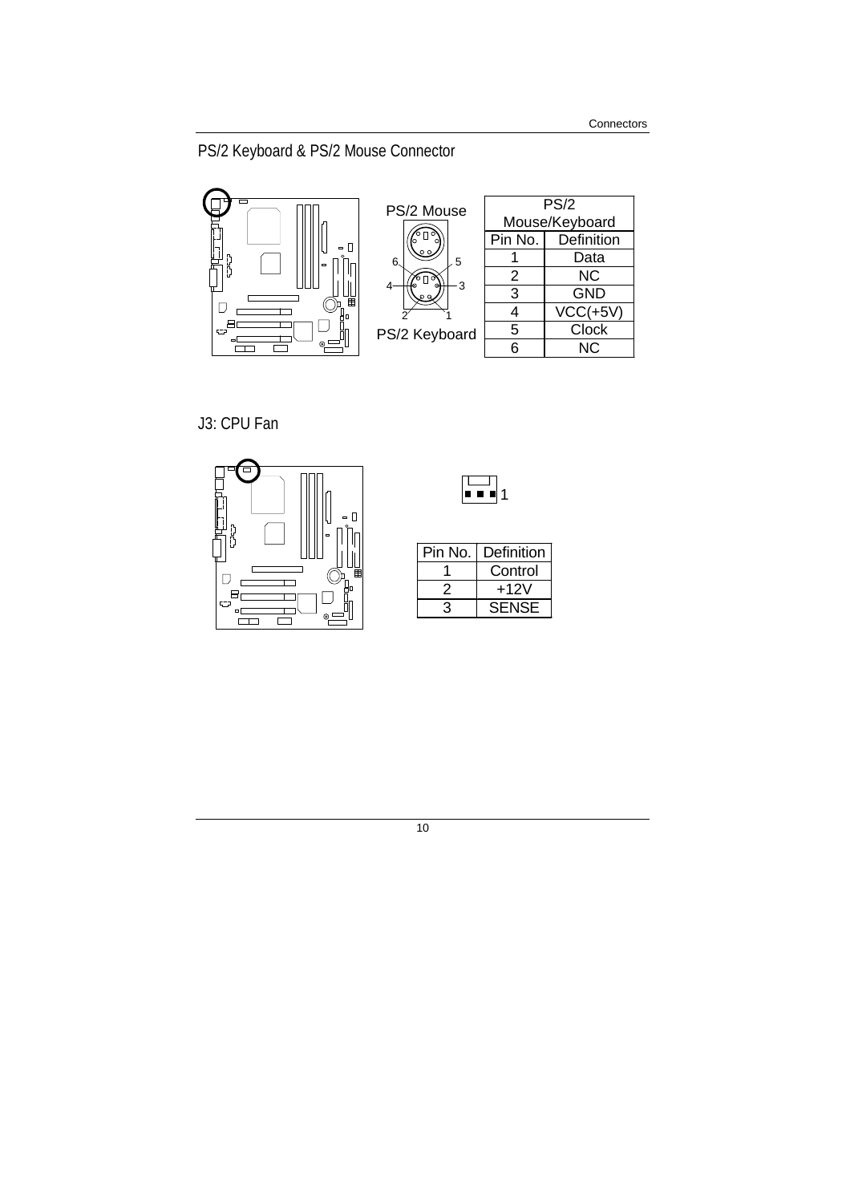## PS/2 Keyboard & PS/2 Mouse Connector

PS/2 Mouse

PS/2 Keyboard

| PS/2 Mouse/Keyboard | |
|---|---|
| Pin No. | Definition |
| 1 | Data |
| 2 | NC |
| 3 | GND |
| 4 | VCC(+5V) |
| 5 | Clock |
| 6 | NC |

## J3: CPU Fan

| Pin No. | Definition |
|---|---|
| 1 | Control |
| 2 | +12V |
| 3 | SENSE |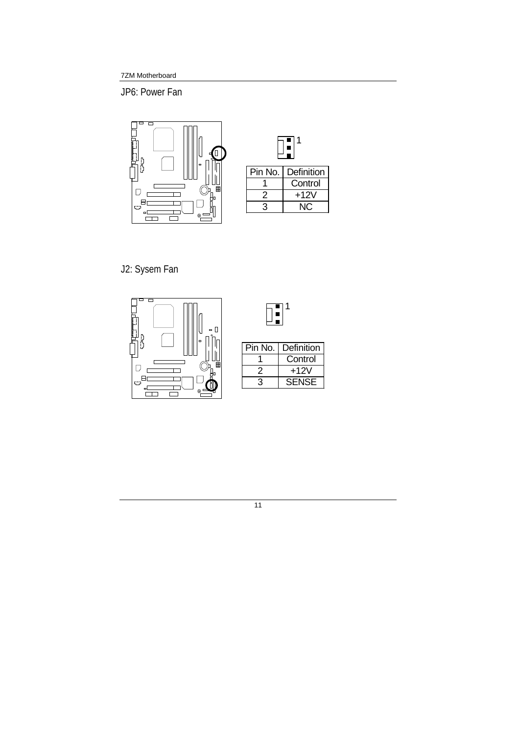## JP6: Power Fan

1

| Pin No. | Definition |
| --- | --- |
| 1 | Control |
| 2 | +12V |
| 3 | NC |

## J2: Sysem Fan

1

| Pin No. | Definition |
| --- | --- |
| 1 | Control |
| 2 | +12V |
| 3 | SENSE |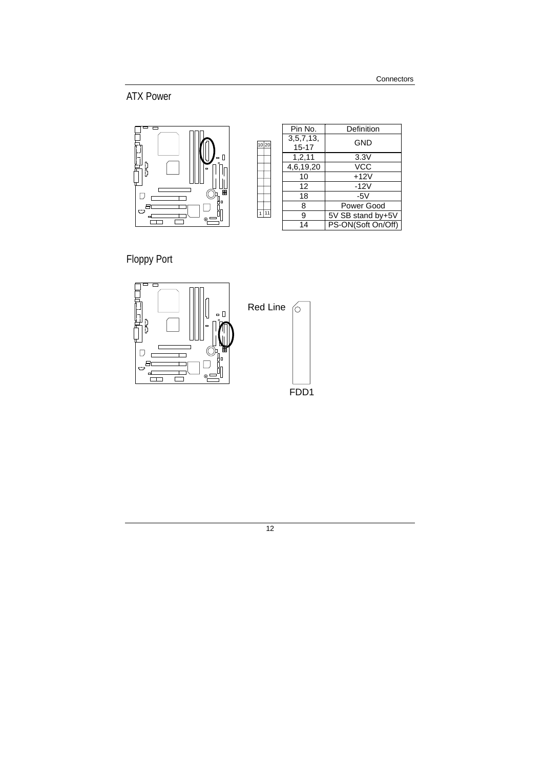## ATX Power

| Pin No. | Definition |
| --- | --- |
| 3,5,7,13, 15-17 | GND |
| 1,2,11 | 3.3V |
| 4,6,19,20 | VCC |
| 10 | +12V |
| 12 | -12V |
| 18 | -5V |
| 8 | Power Good |
| 9 | 5V SB stand by+5V |
| 14 | PS-ON(Soft On/Off) |

## Floppy Port

Red Line

FDD1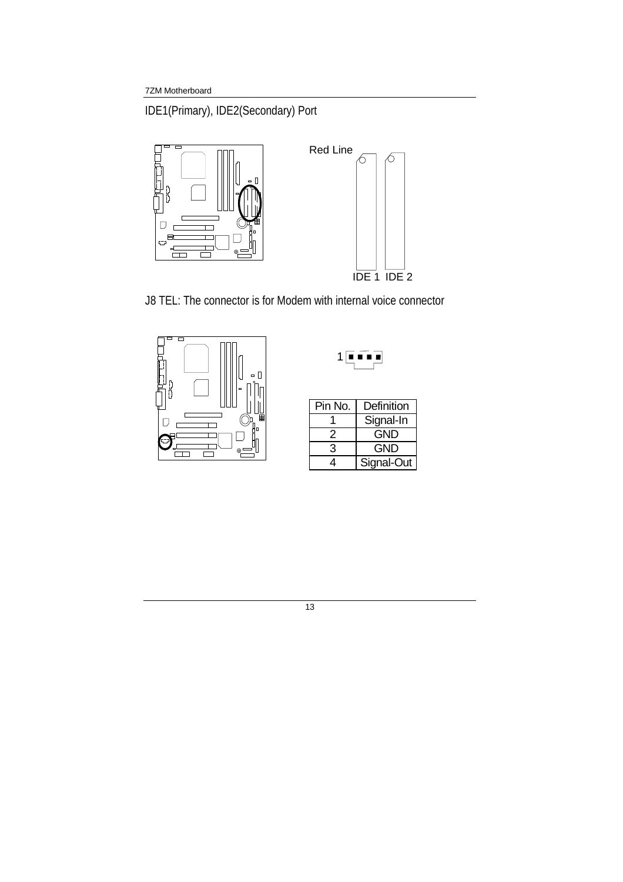## IDE1(Primary), IDE2(Secondary) Port

Red Line

IDE 1 IDE 2

## J8 TEL: The connector is for Modem with internal voice connector

1

| Pin No. | Definition |
|---|---|
| 1 | Signal-In |
| 2 | GND |
| 3 | GND |
| 4 | Signal-Out |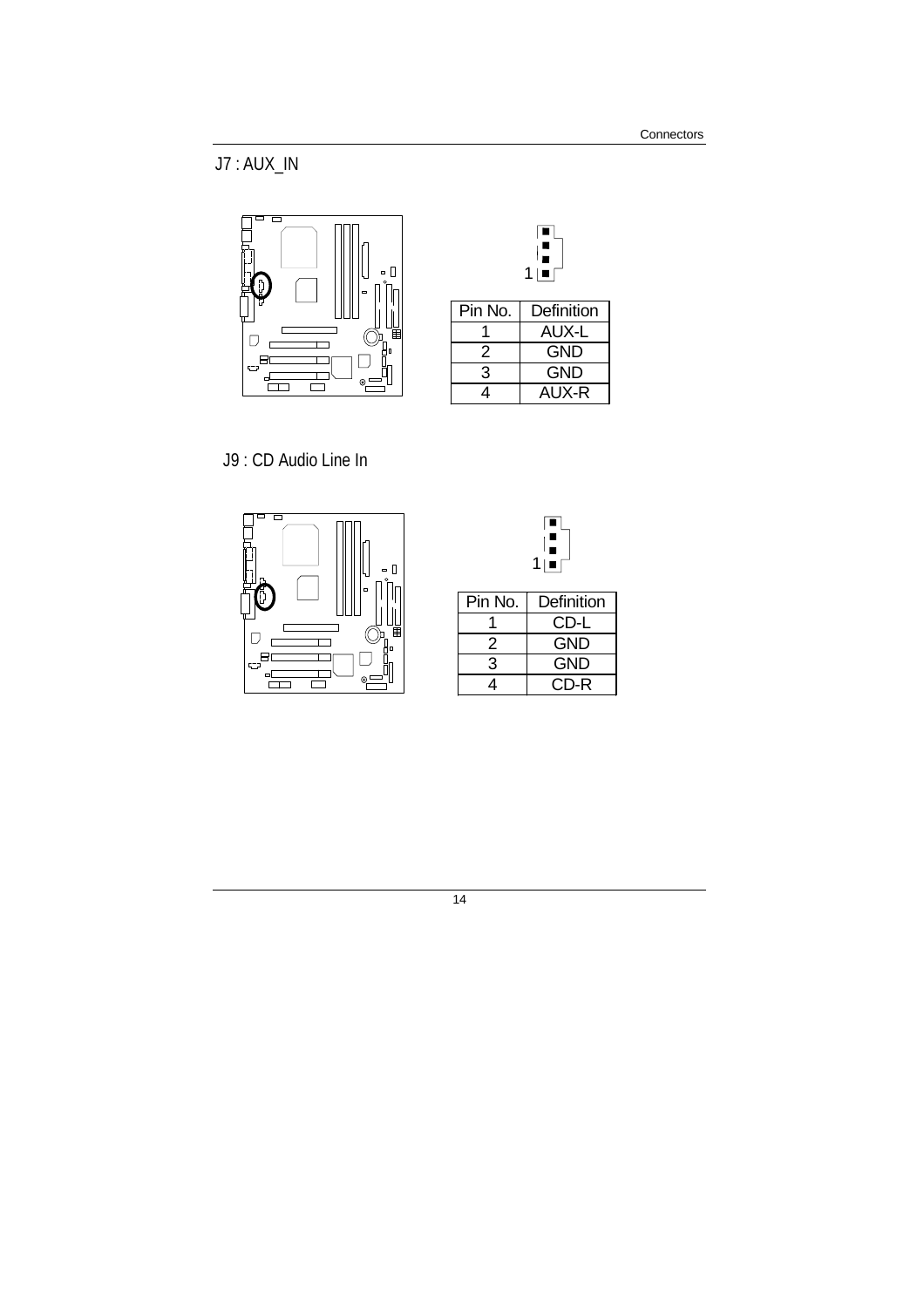## J7 : AUX_IN

| Pin No. | Definition |
| --- | --- |
| 1 | AUX-L |
| 2 | GND |
| 3 | GND |
| 4 | AUX-R |

## J9 : CD Audio Line In

| Pin No. | Definition |
| --- | --- |
| 1 | CD-L |
| 2 | GND |
| 3 | GND |
| 4 | CD-R |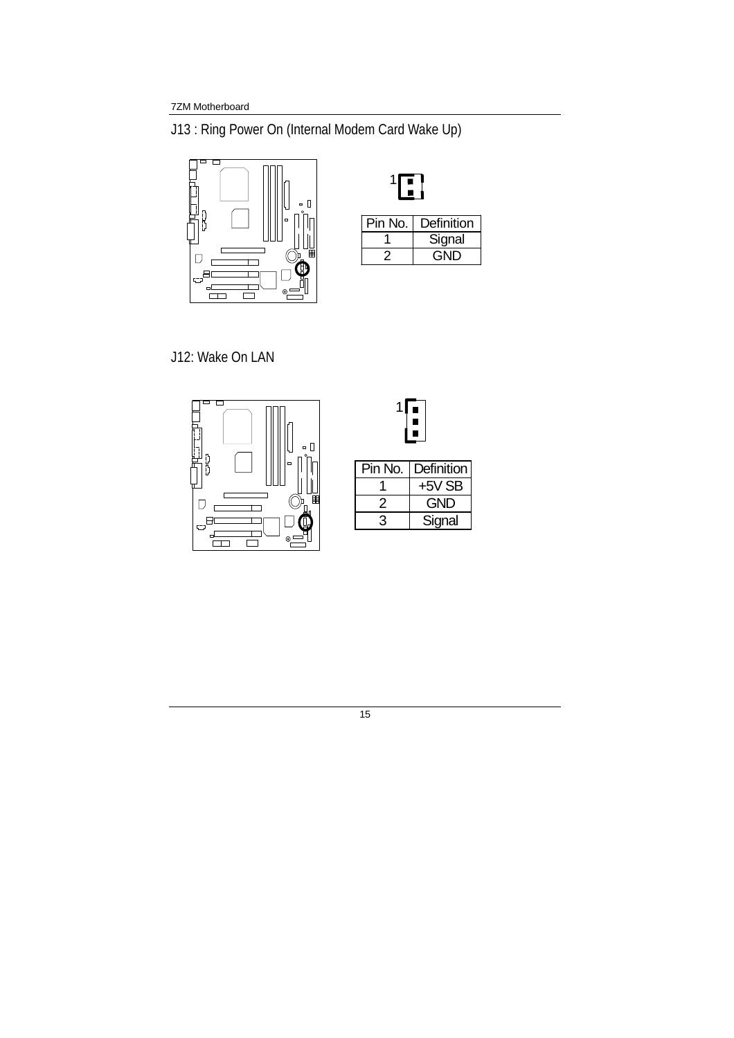## J13 : Ring Power On (Internal Modem Card Wake Up)

| Pin No. | Definition |
|---|---|
| 1 | Signal |
| 2 | GND |

## J12: Wake On LAN

| Pin No. | Definition |
|---|---|
| 1 | +5V SB |
| 2 | GND |
| 3 | Signal |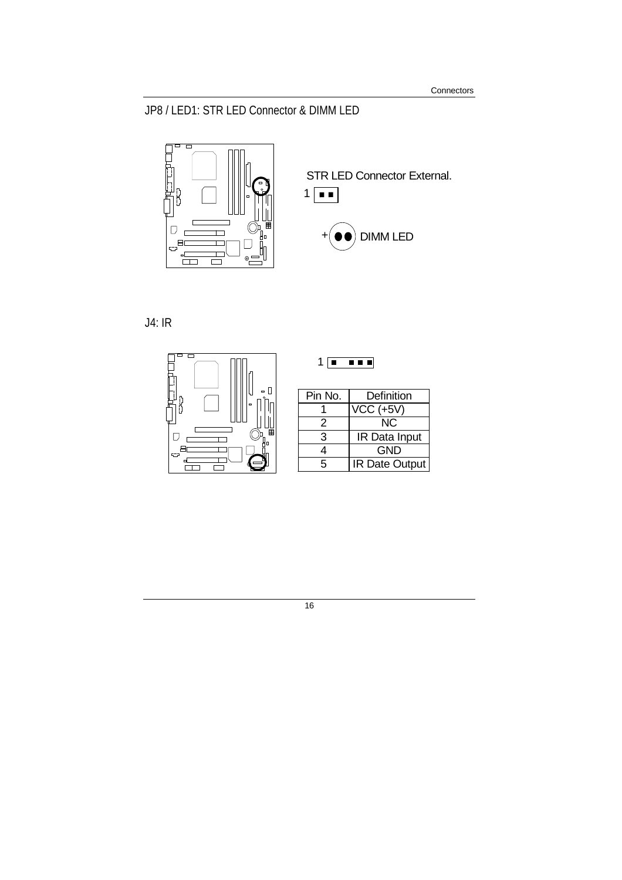## JP8 / LED1: STR LED Connector & DIMM LED

STR LED Connector External.

1

+ DIMM LED

## J4: IR

1

| Pin No. | Definition |
| --- | --- |
| 1 | VCC (+5V) |
| 2 | NC |
| 3 | IR Data Input |
| 4 | GND |
| 5 | IR Date Output |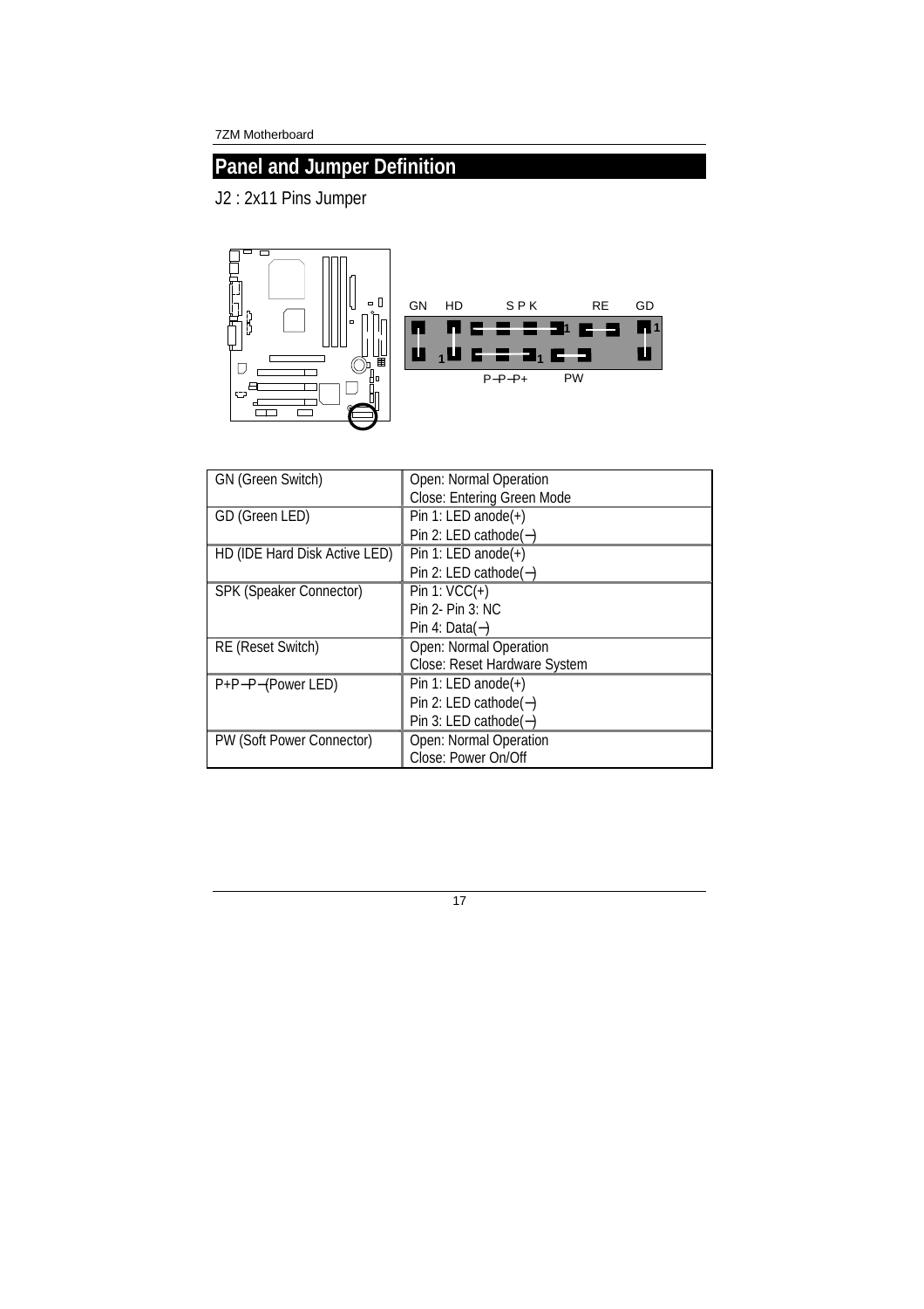## Panel and Jumper Definition

J2 : 2x11 Pins Jumper

| | |
|---|---|
| GN (Green Switch) | Open: Normal Operation<br>Close: Entering Green Mode |
| GD (Green LED) | Pin 1: LED anode(+)<br>Pin 2: LED cathode(−) |
| HD (IDE Hard Disk Active LED) | Pin 1: LED anode(+)<br>Pin 2: LED cathode(−) |
| SPK (Speaker Connector) | Pin 1: VCC(+)<br>Pin 2- Pin 3: NC<br>Pin 4: Data(−) |
| RE (Reset Switch) | Open: Normal Operation<br>Close: Reset Hardware System |
| P+P−P−(Power LED) | Pin 1: LED anode(+)<br>Pin 2: LED cathode(−)<br>Pin 3: LED cathode(−) |
| PW (Soft Power Connector) | Open: Normal Operation<br>Close: Power On/Off |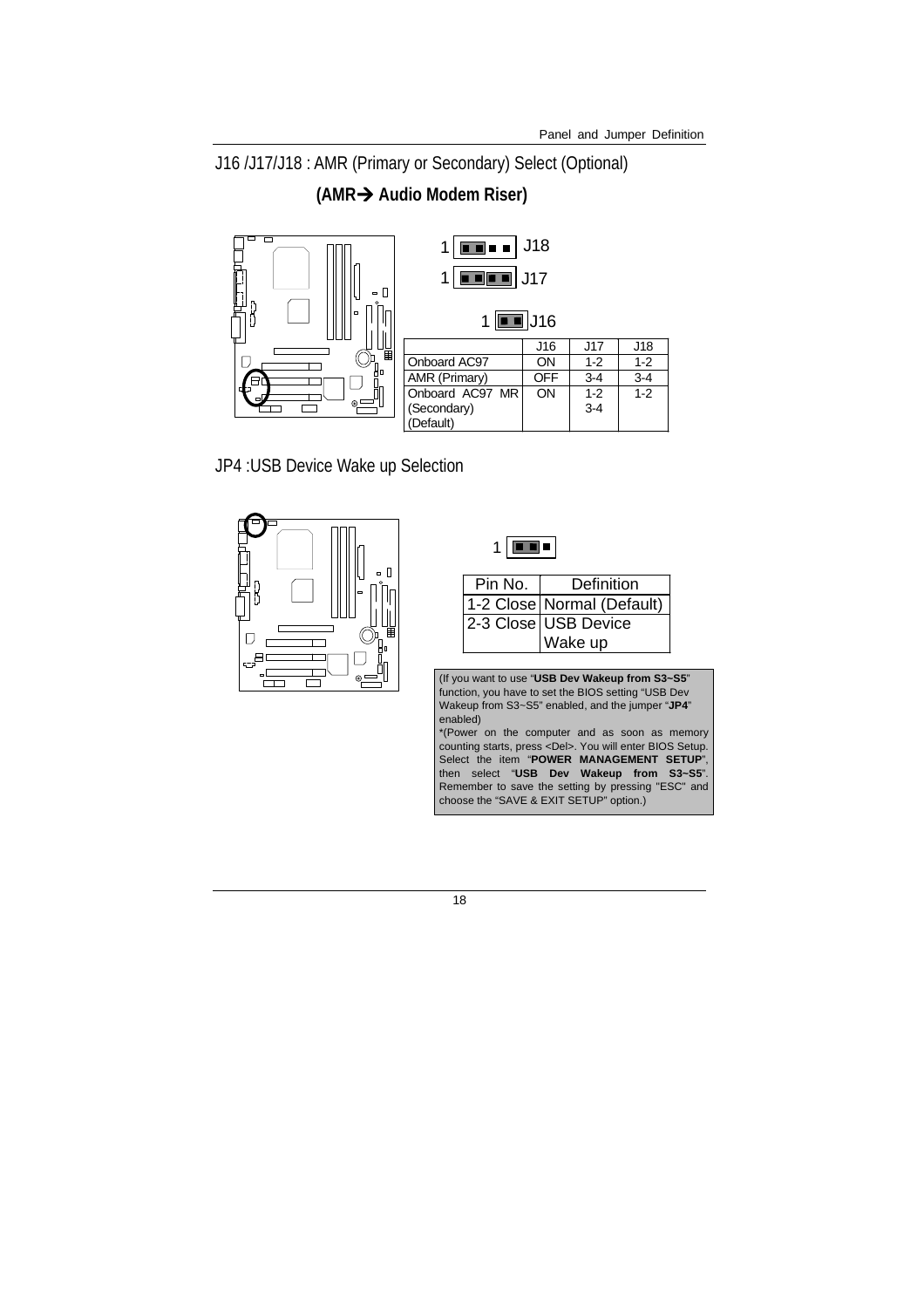## J16 /J17/J18 : AMR (Primary or Secondary) Select (Optional)

**(AMR→ Audio Modem Riser)**

1 J18

1 J17

1 J16

| | J16 | J17 | J18 |
|---|---|---|---|
| Onboard AC97 | ON | 1-2 | 1-2 |
| AMR (Primary) | OFF | 3-4 | 3-4 |
| Onboard AC97 MR (Secondary) (Default) | ON | 1-2 3-4 | 1-2 |

## JP4 :USB Device Wake up Selection

1

| Pin No. | Definition |
|---|---|
| 1-2 Close | Normal (Default) |
| 2-3 Close | USB Device Wake up |

(If you want to use "**USB Dev Wakeup from S3~S5**" function, you have to set the BIOS setting "USB Dev Wakeup from S3~S5" enabled, and the jumper "**JP4**" enabled)

*(Power on the computer and as soon as memory counting starts, press <Del>. You will enter BIOS Setup. Select the item "**POWER MANAGEMENT SETUP**", then select "**USB Dev Wakeup from S3~S5**". Remember to save the setting by pressing "ESC" and choose the "SAVE & EXIT SETUP" option.)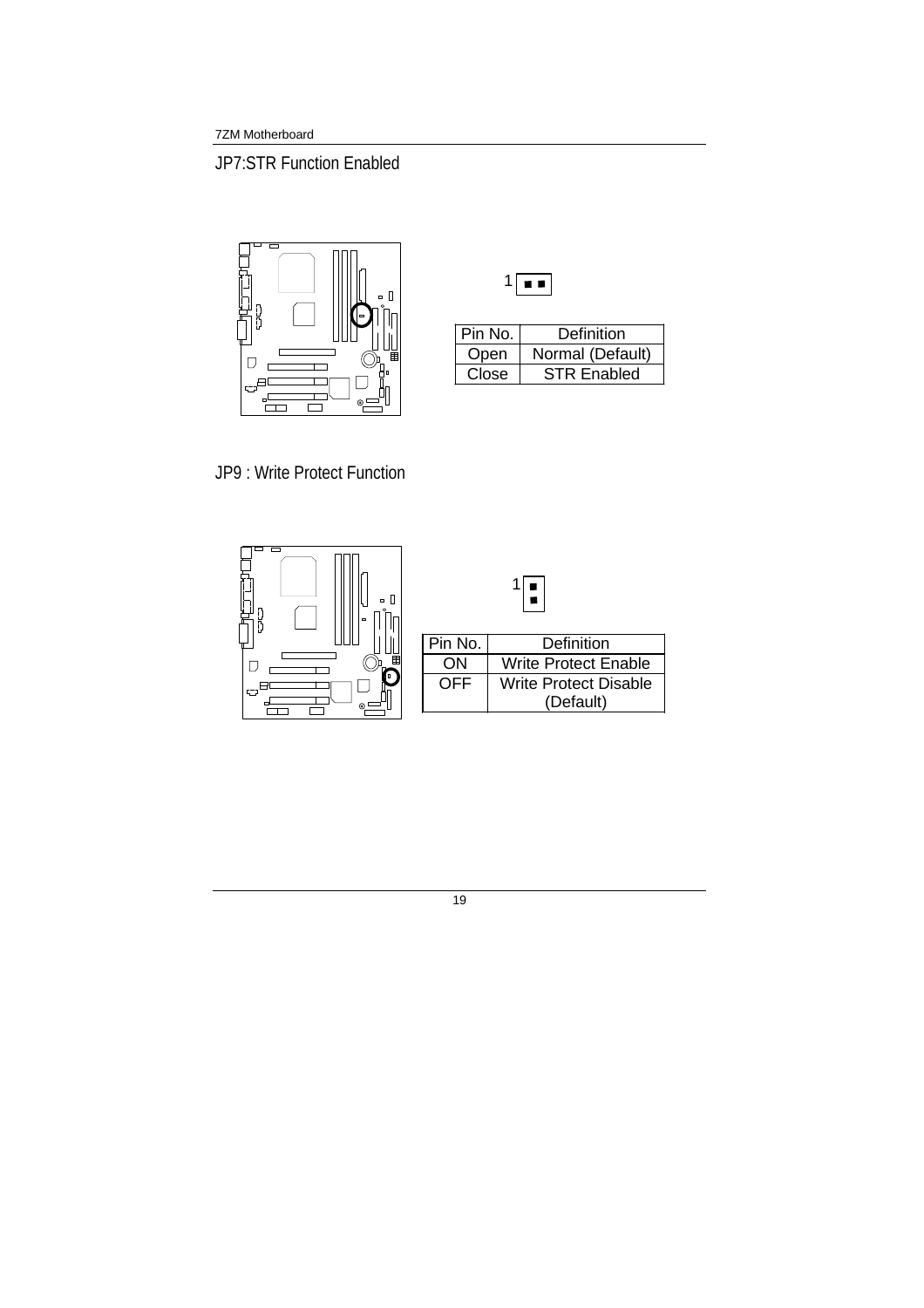## JP7:STR Function Enabled

| Pin No. | Definition |
|---|---|
| Open | Normal (Default) |
| Close | STR Enabled |

## JP9 : Write Protect Function

| Pin No. | Definition |
|---|---|
| ON | Write Protect Enable |
| OFF | Write Protect Disable (Default) |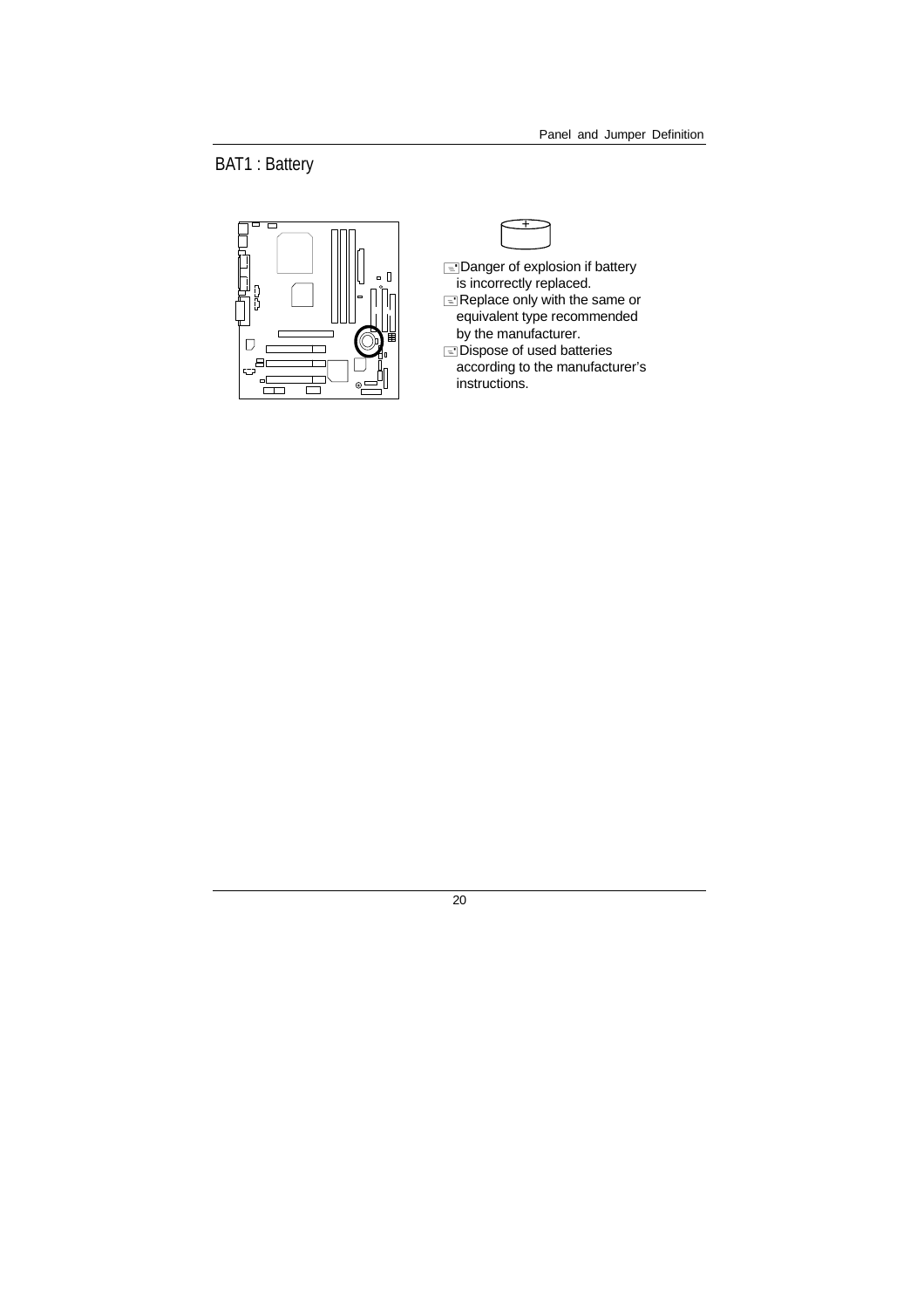# BAT1 : Battery

- Danger of explosion if battery is incorrectly replaced.
- Replace only with the same or equivalent type recommended by the manufacturer.
- Dispose of used batteries according to the manufacturer's instructions.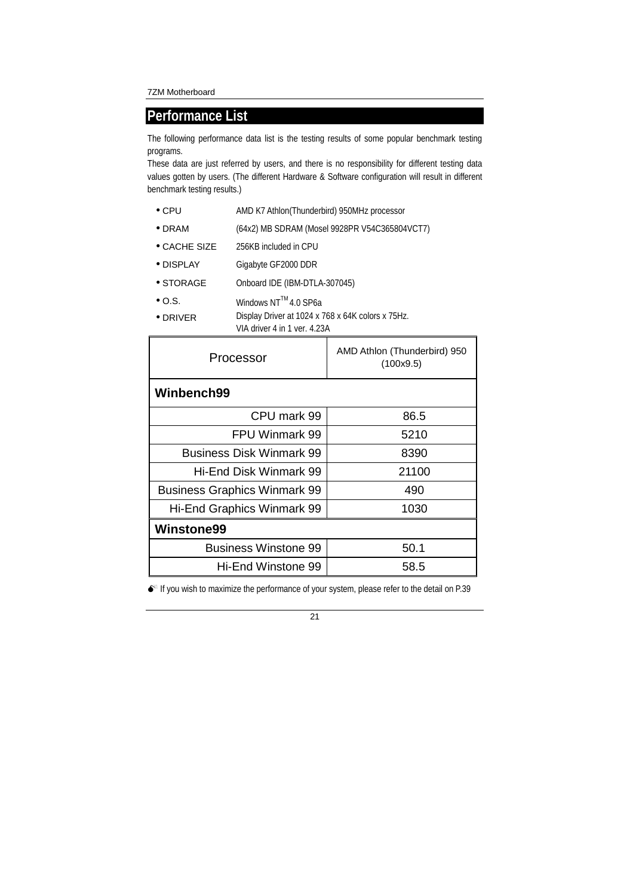## Performance List

The following performance data list is the testing results of some popular benchmark testing programs.

These data are just referred by users, and there is no responsibility for different testing data values gotten by users. (The different Hardware & Software configuration will result in different benchmark testing results.)

- CPU AMD K7 Athlon(Thunderbird) 950MHz processor
- DRAM (64x2) MB SDRAM (Mosel 9928PR V54C365804VCT7)
- CACHE SIZE 256KB included in CPU
- DISPLAY Gigabyte GF2000 DDR
- STORAGE Onboard IDE (IBM-DTLA-307045)
- O.S. Windows NT™ 4.0 SP6a
- DRIVER Display Driver at 1024 x 768 x 64K colors x 75Hz.
  VIA driver 4 in 1 ver. 4.23A

| Processor | AMD Athlon (Thunderbird) 950 (100x9.5) |
|---|---|
| **Winbench99** | |
| CPU mark 99 | 86.5 |
| FPU Winmark 99 | 5210 |
| Business Disk Winmark 99 | 8390 |
| Hi-End Disk Winmark 99 | 21100 |
| Business Graphics Winmark 99 | 490 |
| Hi-End Graphics Winmark 99 | 1030 |
| **Winstone99** | |
| Business Winstone 99 | 50.1 |
| Hi-End Winstone 99 | 58.5 |

If you wish to maximize the performance of your system, please refer to the detail on P.39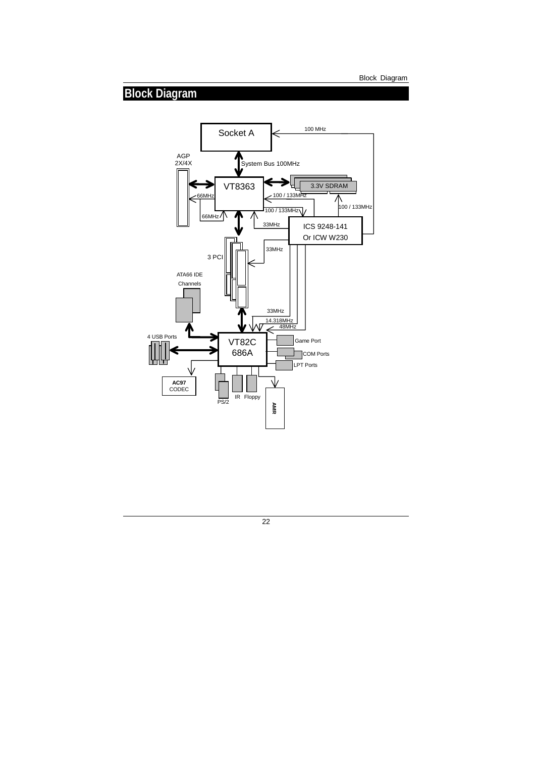# Block Diagram

Socket A

100 MHz

AGP 2X/4X

System Bus 100MHz

VT8363

3.3V SDRAM

66MHz

100 / 133MHz

100 / 133MHz

100 / 133MHz

66MHz

33MHz

ICS 9248-141

Or ICW W230

33MHz

3 PCI

ATA66 IDE Channels

33MHz

14.318MHz

48MHz

4 USB Ports

VT82C 686A

Game Port

COM Ports

LPT Ports

AC97 CODEC

PS/2

IR

Floppy

AMR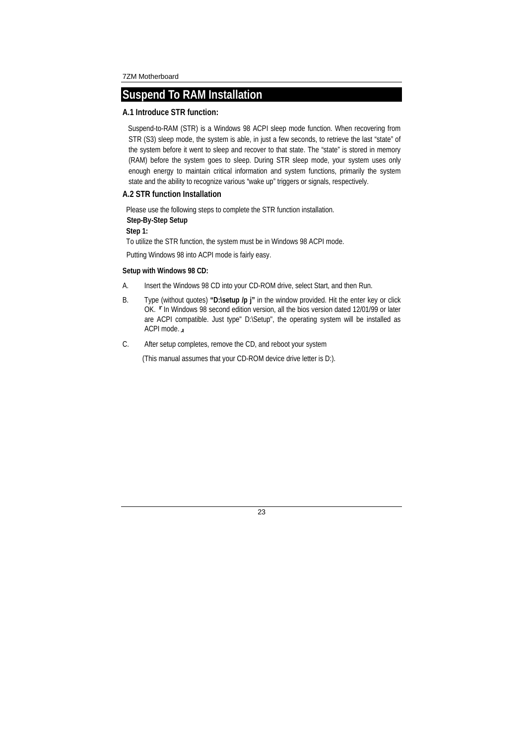# Suspend To RAM Installation

## A.1 Introduce STR function:

Suspend-to-RAM (STR) is a Windows 98 ACPI sleep mode function. When recovering from STR (S3) sleep mode, the system is able, in just a few seconds, to retrieve the last "state" of the system before it went to sleep and recover to that state. The "state" is stored in memory (RAM) before the system goes to sleep. During STR sleep mode, your system uses only enough energy to maintain critical information and system functions, primarily the system state and the ability to recognize various "wake up" triggers or signals, respectively.

## A.2 STR function Installation

Please use the following steps to complete the STR function installation.

**Step-By-Step Setup**

**Step 1:**

To utilize the STR function, the system must be in Windows 98 ACPI mode.

Putting Windows 98 into ACPI mode is fairly easy.

**Setup with Windows 98 CD:**

A. Insert the Windows 98 CD into your CD-ROM drive, select Start, and then Run.

B. Type (without quotes) **"D:\setup /p j"** in the window provided. Hit the enter key or click OK. 「In Windows 98 second edition version, all the bios version dated 12/01/99 or later are ACPI compatible. Just type" D:\Setup", the operating system will be installed as ACPI mode.」

C. After setup completes, remove the CD, and reboot your system

(This manual assumes that your CD-ROM device drive letter is D:).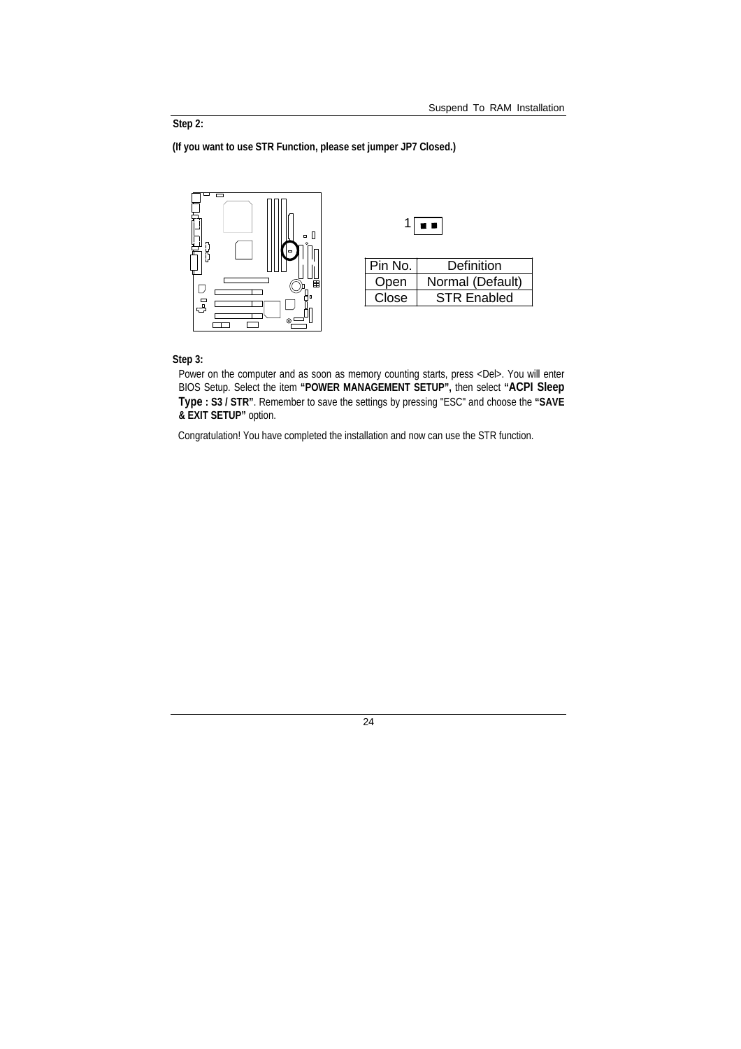**Step 2:**

**(If you want to use STR Function, please set jumper JP7 Closed.)**

1

| Pin No. | Definition |
|---|---|
| Open | Normal (Default) |
| Close | STR Enabled |

**Step 3:**

Power on the computer and as soon as memory counting starts, press <Del>. You will enter BIOS Setup. Select the item **"POWER MANAGEMENT SETUP",** then select **"ACPI Sleep Type : S3 / STR"**. Remember to save the settings by pressing "ESC" and choose the **"SAVE & EXIT SETUP"** option.

Congratulation! You have completed the installation and now can use the STR function.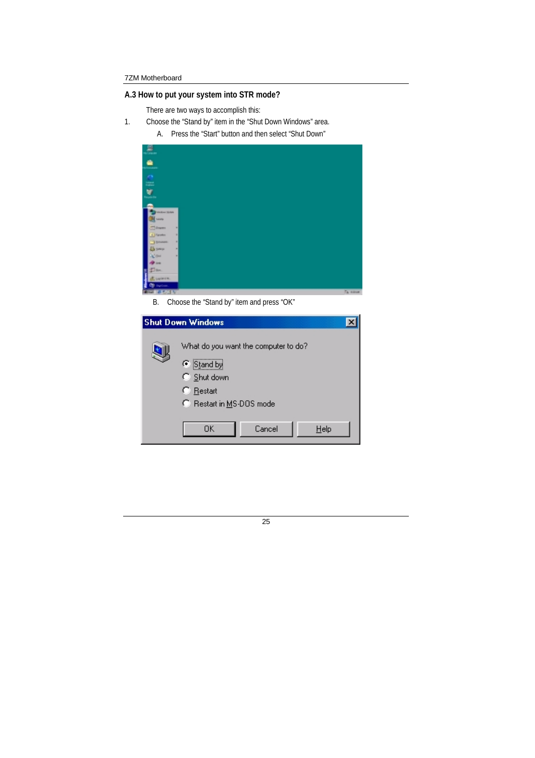## A.3 How to put your system into STR mode?

There are two ways to accomplish this:

1. Choose the "Stand by" item in the "Shut Down Windows" area.

   A. Press the "Start" button and then select "Shut Down"

   B. Choose the "Stand by" item and press "OK"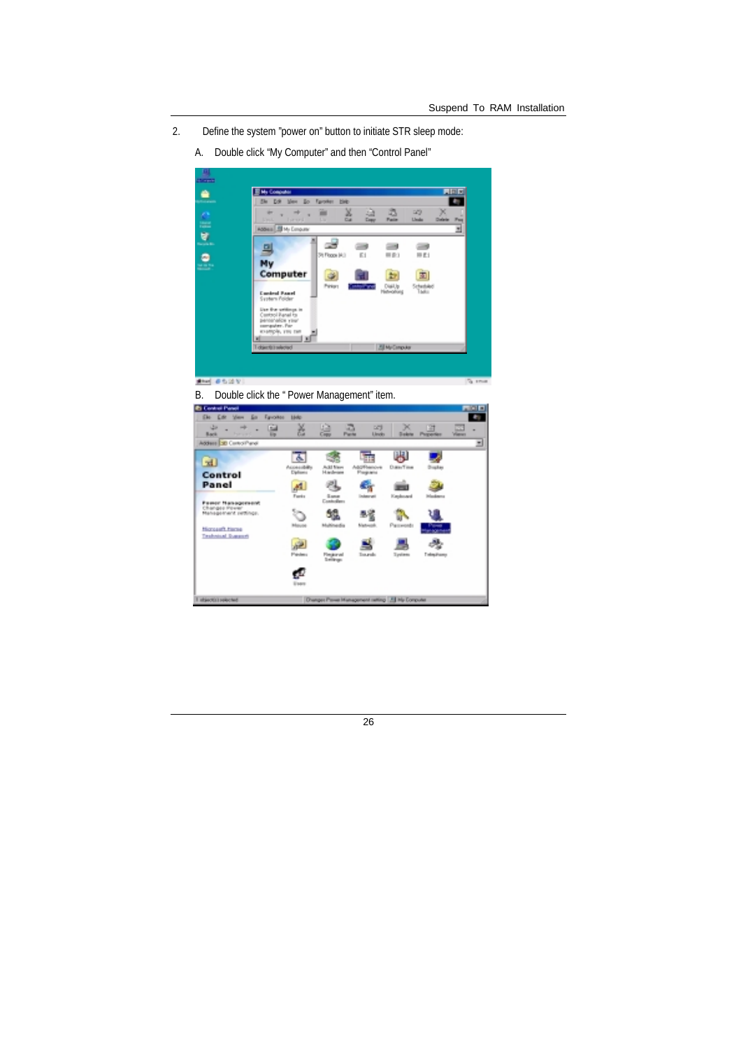2. Define the system "power on" button to initiate STR sleep mode:

   A. Double click "My Computer" and then "Control Panel"

   B. Double click the " Power Management" item.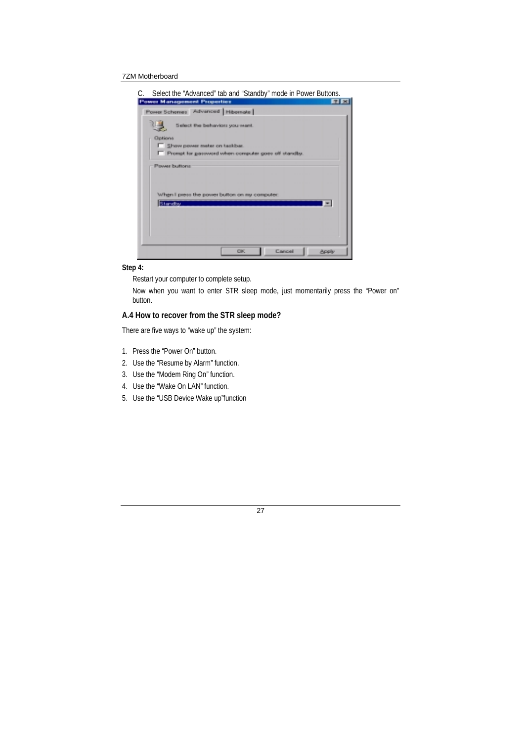C. Select the "Advanced" tab and "Standby" mode in Power Buttons.

**Step 4:**

Restart your computer to complete setup.

Now when you want to enter STR sleep mode, just momentarily press the "Power on" button.

## A.4 How to recover from the STR sleep mode?

There are five ways to "wake up" the system:

1. Press the "Power On" button.
2. Use the "Resume by Alarm" function.
3. Use the "Modem Ring On" function.
4. Use the "Wake On LAN" function.
5. Use the "USB Device Wake up"function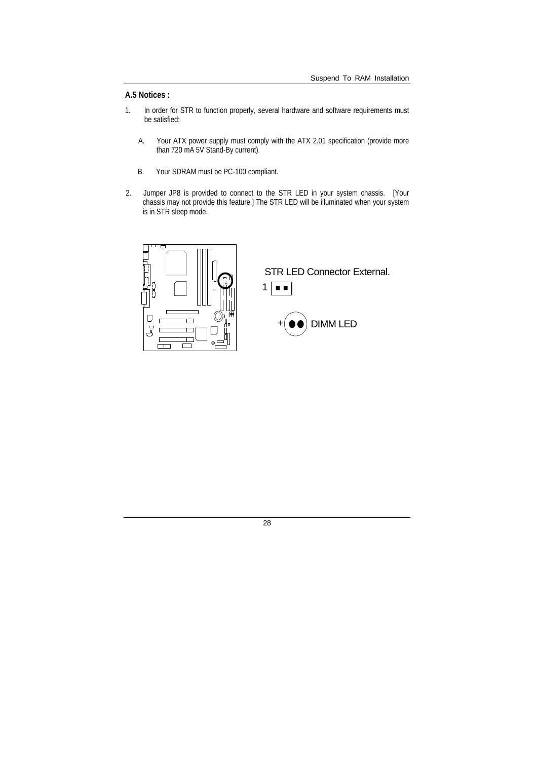### A.5 Notices :

1. In order for STR to function properly, several hardware and software requirements must be satisfied:

   A. Your ATX power supply must comply with the ATX 2.01 specification (provide more than 720 mA 5V Stand-By current).

   B. Your SDRAM must be PC-100 compliant.

2. Jumper JP8 is provided to connect to the STR LED in your system chassis. [Your chassis may not provide this feature.] The STR LED will be illuminated when your system is in STR sleep mode.

STR LED Connector External.

1

+ DIMM LED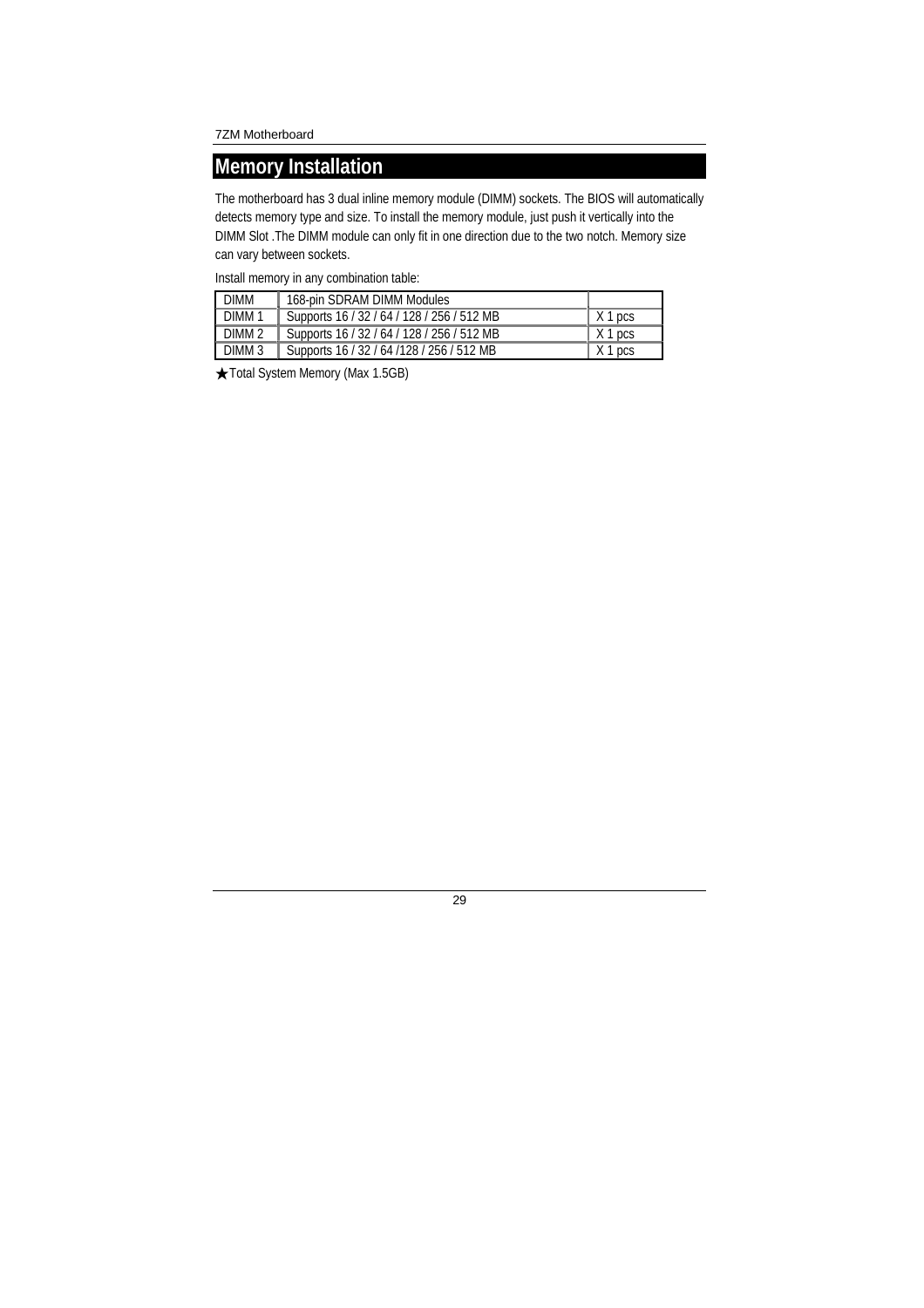# Memory Installation

The motherboard has 3 dual inline memory module (DIMM) sockets. The BIOS will automatically detects memory type and size. To install the memory module, just push it vertically into the DIMM Slot .The DIMM module can only fit in one direction due to the two notch. Memory size can vary between sockets.

Install memory in any combination table:

| DIMM | 168-pin SDRAM DIMM Modules | |
|---|---|---|
| DIMM 1 | Supports 16 / 32 / 64 / 128 / 256 / 512 MB | X 1 pcs |
| DIMM 2 | Supports 16 / 32 / 64 / 128 / 256 / 512 MB | X 1 pcs |
| DIMM 3 | Supports 16 / 32 / 64 /128 / 256 / 512 MB | X 1 pcs |

★Total System Memory (Max 1.5GB)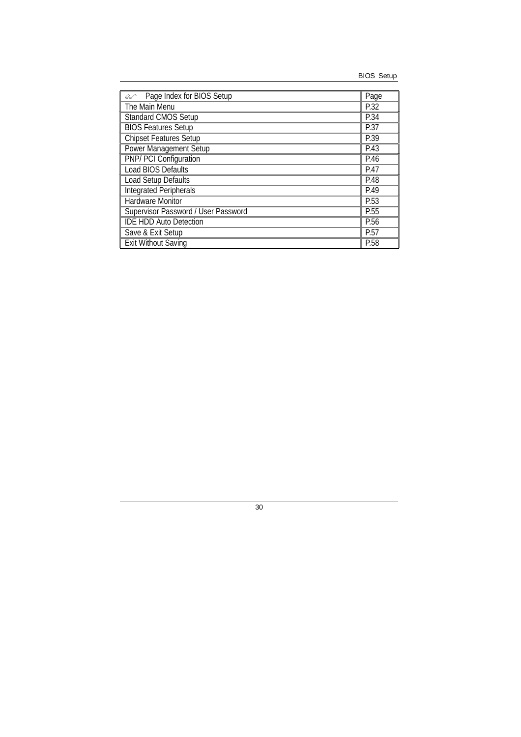| Page Index for BIOS Setup | Page |
|---|---|
| The Main Menu | P.32 |
| Standard CMOS Setup | P.34 |
| BIOS Features Setup | P.37 |
| Chipset Features Setup | P.39 |
| Power Management Setup | P.43 |
| PNP/ PCI Configuration | P.46 |
| Load BIOS Defaults | P.47 |
| Load Setup Defaults | P.48 |
| Integrated Peripherals | P.49 |
| Hardware Monitor | P.53 |
| Supervisor Password / User Password | P.55 |
| IDE HDD Auto Detection | P.56 |
| Save & Exit Setup | P.57 |
| Exit Without Saving | P.58 |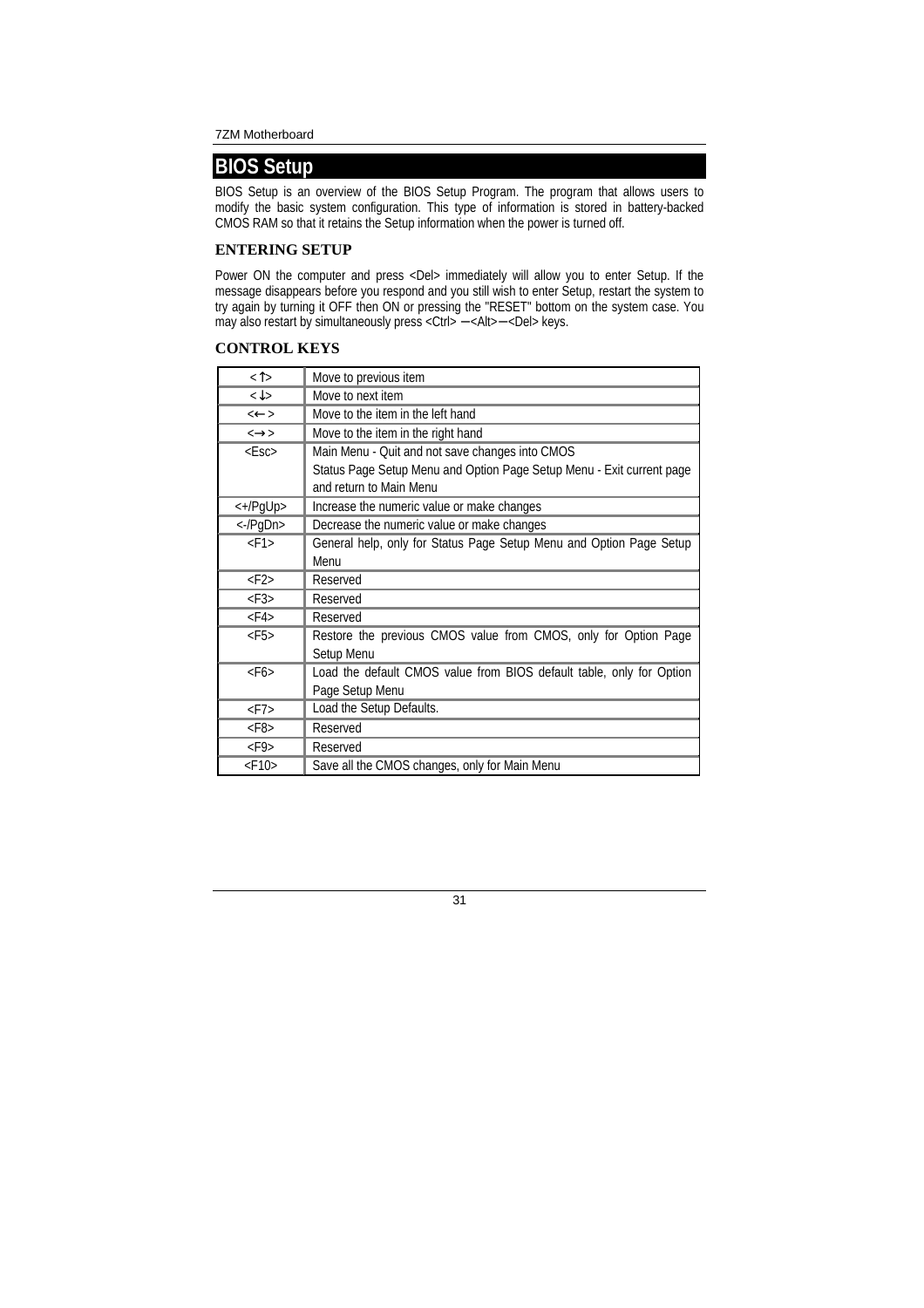# BIOS Setup

BIOS Setup is an overview of the BIOS Setup Program. The program that allows users to modify the basic system configuration. This type of information is stored in battery-backed CMOS RAM so that it retains the Setup information when the power is turned off.

### ENTERING SETUP

Power ON the computer and press <Del> immediately will allow you to enter Setup. If the message disappears before you respond and you still wish to enter Setup, restart the system to try again by turning it OFF then ON or pressing the "RESET" bottom on the system case. You may also restart by simultaneously press <Ctrl> −<Alt>−<Del> keys.

### CONTROL KEYS

| Key | Function |
|---|---|
| <↑> | Move to previous item |
| <↓> | Move to next item |
| <← > | Move to the item in the left hand |
| <→ > | Move to the item in the right hand |
| <Esc> | Main Menu - Quit and not save changes into CMOS<br>Status Page Setup Menu and Option Page Setup Menu - Exit current page and return to Main Menu |
| <+/PgUp> | Increase the numeric value or make changes |
| <-/PgDn> | Decrease the numeric value or make changes |
| <F1> | General help, only for Status Page Setup Menu and Option Page Setup Menu |
| <F2> | Reserved |
| <F3> | Reserved |
| <F4> | Reserved |
| <F5> | Restore the previous CMOS value from CMOS, only for Option Page Setup Menu |
| <F6> | Load the default CMOS value from BIOS default table, only for Option Page Setup Menu |
| <F7> | Load the Setup Defaults. |
| <F8> | Reserved |
| <F9> | Reserved |
| <F10> | Save all the CMOS changes, only for Main Menu |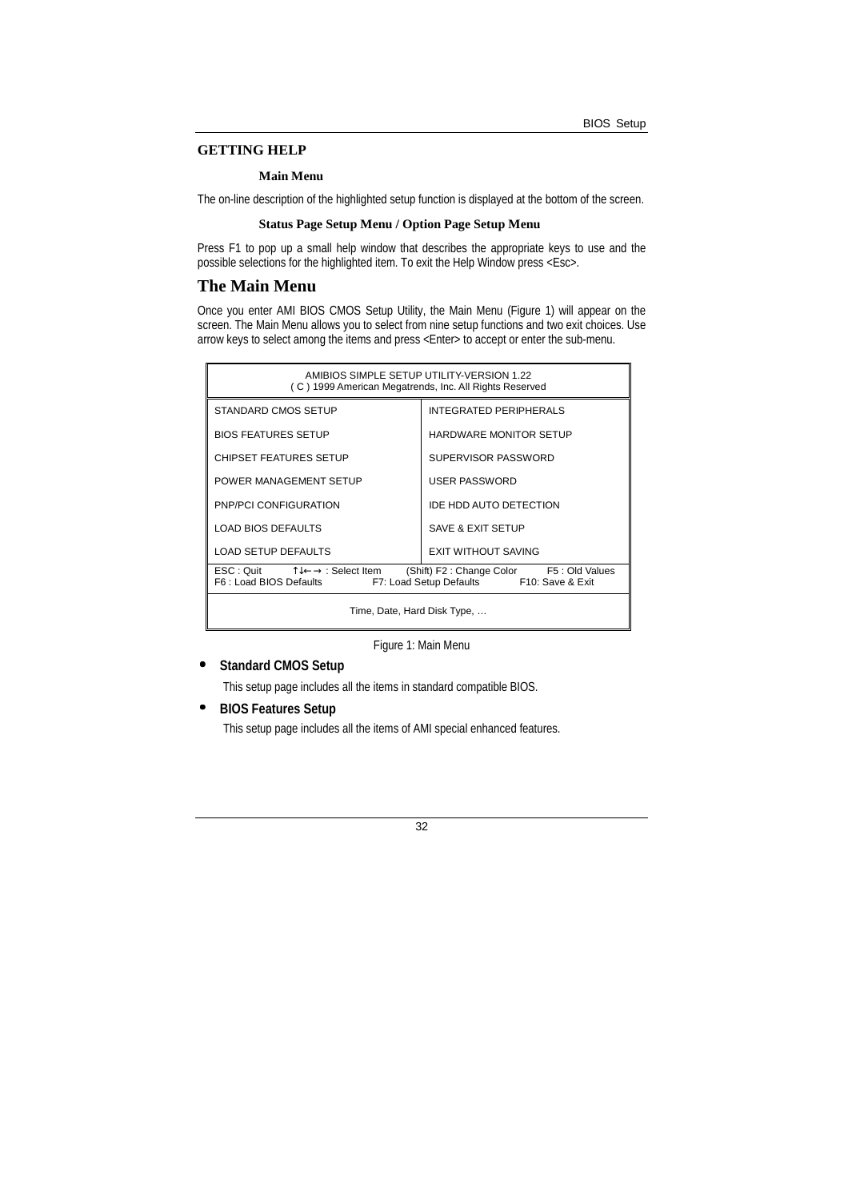## GETTING HELP

### Main Menu

The on-line description of the highlighted setup function is displayed at the bottom of the screen.

### Status Page Setup Menu / Option Page Setup Menu

Press F1 to pop up a small help window that describes the appropriate keys to use and the possible selections for the highlighted item. To exit the Help Window press <Esc>.

## The Main Menu

Once you enter AMI BIOS CMOS Setup Utility, the Main Menu (Figure 1) will appear on the screen. The Main Menu allows you to select from nine setup functions and two exit choices. Use arrow keys to select among the items and press <Enter> to accept or enter the sub-menu.

| AMIBIOS SIMPLE SETUP UTILITY-VERSION 1.22<br>( C ) 1999 American Megatrends, Inc. All Rights Reserved | |
|---|---|
| STANDARD CMOS SETUP | INTEGRATED PERIPHERALS |
| BIOS FEATURES SETUP | HARDWARE MONITOR SETUP |
| CHIPSET FEATURES SETUP | SUPERVISOR PASSWORD |
| POWER MANAGEMENT SETUP | USER PASSWORD |
| PNP/PCI CONFIGURATION | IDE HDD AUTO DETECTION |
| LOAD BIOS DEFAULTS | SAVE & EXIT SETUP |
| LOAD SETUP DEFAULTS | EXIT WITHOUT SAVING |
| ESC : Quit ↑↓←→ : Select Item (Shift) F2 : Change Color F5 : Old Values<br>F6 : Load BIOS Defaults F7: Load Setup Defaults F10: Save & Exit | |
| Time, Date, Hard Disk Type, … | |

Figure 1: Main Menu

- **Standard CMOS Setup**

  This setup page includes all the items in standard compatible BIOS.

- **BIOS Features Setup**

  This setup page includes all the items of AMI special enhanced features.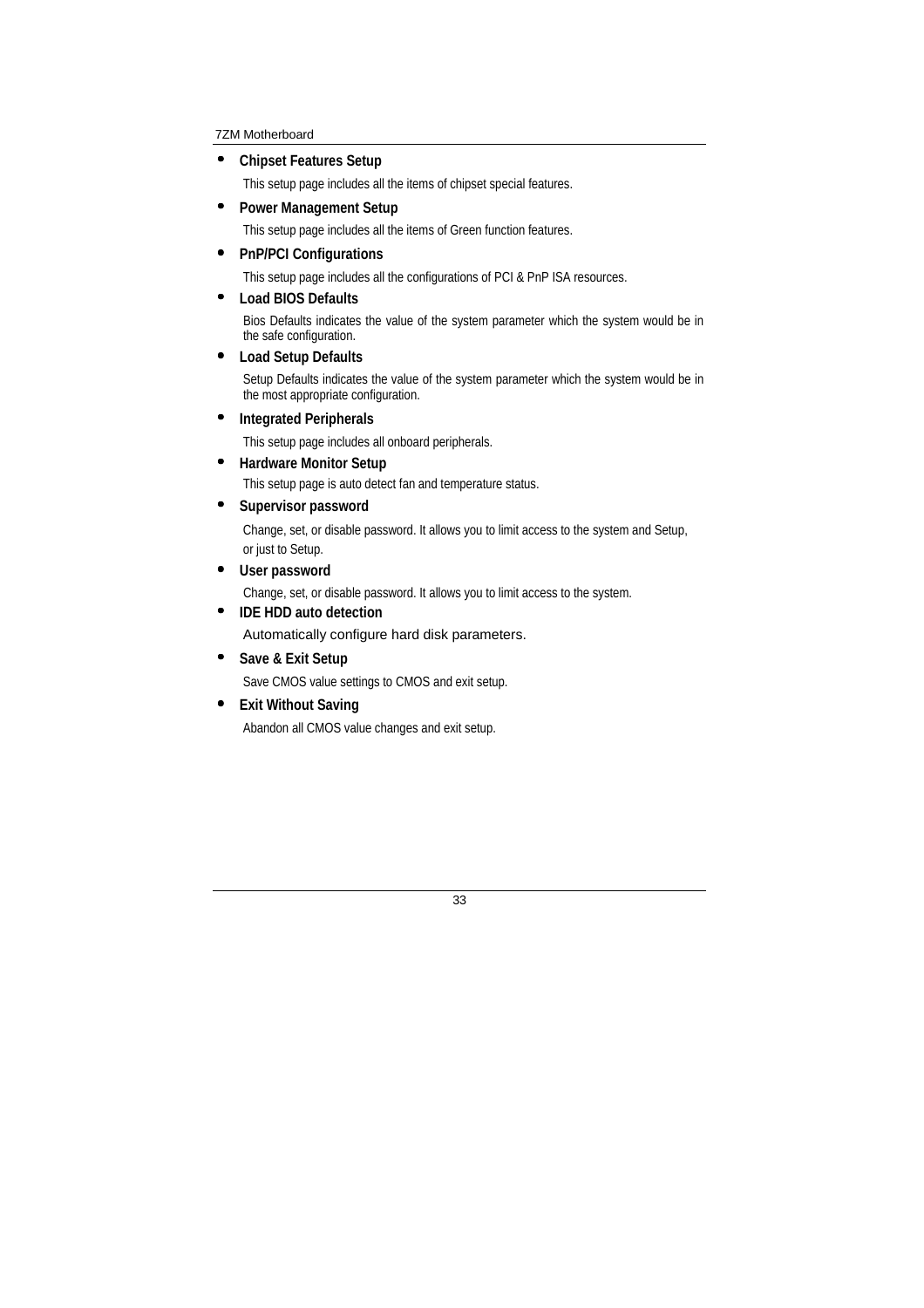- **Chipset Features Setup**

  This setup page includes all the items of chipset special features.

- **Power Management Setup**

  This setup page includes all the items of Green function features.

- **PnP/PCI Configurations**

  This setup page includes all the configurations of PCI & PnP ISA resources.

- **Load BIOS Defaults**

  Bios Defaults indicates the value of the system parameter which the system would be in the safe configuration.

- **Load Setup Defaults**

  Setup Defaults indicates the value of the system parameter which the system would be in the most appropriate configuration.

- **Integrated Peripherals**

  This setup page includes all onboard peripherals.

- **Hardware Monitor Setup**

  This setup page is auto detect fan and temperature status.

- **Supervisor password**

  Change, set, or disable password. It allows you to limit access to the system and Setup, or just to Setup.

- **User password**

  Change, set, or disable password. It allows you to limit access to the system.

- **IDE HDD auto detection**

  Automatically configure hard disk parameters.

- **Save & Exit Setup**

  Save CMOS value settings to CMOS and exit setup.

- **Exit Without Saving**

  Abandon all CMOS value changes and exit setup.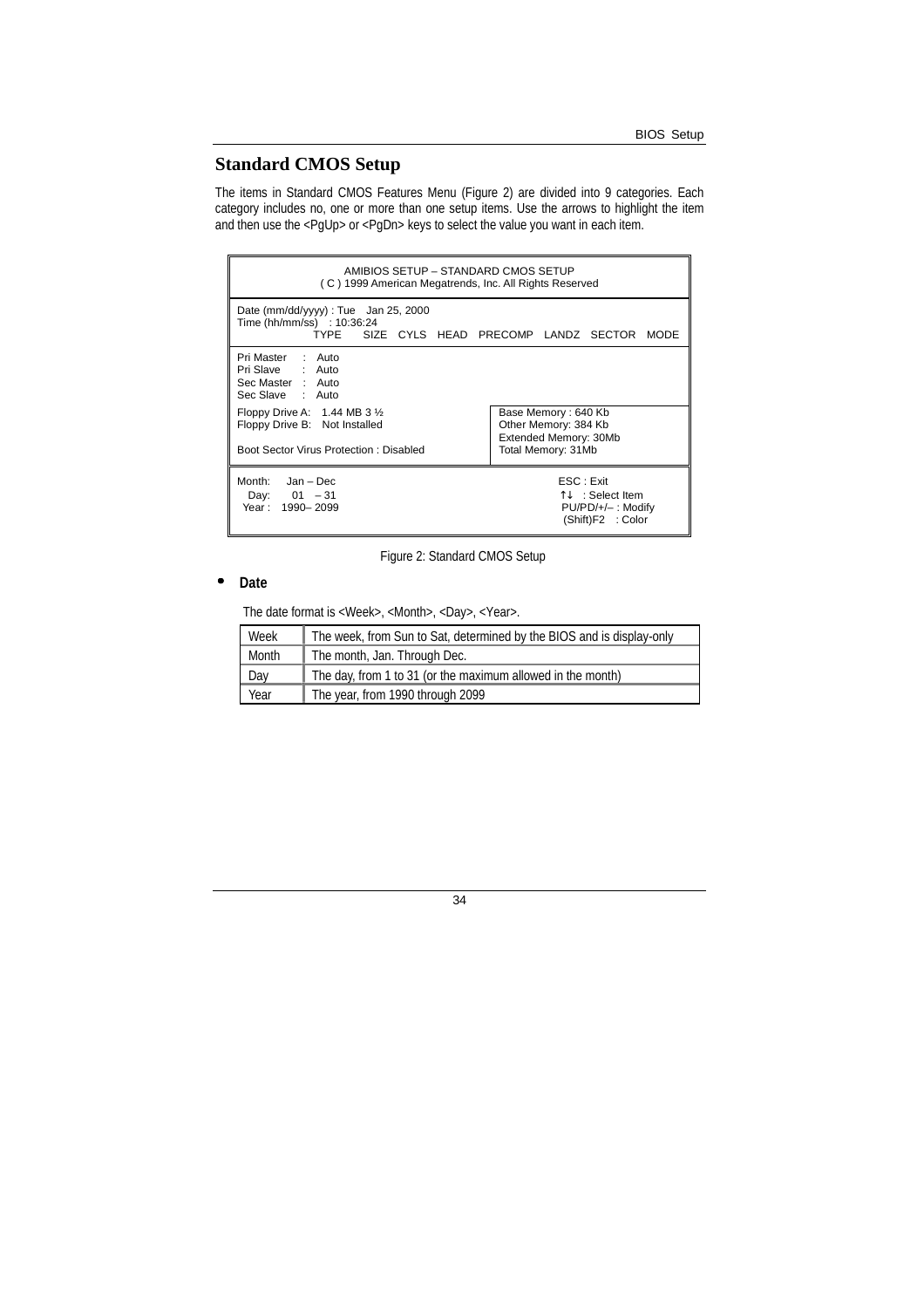## Standard CMOS Setup

The items in Standard CMOS Features Menu (Figure 2) are divided into 9 categories. Each category includes no, one or more than one setup items. Use the arrows to highlight the item and then use the <PgUp> or <PgDn> keys to select the value you want in each item.

```
AMIBIOS SETUP – STANDARD CMOS SETUP
( C ) 1999 American Megatrends, Inc. All Rights Reserved

Date (mm/dd/yyyy) : Tue   Jan 25, 2000
Time (hh/mm/ss)   : 10:36:24
             TYPE    SIZE  CYLS  HEAD  PRECOMP  LANDZ  SECTOR  MODE

Pri Master   :  Auto
Pri Slave    :  Auto
Sec Master   :  Auto
Sec Slave    :  Auto

Floppy Drive A:   1.44 MB 3 ½           Base Memory : 640 Kb
Floppy Drive B:   Not Installed         Other Memory: 384 Kb
                                        Extended Memory: 30Mb
Boot Sector Virus Protection : Disabled Total Memory: 31Mb

Month:    Jan – Dec                              ESC : Exit
  Day:    01  – 31                               ↑↓  : Select Item
 Year :   1990– 2099                             PU/PD/+/– : Modify
                                                 (Shift)F2   : Color
```

Figure 2: Standard CMOS Setup

- **Date**

The date format is <Week>, <Month>, <Day>, <Year>.

| Week | The week, from Sun to Sat, determined by the BIOS and is display-only |
|---|---|
| Month | The month, Jan. Through Dec. |
| Day | The day, from 1 to 31 (or the maximum allowed in the month) |
| Year | The year, from 1990 through 2099 |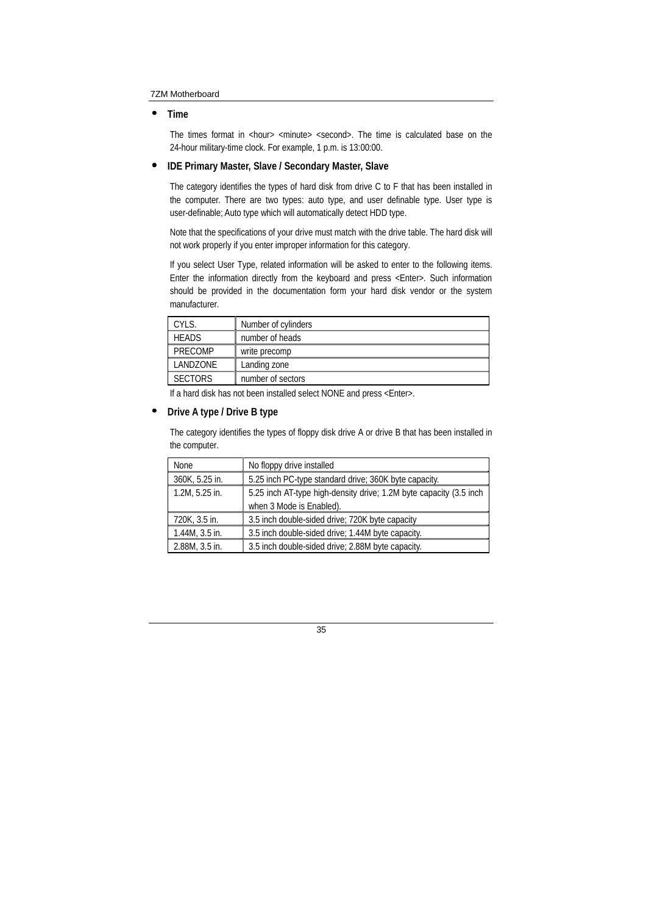- **Time**

The times format in <hour> <minute> <second>. The time is calculated base on the 24-hour military-time clock. For example, 1 p.m. is 13:00:00.

- **IDE Primary Master, Slave / Secondary Master, Slave**

The category identifies the types of hard disk from drive C to F that has been installed in the computer. There are two types: auto type, and user definable type. User type is user-definable; Auto type which will automatically detect HDD type.

Note that the specifications of your drive must match with the drive table. The hard disk will not work properly if you enter improper information for this category.

If you select User Type, related information will be asked to enter to the following items. Enter the information directly from the keyboard and press <Enter>. Such information should be provided in the documentation form your hard disk vendor or the system manufacturer.

| | |
|---|---|
| CYLS. | Number of cylinders |
| HEADS | number of heads |
| PRECOMP | write precomp |
| LANDZONE | Landing zone |
| SECTORS | number of sectors |

If a hard disk has not been installed select NONE and press <Enter>.

- **Drive A type / Drive B type**

The category identifies the types of floppy disk drive A or drive B that has been installed in the computer.

| | |
|---|---|
| None | No floppy drive installed |
| 360K, 5.25 in. | 5.25 inch PC-type standard drive; 360K byte capacity. |
| 1.2M, 5.25 in. | 5.25 inch AT-type high-density drive; 1.2M byte capacity (3.5 inch when 3 Mode is Enabled). |
| 720K, 3.5 in. | 3.5 inch double-sided drive; 720K byte capacity |
| 1.44M, 3.5 in. | 3.5 inch double-sided drive; 1.44M byte capacity. |
| 2.88M, 3.5 in. | 3.5 inch double-sided drive; 2.88M byte capacity. |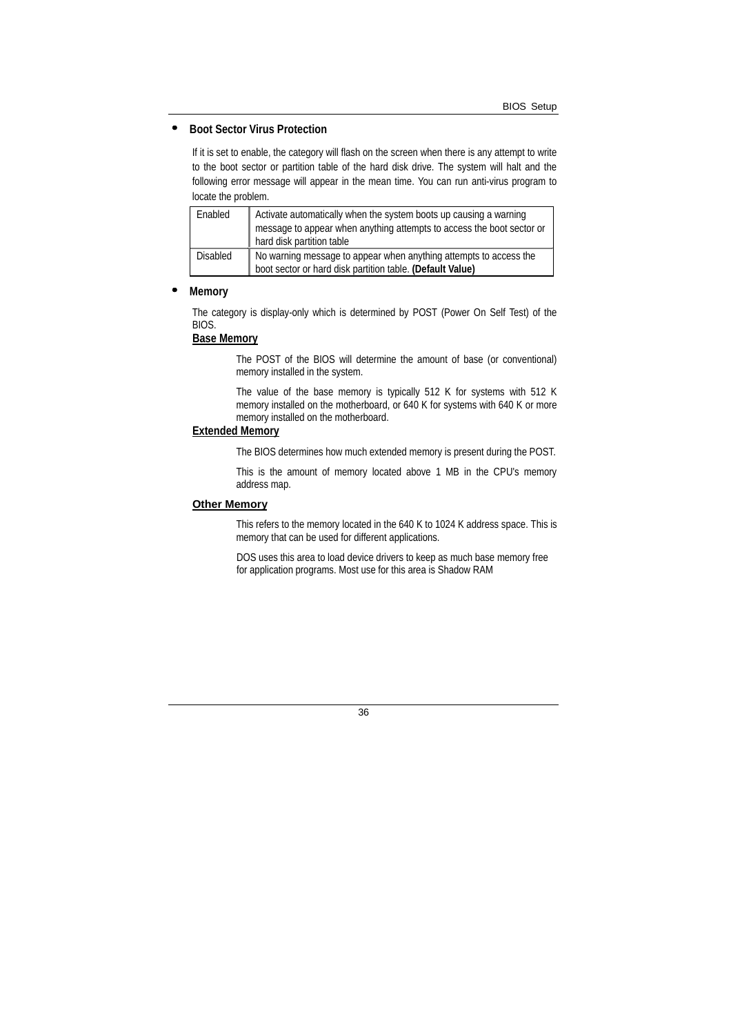- **Boot Sector Virus Protection**

If it is set to enable, the category will flash on the screen when there is any attempt to write to the boot sector or partition table of the hard disk drive. The system will halt and the following error message will appear in the mean time. You can run anti-virus program to locate the problem.

| Enabled | Activate automatically when the system boots up causing a warning message to appear when anything attempts to access the boot sector or hard disk partition table |
|---|---|
| Disabled | No warning message to appear when anything attempts to access the boot sector or hard disk partition table. **(Default Value)** |

- **Memory**

The category is display-only which is determined by POST (Power On Self Test) of the BIOS.

**Base Memory**

The POST of the BIOS will determine the amount of base (or conventional) memory installed in the system.

The value of the base memory is typically 512 K for systems with 512 K memory installed on the motherboard, or 640 K for systems with 640 K or more memory installed on the motherboard.

**Extended Memory**

The BIOS determines how much extended memory is present during the POST.

This is the amount of memory located above 1 MB in the CPU's memory address map.

**Other Memory**

This refers to the memory located in the 640 K to 1024 K address space. This is memory that can be used for different applications.

DOS uses this area to load device drivers to keep as much base memory free for application programs. Most use for this area is Shadow RAM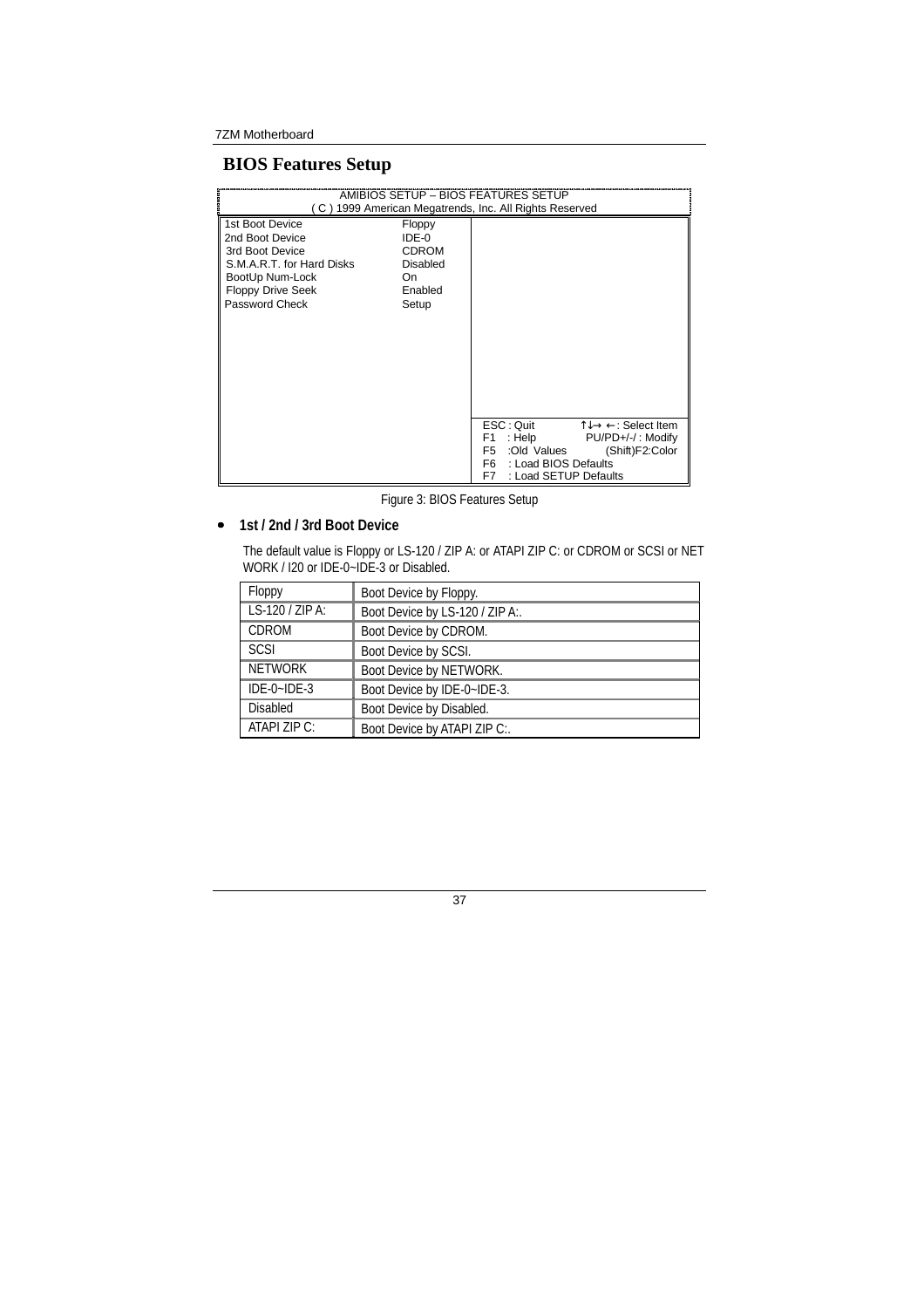## BIOS Features Setup

```
                    AMIBIOS SETUP – BIOS FEATURES SETUP
        ( C ) 1999 American Megatrends, Inc. All Rights Reserved
1st Boot Device            Floppy
2nd Boot Device            IDE-0
3rd Boot Device            CDROM
S.M.A.R.T. for Hard Disks  Disabled
BootUp Num-Lock            On
Floppy Drive Seek          Enabled
Password Check             Setup

                                      ESC : Quit       ↑↓→ ←: Select Item
                                      F1  : Help       PU/PD+/-/ : Modify
                                      F5  :Old Values      (Shift)F2:Color
                                      F6  : Load BIOS Defaults
                                      F7  : Load SETUP Defaults
```

Figure 3: BIOS Features Setup

- **1st / 2nd / 3rd Boot Device**

The default value is Floppy or LS-120 / ZIP A: or ATAPI ZIP C: or CDROM or SCSI or NET WORK / I20 or IDE-0~IDE-3 or Disabled.

| Floppy | Boot Device by Floppy. |
|---|---|
| LS-120 / ZIP A: | Boot Device by LS-120 / ZIP A:. |
| CDROM | Boot Device by CDROM. |
| SCSI | Boot Device by SCSI. |
| NETWORK | Boot Device by NETWORK. |
| IDE-0~IDE-3 | Boot Device by IDE-0~IDE-3. |
| Disabled | Boot Device by Disabled. |
| ATAPI ZIP C: | Boot Device by ATAPI ZIP C:. |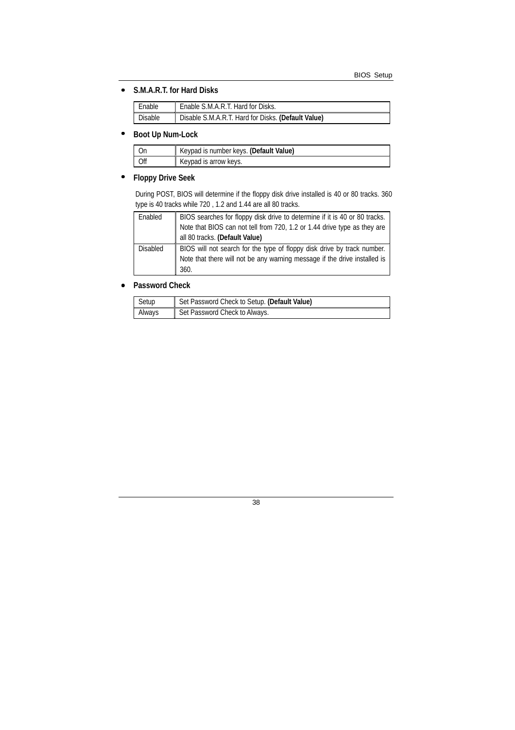- **S.M.A.R.T. for Hard Disks**

| Enable | Enable S.M.A.R.T. Hard for Disks. |
|---|---|
| Disable | Disable S.M.A.R.T. Hard for Disks. **(Default Value)** |

- **Boot Up Num-Lock**

| On | Keypad is number keys. **(Default Value)** |
|---|---|
| Off | Keypad is arrow keys. |

- **Floppy Drive Seek**

During POST, BIOS will determine if the floppy disk drive installed is 40 or 80 tracks. 360 type is 40 tracks while 720 , 1.2 and 1.44 are all 80 tracks.

| Enabled | BIOS searches for floppy disk drive to determine if it is 40 or 80 tracks. Note that BIOS can not tell from 720, 1.2 or 1.44 drive type as they are all 80 tracks. **(Default Value)** |
|---|---|
| Disabled | BIOS will not search for the type of floppy disk drive by track number. Note that there will not be any warning message if the drive installed is 360. |

- **Password Check**

| Setup | Set Password Check to Setup. **(Default Value)** |
|---|---|
| Always | Set Password Check to Always. |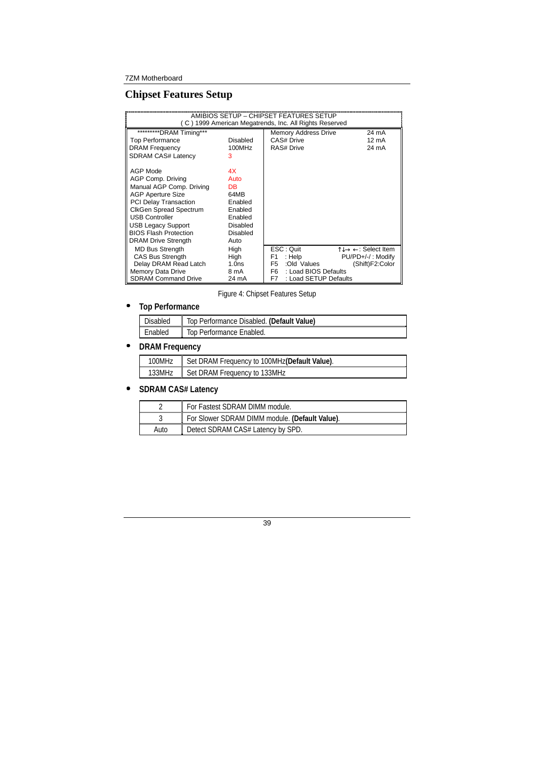## Chipset Features Setup

```
                 AMIBIOS SETUP – CHIPSET FEATURES SETUP
           ( C ) 1999 American Megatrends, Inc. All Rights Reserved

  *********DRAM Timing***               | Memory Address Drive     24 mA
 Top Performance         Disabled       | CAS# Drive               12 mA
 DRAM Frequency          100MHz         | RAS# Drive               24 mA
 SDRAM CAS# Latency      3              |
                                        |
 AGP Mode                4X             |
 AGP Comp. Driving       Auto           |
 Manual AGP Comp. Driving DB            |
 AGP Aperture Size       64MB           |
 PCI Delay Transaction   Enabled        |
 ClkGen Spread Spectrum  Enabled        |
 USB Controller          Enabled        |
 USB Legacy Support      Disabled       |
 BIOS Flash Protection   Disabled       |
 DRAM Drive Strength     Auto           |
   MD Bus Strength       High           | ESC : Quit        ↑↓→ ←: Select Item
   CAS Bus Strength      High           | F1  : Help          PU/PD+/-/ : Modify
   Delay DRAM Read Latch 1.0ns          | F5  :Old Values        (Shift)F2:Color
 Memory Data Drive       8 mA           | F6  : Load BIOS Defaults
 SDRAM Command Drive     24 mA          | F7  : Load SETUP Defaults
```

Figure 4: Chipset Features Setup

- **Top Performance**

| | |
|---|---|
| Disabled | Top Performance Disabled. **(Default Value)** |
| Enabled | Top Performance Enabled. |

- **DRAM Frequency**

| | |
|---|---|
| 100MHz | Set DRAM Frequency to 100MHz**(Default Value)**. |
| 133MHz | Set DRAM Frequency to 133MHz |

- **SDRAM CAS# Latency**

| | |
|---|---|
| 2 | For Fastest SDRAM DIMM module. |
| 3 | For Slower SDRAM DIMM module. **(Default Value)**. |
| Auto | Detect SDRAM CAS# Latency by SPD. |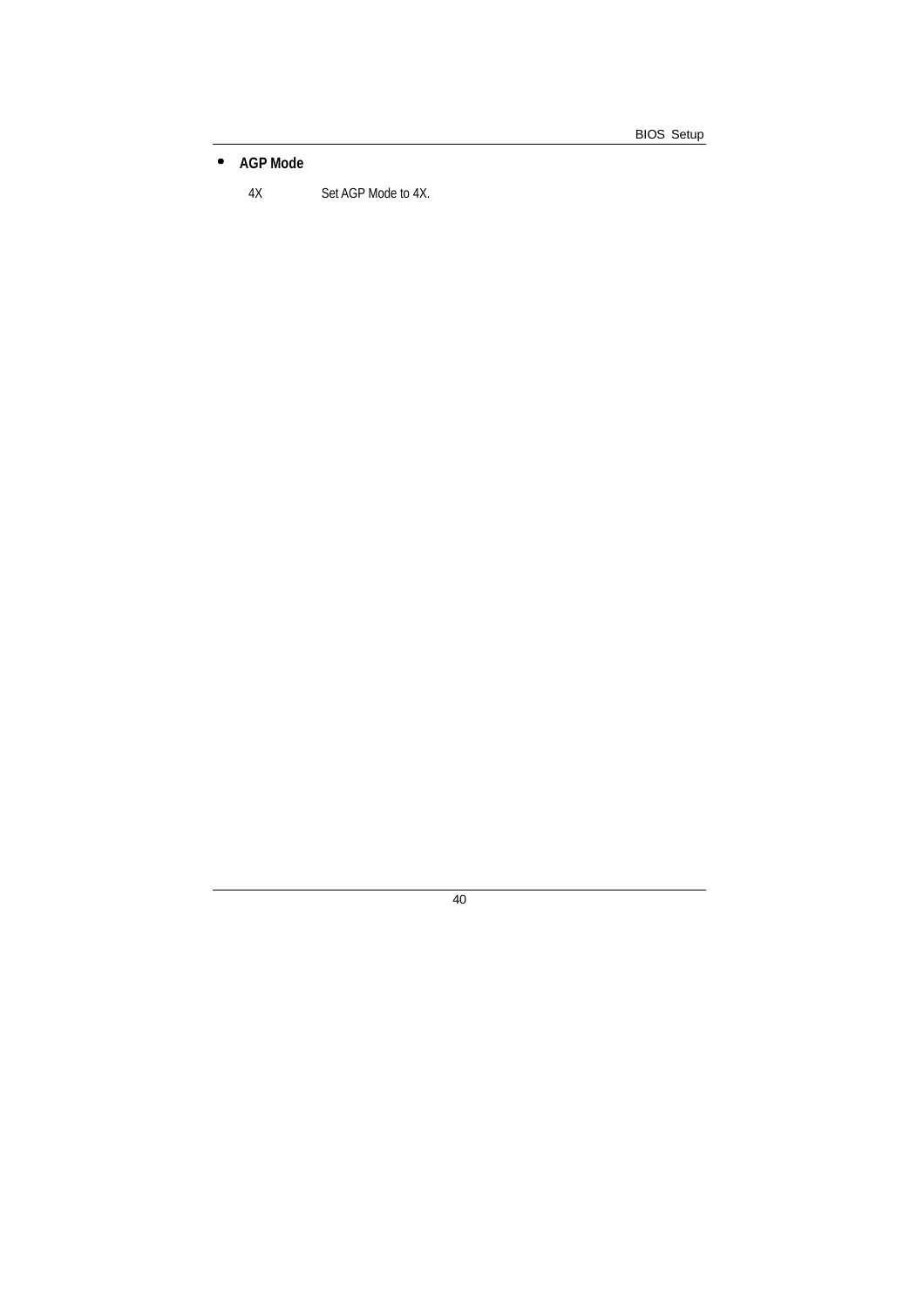- **AGP Mode**

| | |
|---|---|
| 4X | Set AGP Mode to 4X. |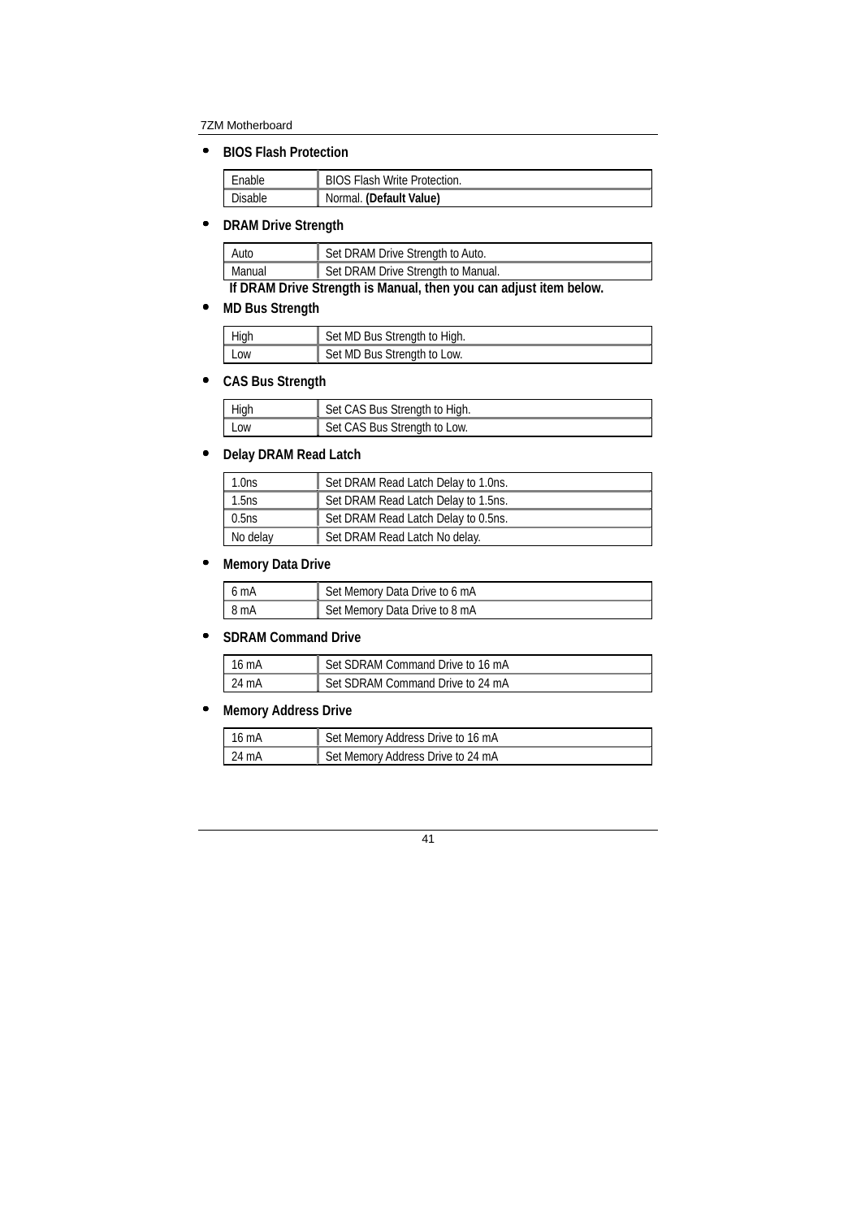- **BIOS Flash Protection**

| | |
|---|---|
| Enable | BIOS Flash Write Protection. |
| Disable | Normal. **(Default Value)** |

- **DRAM Drive Strength**

| | |
|---|---|
| Auto | Set DRAM Drive Strength to Auto. |
| Manual | Set DRAM Drive Strength to Manual. |

**If DRAM Drive Strength is Manual, then you can adjust item below.**

- **MD Bus Strength**

| | |
|---|---|
| High | Set MD Bus Strength to High. |
| Low | Set MD Bus Strength to Low. |

- **CAS Bus Strength**

| | |
|---|---|
| High | Set CAS Bus Strength to High. |
| Low | Set CAS Bus Strength to Low. |

- **Delay DRAM Read Latch**

| | |
|---|---|
| 1.0ns | Set DRAM Read Latch Delay to 1.0ns. |
| 1.5ns | Set DRAM Read Latch Delay to 1.5ns. |
| 0.5ns | Set DRAM Read Latch Delay to 0.5ns. |
| No delay | Set DRAM Read Latch No delay. |

- **Memory Data Drive**

| | |
|---|---|
| 6 mA | Set Memory Data Drive to 6 mA |
| 8 mA | Set Memory Data Drive to 8 mA |

- **SDRAM Command Drive**

| | |
|---|---|
| 16 mA | Set SDRAM Command Drive to 16 mA |
| 24 mA | Set SDRAM Command Drive to 24 mA |

- **Memory Address Drive**

| | |
|---|---|
| 16 mA | Set Memory Address Drive to 16 mA |
| 24 mA | Set Memory Address Drive to 24 mA |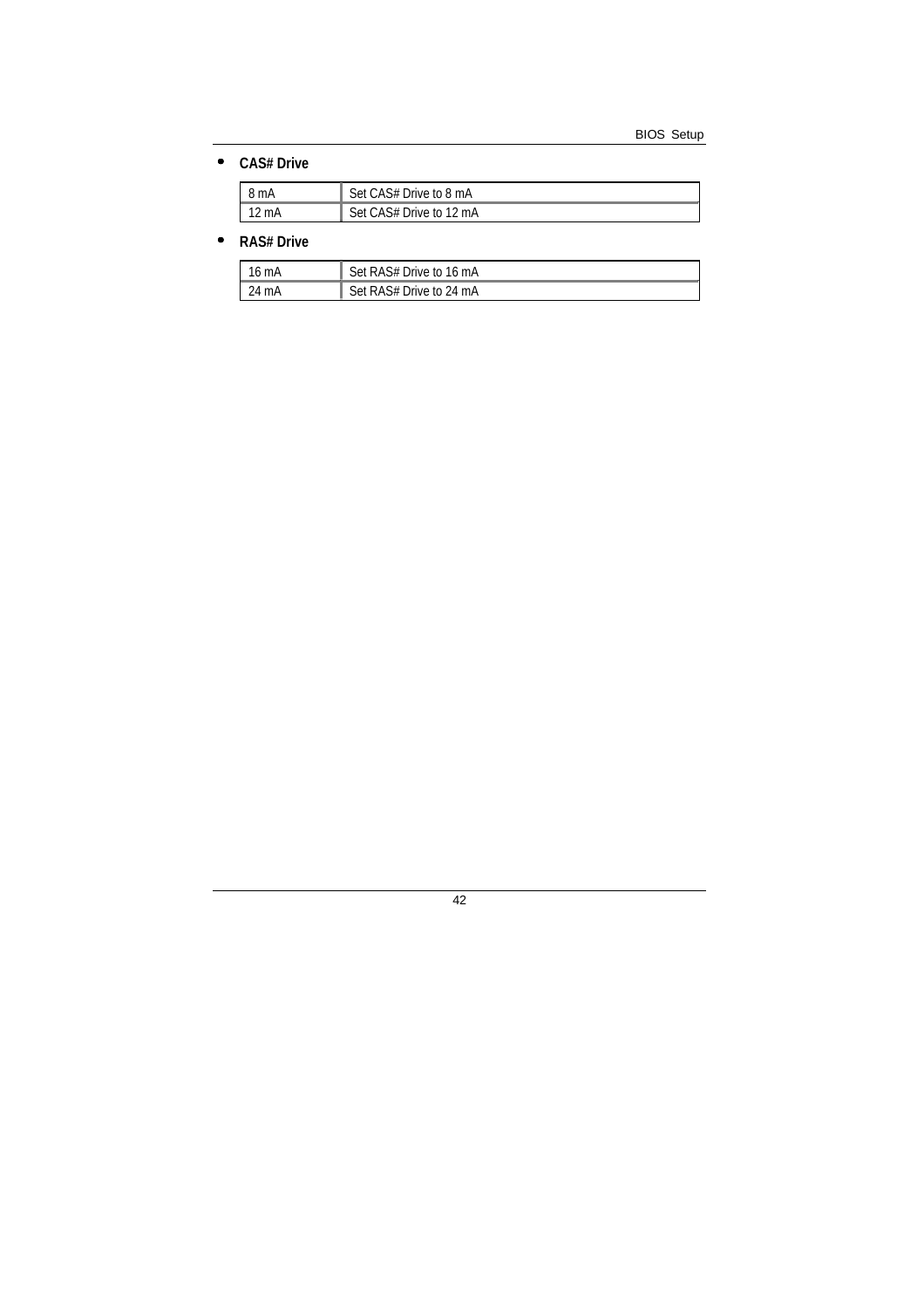- **CAS# Drive**

| | |
|---|---|
| 8 mA | Set CAS# Drive to 8 mA |
| 12 mA | Set CAS# Drive to 12 mA |

- **RAS# Drive**

| | |
|---|---|
| 16 mA | Set RAS# Drive to 16 mA |
| 24 mA | Set RAS# Drive to 24 mA |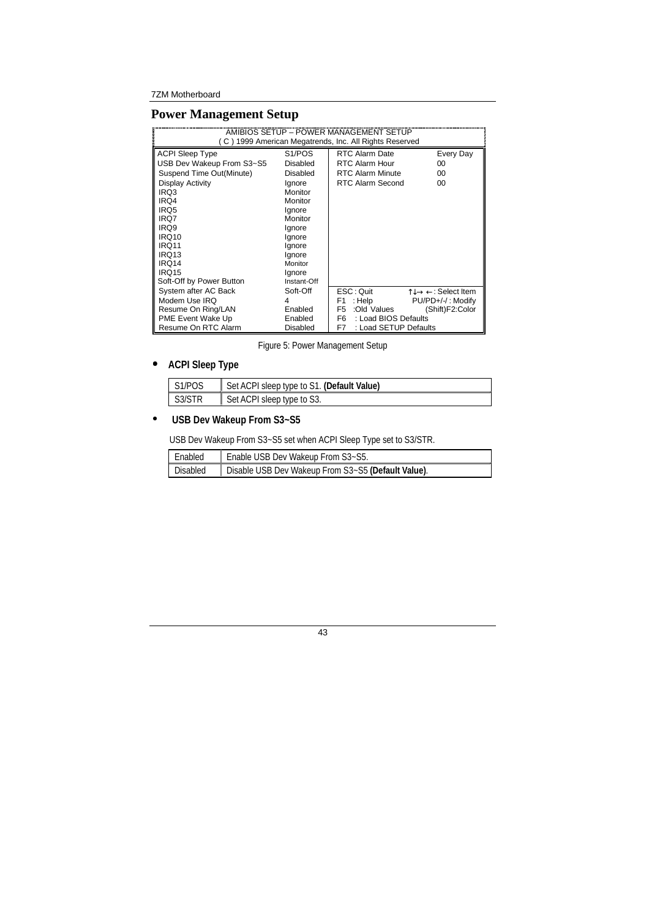## Power Management Setup

```
                 AMIBIOS SETUP – POWER MANAGEMENT SETUP
          ( C ) 1999 American Megatrends, Inc. All Rights Reserved
ACPI Sleep Type             S1/POS        RTC Alarm Date          Every Day
USB Dev Wakeup From S3~S5   Disabled      RTC Alarm Hour          00
Suspend Time Out(Minute)    Disabled      RTC Alarm Minute        00
Display Activity            Ignore        RTC Alarm Second        00
IRQ3                        Monitor
IRQ4                        Monitor
IRQ5                        Ignore
IRQ7                        Monitor
IRQ9                        Ignore
IRQ10                       Ignore
IRQ11                       Ignore
IRQ13                       Ignore
IRQ14                       Monitor
IRQ15                       Ignore
Soft-Off by Power Button    Instant-Off
System after AC Back        Soft-Off      ESC : Quit          ↑↓→ ←: Select Item
Modem Use IRQ               4             F1  : Help          PU/PD+/-/ : Modify
Resume On Ring/LAN          Enabled       F5  :Old Values       (Shift)F2:Color
PME Event Wake Up           Enabled       F6  : Load BIOS Defaults
Resume On RTC Alarm         Disabled      F7  : Load SETUP Defaults
```

Figure 5: Power Management Setup

- **ACPI Sleep Type**

| S1/POS | Set ACPI sleep type to S1. **(Default Value)** |
|---|---|
| S3/STR | Set ACPI sleep type to S3. |

- **USB Dev Wakeup From S3~S5**

USB Dev Wakeup From S3~S5 set when ACPI Sleep Type set to S3/STR.

| Enabled | Enable USB Dev Wakeup From S3~S5. |
|---|---|
| Disabled | Disable USB Dev Wakeup From S3~S5 **(Default Value)**. |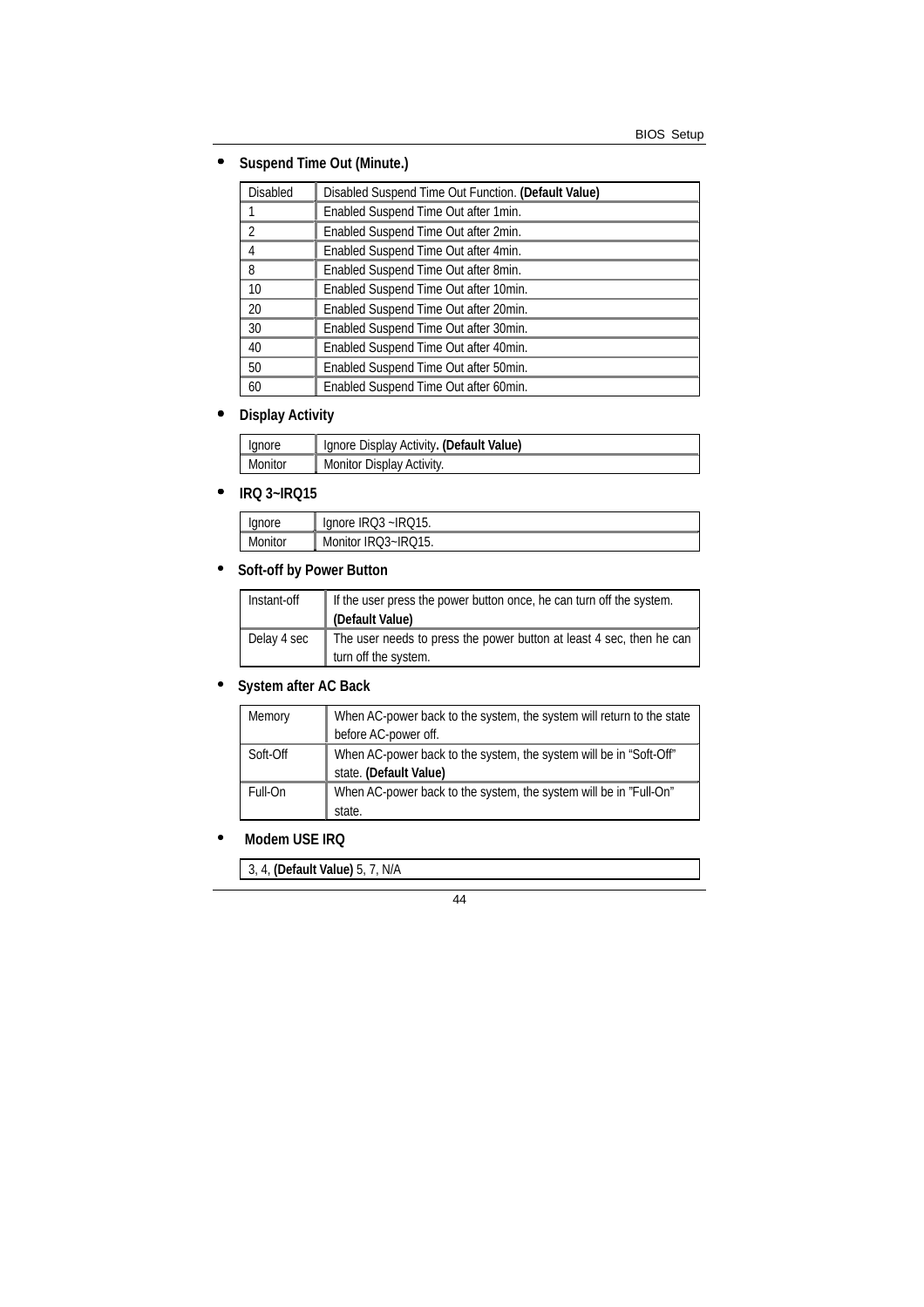- **Suspend Time Out (Minute.)**

| | |
|---|---|
| Disabled | Disabled Suspend Time Out Function. **(Default Value)** |
| 1 | Enabled Suspend Time Out after 1min. |
| 2 | Enabled Suspend Time Out after 2min. |
| 4 | Enabled Suspend Time Out after 4min. |
| 8 | Enabled Suspend Time Out after 8min. |
| 10 | Enabled Suspend Time Out after 10min. |
| 20 | Enabled Suspend Time Out after 20min. |
| 30 | Enabled Suspend Time Out after 30min. |
| 40 | Enabled Suspend Time Out after 40min. |
| 50 | Enabled Suspend Time Out after 50min. |
| 60 | Enabled Suspend Time Out after 60min. |

- **Display Activity**

| | |
|---|---|
| Ignore | Ignore Display Activity**. (Default Value)** |
| Monitor | Monitor Display Activity. |

- **IRQ 3~IRQ15**

| | |
|---|---|
| Ignore | Ignore IRQ3 ~IRQ15. |
| Monitor | Monitor IRQ3~IRQ15. |

- **Soft-off by Power Button**

| | |
|---|---|
| Instant-off | If the user press the power button once, he can turn off the system. **(Default Value)** |
| Delay 4 sec | The user needs to press the power button at least 4 sec, then he can turn off the system. |

- **System after AC Back**

| | |
|---|---|
| Memory | When AC-power back to the system, the system will return to the state before AC-power off. |
| Soft-Off | When AC-power back to the system, the system will be in "Soft-Off" state. **(Default Value)** |
| Full-On | When AC-power back to the system, the system will be in "Full-On" state. |

- **Modem USE IRQ**

| |
|---|
| 3, 4, **(Default Value)** 5, 7, N/A |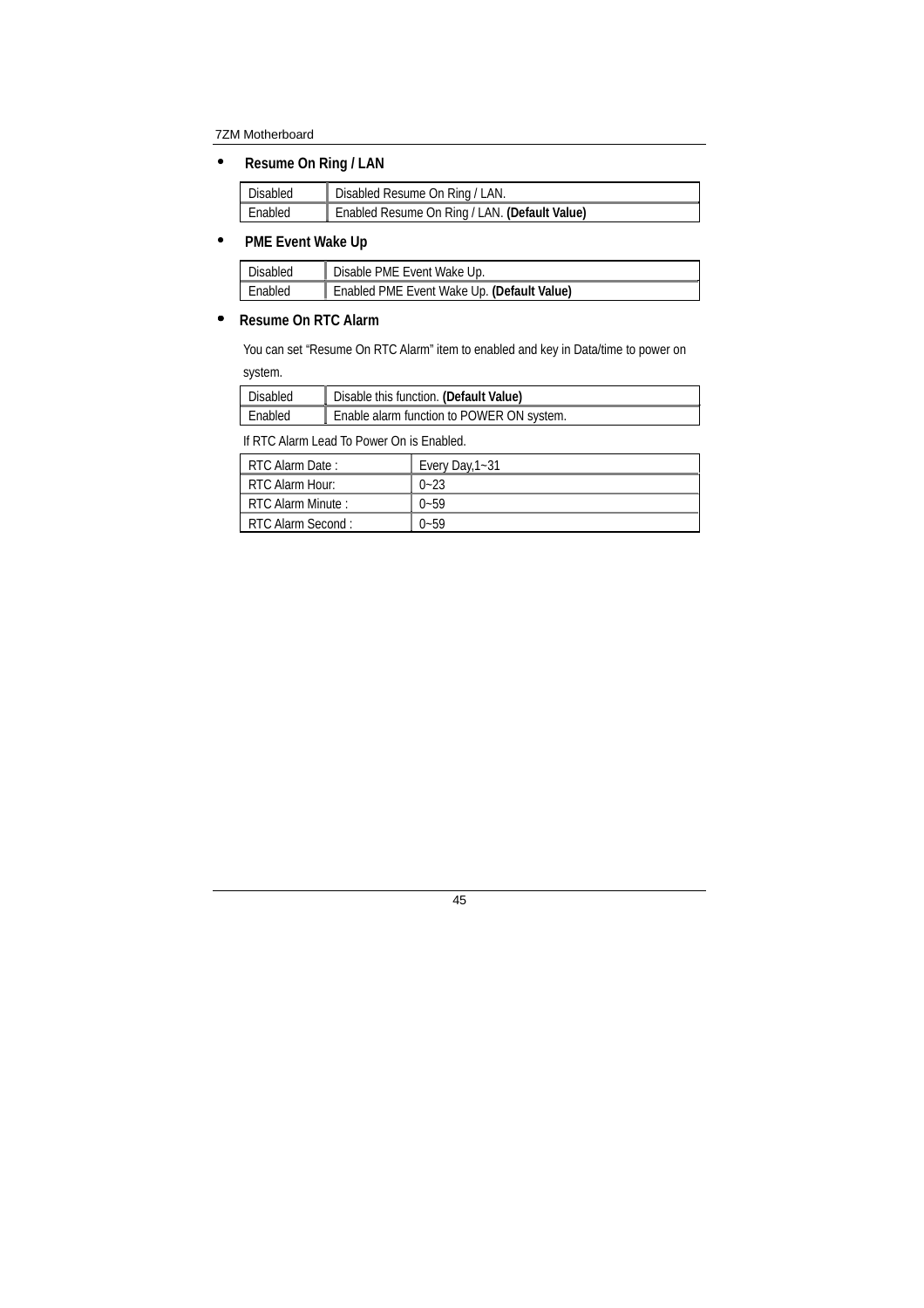- **Resume On Ring / LAN**

| Disabled | Disabled Resume On Ring / LAN. |
|---|---|
| Enabled | Enabled Resume On Ring / LAN. **(Default Value)** |

- **PME Event Wake Up**

| Disabled | Disable PME Event Wake Up. |
|---|---|
| Enabled | Enabled PME Event Wake Up. **(Default Value)** |

- **Resume On RTC Alarm**

You can set "Resume On RTC Alarm" item to enabled and key in Data/time to power on system.

| Disabled | Disable this function. **(Default Value)** |
|---|---|
| Enabled | Enable alarm function to POWER ON system. |

If RTC Alarm Lead To Power On is Enabled.

| RTC Alarm Date : | Every Day,1~31 |
|---|---|
| RTC Alarm Hour: | 0~23 |
| RTC Alarm Minute : | 0~59 |
| RTC Alarm Second : | 0~59 |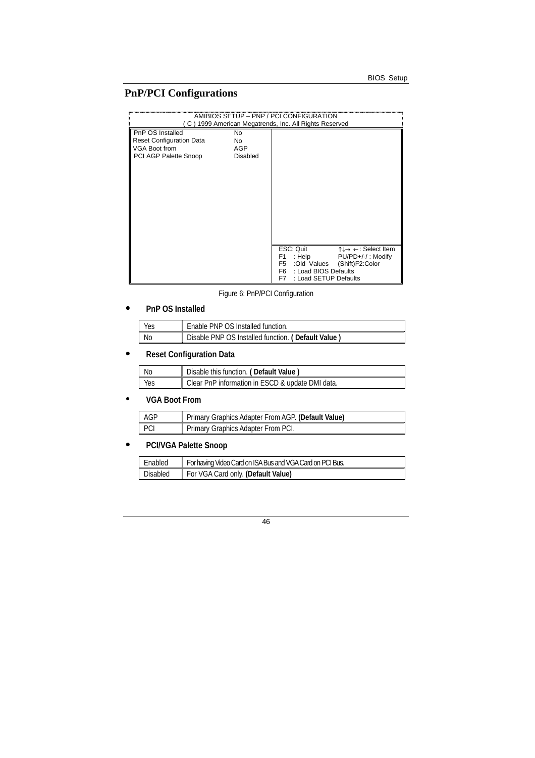# PnP/PCI Configurations

```
AMIBIOS SETUP – PNP / PCI CONFIGURATION
( C ) 1999 American Megatrends, Inc. All Rights Reserved

PnP OS Installed            No
Reset Configuration Data    No
VGA Boot from               AGP
PCI AGP Palette Snoop       Disabled

ESC: Quit              ↑↓→ ←: Select Item
F1  : Help             PU/PD+/-/ : Modify
F5  :Old Values        (Shift)F2:Color
F6  : Load BIOS Defaults
F7  : Load SETUP Defaults
```

Figure 6: PnP/PCI Configuration

- **PnP OS Installed**

| Yes | Enable PNP OS Installed function. |
|---|---|
| No | Disable PNP OS Installed function. **( Default Value )** |

- **Reset Configuration Data**

| No | Disable this function. **( Default Value )** |
|---|---|
| Yes | Clear PnP information in ESCD & update DMI data. |

- **VGA Boot From**

| AGP | Primary Graphics Adapter From AGP. **(Default Value)** |
|---|---|
| PCI | Primary Graphics Adapter From PCI. |

- **PCI/VGA Palette Snoop**

| Enabled | For having Video Card on ISA Bus and VGA Card on PCI Bus. |
|---|---|
| Disabled | For VGA Card only. **(Default Value)** |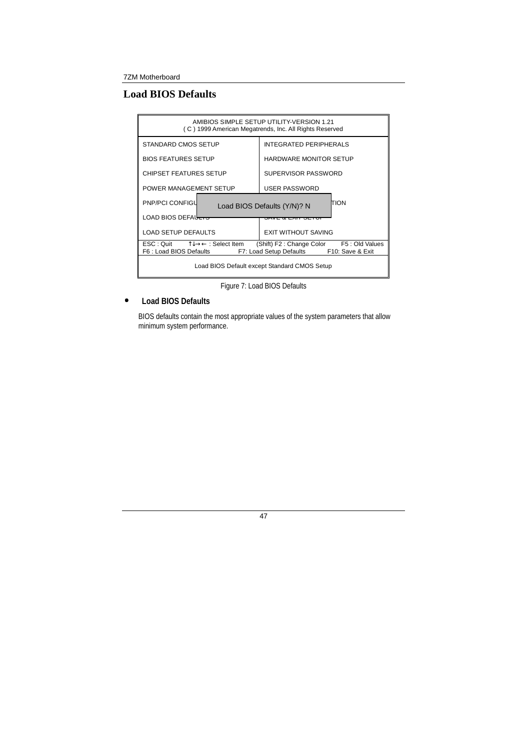## Load BIOS Defaults

```
AMIBIOS SIMPLE SETUP UTILITY-VERSION 1.21
( C ) 1999 American Megatrends, Inc. All Rights Reserved

STANDARD CMOS SETUP              INTEGRATED PERIPHERALS
BIOS FEATURES SETUP              HARDWARE MONITOR SETUP
CHIPSET FEATURES SETUP           SUPERVISOR PASSWORD
POWER MANAGEMENT SETUP           USER PASSWORD
PNP/PCI CONFIGU  Load BIOS Defaults (Y/N)? N      TION
LOAD BIOS DEFAULTS               SAVE & EXIT SETUP
LOAD SETUP DEFAULTS              EXIT WITHOUT SAVING

ESC : Quit    ↑↓→← : Select Item    (Shift) F2 : Change Color    F5 : Old Values
F6 : Load BIOS Defaults    F7: Load Setup Defaults    F10: Save & Exit

Load BIOS Default except Standard CMOS Setup
```

Figure 7: Load BIOS Defaults

- **Load BIOS Defaults**

  BIOS defaults contain the most appropriate values of the system parameters that allow minimum system performance.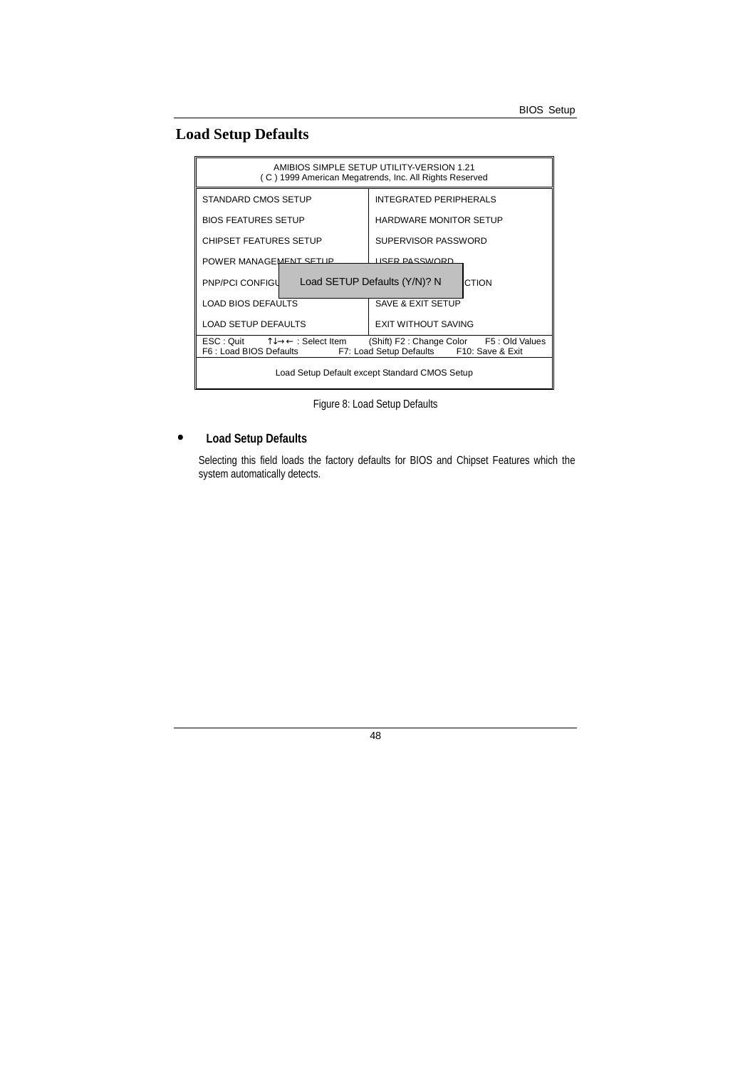## Load Setup Defaults

| AMIBIOS SIMPLE SETUP UTILITY-VERSION 1.21<br>( C ) 1999 American Megatrends, Inc. All Rights Reserved | |
|---|---|
| STANDARD CMOS SETUP | INTEGRATED PERIPHERALS |
| BIOS FEATURES SETUP | HARDWARE MONITOR SETUP |
| CHIPSET FEATURES SETUP | SUPERVISOR PASSWORD |
| POWER MANAGEMENT SETUP | USER PASSWORD |
| PNP/PCI CONFIGU | CTION |
| LOAD BIOS DEFAULTS | SAVE & EXIT SETUP |
| LOAD SETUP DEFAULTS | EXIT WITHOUT SAVING |
| ESC : Quit ↑↓→← : Select Item<br>F6 : Load BIOS Defaults | (Shift) F2 : Change Color F5 : Old Values<br>F7: Load Setup Defaults F10: Save & Exit |
| Load Setup Default except Standard CMOS Setup | |

Load SETUP Defaults (Y/N)? N

Figure 8: Load Setup Defaults

- **Load Setup Defaults**

  Selecting this field loads the factory defaults for BIOS and Chipset Features which the system automatically detects.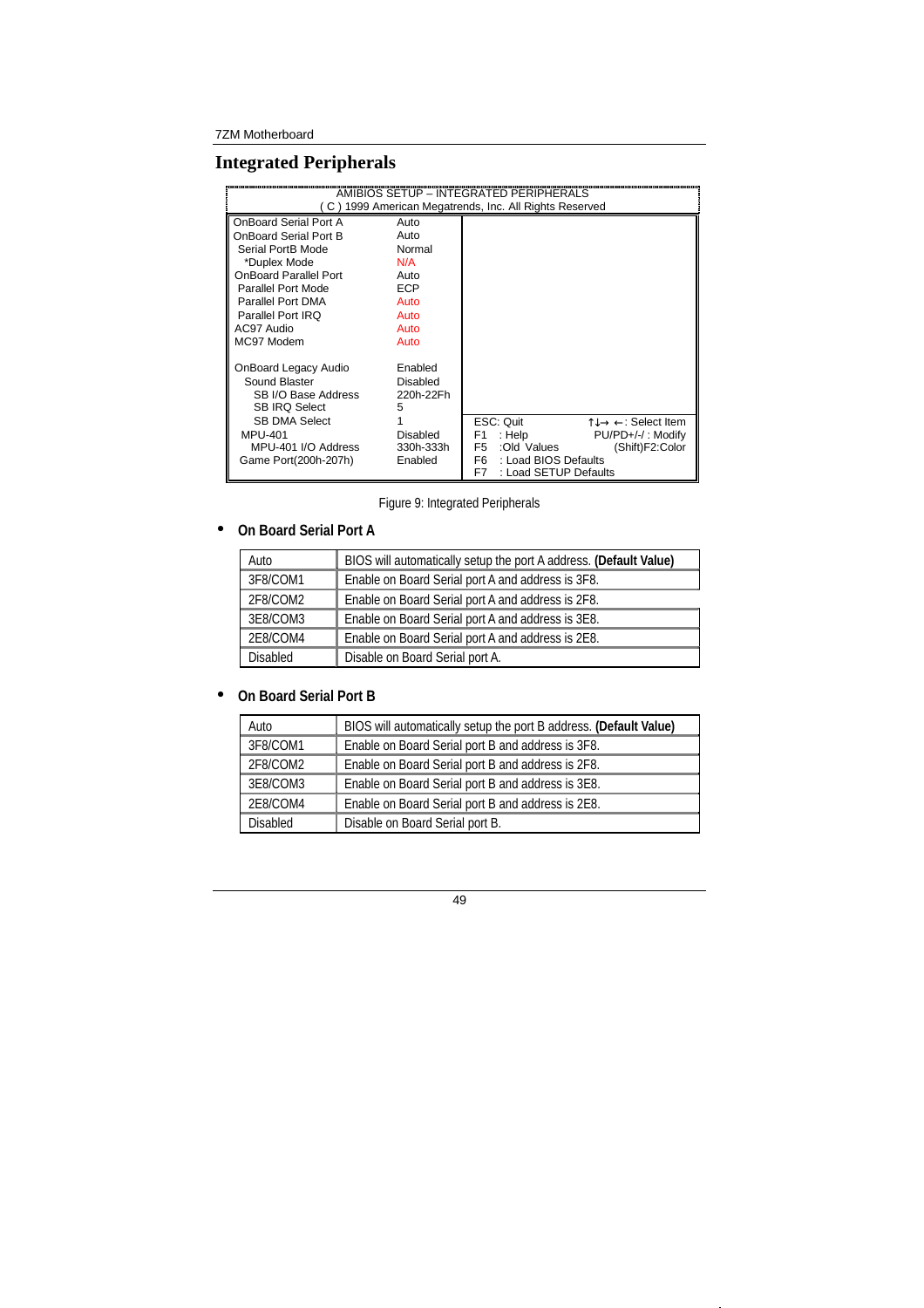## Integrated Peripherals

```
AMIBIOS SETUP – INTEGRATED PERIPHERALS
( C ) 1999 American Megatrends, Inc. All Rights Reserved

OnBoard Serial Port A        Auto
OnBoard Serial Port B        Auto
 Serial PortB Mode           Normal
  *Duplex Mode               N/A
OnBoard Parallel Port        Auto
 Parallel Port Mode          ECP
 Parallel Port DMA           Auto
 Parallel Port IRQ           Auto
AC97 Audio                   Auto
MC97 Modem                   Auto

OnBoard Legacy Audio         Enabled
  Sound Blaster              Disabled
   SB I/O Base Address       220h-22Fh
   SB IRQ Select             5
   SB DMA Select             1
 MPU-401                     Disabled
   MPU-401 I/O Address       330h-333h
 Game Port(200h-207h)        Enabled

ESC: Quit                    ↑↓→ ←: Select Item
F1   : Help                  PU/PD+/-/ : Modify
F5   :Old Values             (Shift)F2:Color
F6   : Load BIOS Defaults
F7   : Load SETUP Defaults
```

Figure 9: Integrated Peripherals

- **On Board Serial Port A**

| Auto | BIOS will automatically setup the port A address. **(Default Value)** |
|---|---|
| 3F8/COM1 | Enable on Board Serial port A and address is 3F8. |
| 2F8/COM2 | Enable on Board Serial port A and address is 2F8. |
| 3E8/COM3 | Enable on Board Serial port A and address is 3E8. |
| 2E8/COM4 | Enable on Board Serial port A and address is 2E8. |
| Disabled | Disable on Board Serial port A. |

- **On Board Serial Port B**

| Auto | BIOS will automatically setup the port B address. **(Default Value)** |
|---|---|
| 3F8/COM1 | Enable on Board Serial port B and address is 3F8. |
| 2F8/COM2 | Enable on Board Serial port B and address is 2F8. |
| 3E8/COM3 | Enable on Board Serial port B and address is 3E8. |
| 2E8/COM4 | Enable on Board Serial port B and address is 2E8. |
| Disabled | Disable on Board Serial port B. |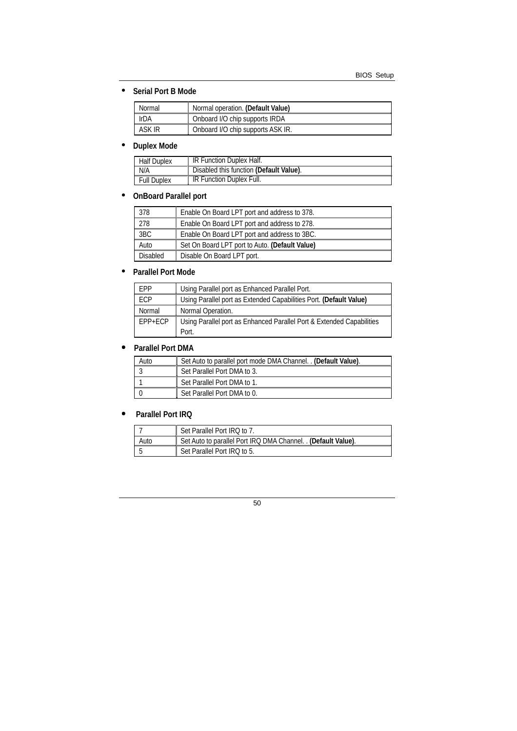- **Serial Port B Mode**

| Normal | Normal operation. **(Default Value)** |
|---|---|
| IrDA | Onboard I/O chip supports IRDA |
| ASK IR | Onboard I/O chip supports ASK IR. |

- **Duplex Mode**

| Half Duplex | IR Function Duplex Half. |
|---|---|
| N/A | Disabled this function **(Default Value)**. |
| Full Duplex | IR Function Duplex Full. |

- **OnBoard Parallel port**

| 378 | Enable On Board LPT port and address to 378. |
|---|---|
| 278 | Enable On Board LPT port and address to 278. |
| 3BC | Enable On Board LPT port and address to 3BC. |
| Auto | Set On Board LPT port to Auto. **(Default Value)** |
| Disabled | Disable On Board LPT port. |

- **Parallel Port Mode**

| EPP | Using Parallel port as Enhanced Parallel Port. |
|---|---|
| ECP | Using Parallel port as Extended Capabilities Port. **(Default Value)** |
| Normal | Normal Operation. |
| EPP+ECP | Using Parallel port as Enhanced Parallel Port & Extended Capabilities Port. |

- **Parallel Port DMA**

| Auto | Set Auto to parallel port mode DMA Channel. . **(Default Value)**. |
|---|---|
| 3 | Set Parallel Port DMA to 3. |
| 1 | Set Parallel Port DMA to 1. |
| 0 | Set Parallel Port DMA to 0. |

- **Parallel Port IRQ**

| 7 | Set Parallel Port IRQ to 7. |
|---|---|
| Auto | Set Auto to parallel Port IRQ DMA Channel. . **(Default Value)**. |
| 5 | Set Parallel Port IRQ to 5. |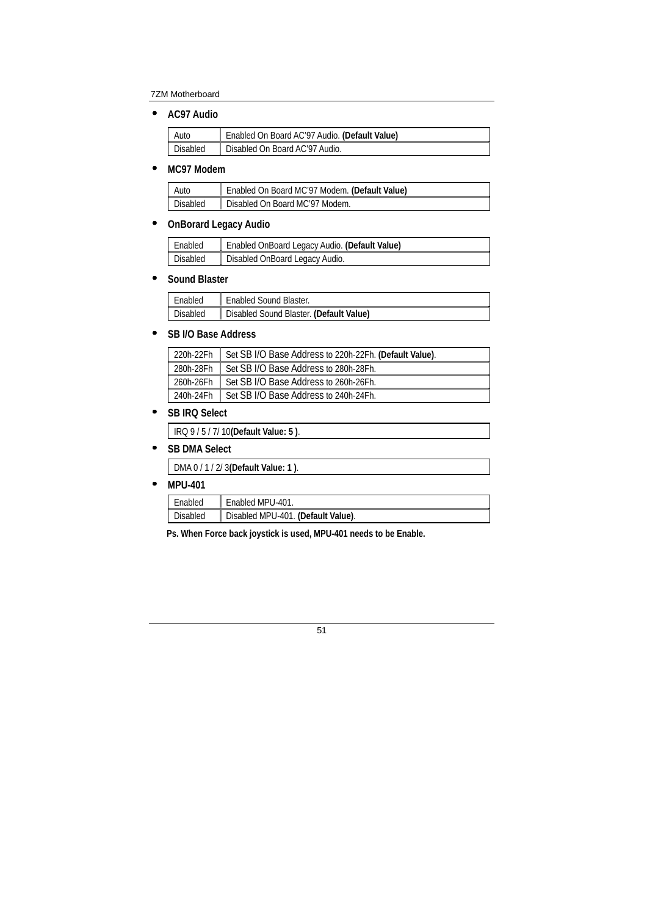- **AC97 Audio**

| Auto | Enabled On Board AC'97 Audio. **(Default Value)** |
|---|---|
| Disabled | Disabled On Board AC'97 Audio. |

- **MC97 Modem**

| Auto | Enabled On Board MC'97 Modem. **(Default Value)** |
|---|---|
| Disabled | Disabled On Board MC'97 Modem. |

- **OnBorard Legacy Audio**

| Enabled | Enabled OnBoard Legacy Audio. **(Default Value)** |
|---|---|
| Disabled | Disabled OnBoard Legacy Audio. |

- **Sound Blaster**

| Enabled | Enabled Sound Blaster. |
|---|---|
| Disabled | Disabled Sound Blaster. **(Default Value)** |

- **SB I/O Base Address**

| 220h-22Fh | Set SB I/O Base Address to 220h-22Fh. **(Default Value)**. |
|---|---|
| 280h-28Fh | Set SB I/O Base Address to 280h-28Fh. |
| 260h-26Fh | Set SB I/O Base Address to 260h-26Fh. |
| 240h-24Fh | Set SB I/O Base Address to 240h-24Fh. |

- **SB IRQ Select**

| IRQ 9 / 5 / 7/ 10**(Default Value: 5 )**. |
|---|

- **SB DMA Select**

| DMA 0 / 1 / 2/ 3**(Default Value: 1 )**. |
|---|

- **MPU-401**

| Enabled | Enabled MPU-401. |
|---|---|
| Disabled | Disabled MPU-401. **(Default Value)**. |

**Ps. When Force back joystick is used, MPU-401 needs to be Enable.**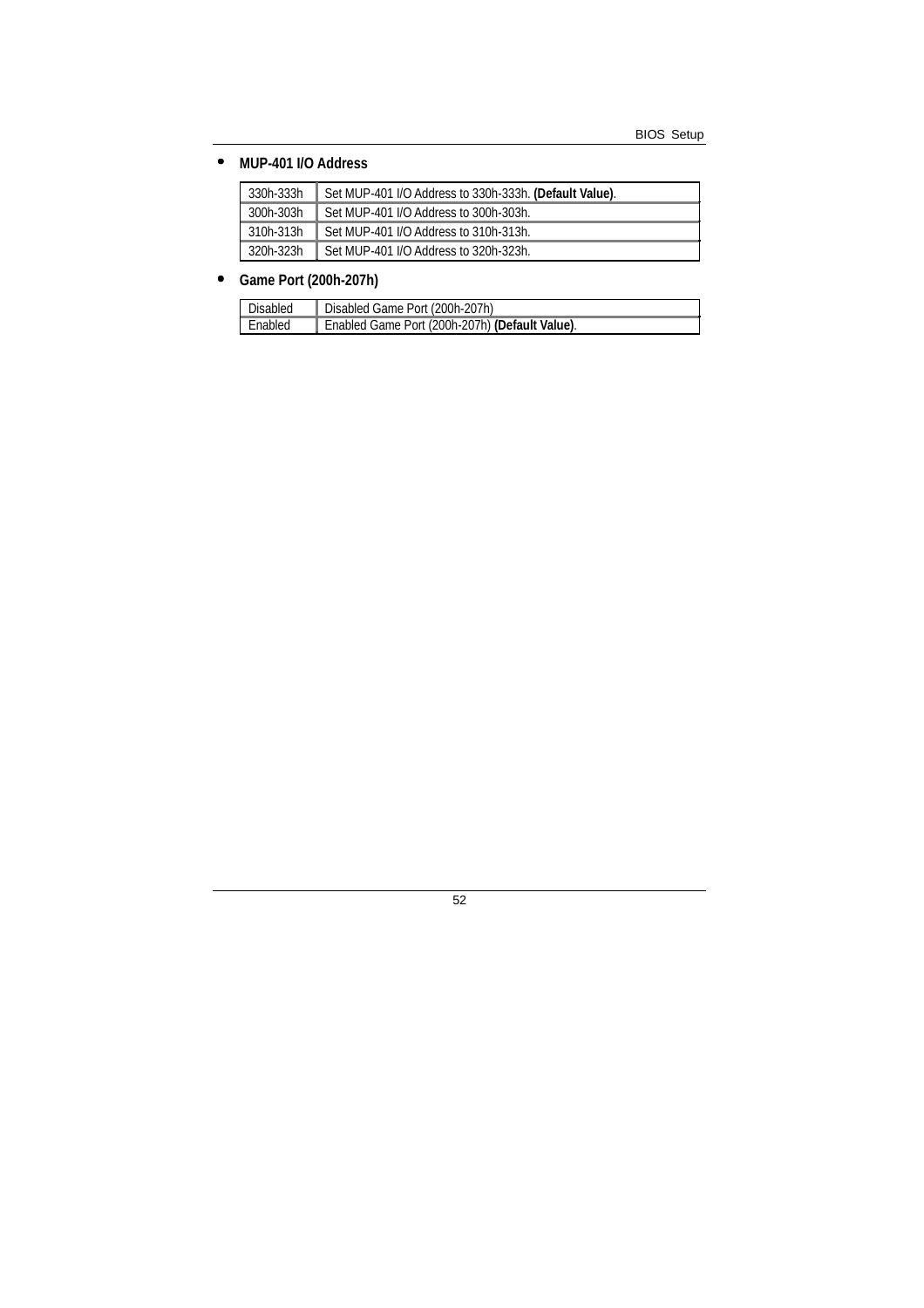- **MUP-401 I/O Address**

| | |
|---|---|
| 330h-333h | Set MUP-401 I/O Address to 330h-333h. **(Default Value)**. |
| 300h-303h | Set MUP-401 I/O Address to 300h-303h. |
| 310h-313h | Set MUP-401 I/O Address to 310h-313h. |
| 320h-323h | Set MUP-401 I/O Address to 320h-323h. |

- **Game Port (200h-207h)**

| | |
|---|---|
| Disabled | Disabled Game Port (200h-207h) |
| Enabled | Enabled Game Port (200h-207h) **(Default Value)**. |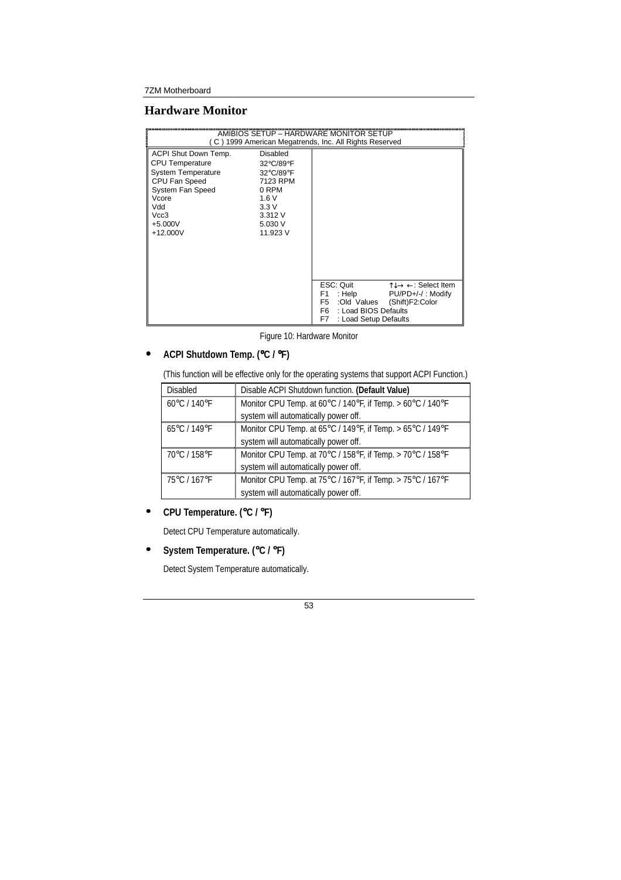## Hardware Monitor

```
AMIBIOS SETUP – HARDWARE MONITOR SETUP
( C ) 1999 American Megatrends, Inc. All Rights Reserved

ACPI Shut Down Temp.      Disabled
CPU Temperature           32°C/89°F
System Temperature        32°C/89°F
CPU Fan Speed             7123 RPM
System Fan Speed          0 RPM
Vcore                     1.6 V
Vdd                       3.3 V
Vcc3                      3.312 V
+5.000V                   5.030 V
+12.000V                  11.923 V

                          ESC: Quit          ↑↓→ ←: Select Item
                          F1  : Help         PU/PD+/-/ : Modify
                          F5  :Old Values    (Shift)F2:Color
                          F6  : Load BIOS Defaults
                          F7  : Load Setup Defaults
```

Figure 10: Hardware Monitor

- **ACPI Shutdown Temp. (°C / °F)**

(This function will be effective only for the operating systems that support ACPI Function.)

| | |
|---|---|
| Disabled | Disable ACPI Shutdown function. **(Default Value)** |
| 60°C / 140°F | Monitor CPU Temp. at 60°C / 140°F, if Temp. > 60°C / 140°F system will automatically power off. |
| 65°C / 149°F | Monitor CPU Temp. at 65°C / 149°F, if Temp. > 65°C / 149°F system will automatically power off. |
| 70°C / 158°F | Monitor CPU Temp. at 70°C / 158°F, if Temp. > 70°C / 158°F system will automatically power off. |
| 75°C / 167°F | Monitor CPU Temp. at 75°C / 167°F, if Temp. > 75°C / 167°F system will automatically power off. |

- **CPU Temperature. (°C / °F)**

Detect CPU Temperature automatically.

- **System Temperature. (°C / °F)**

Detect System Temperature automatically.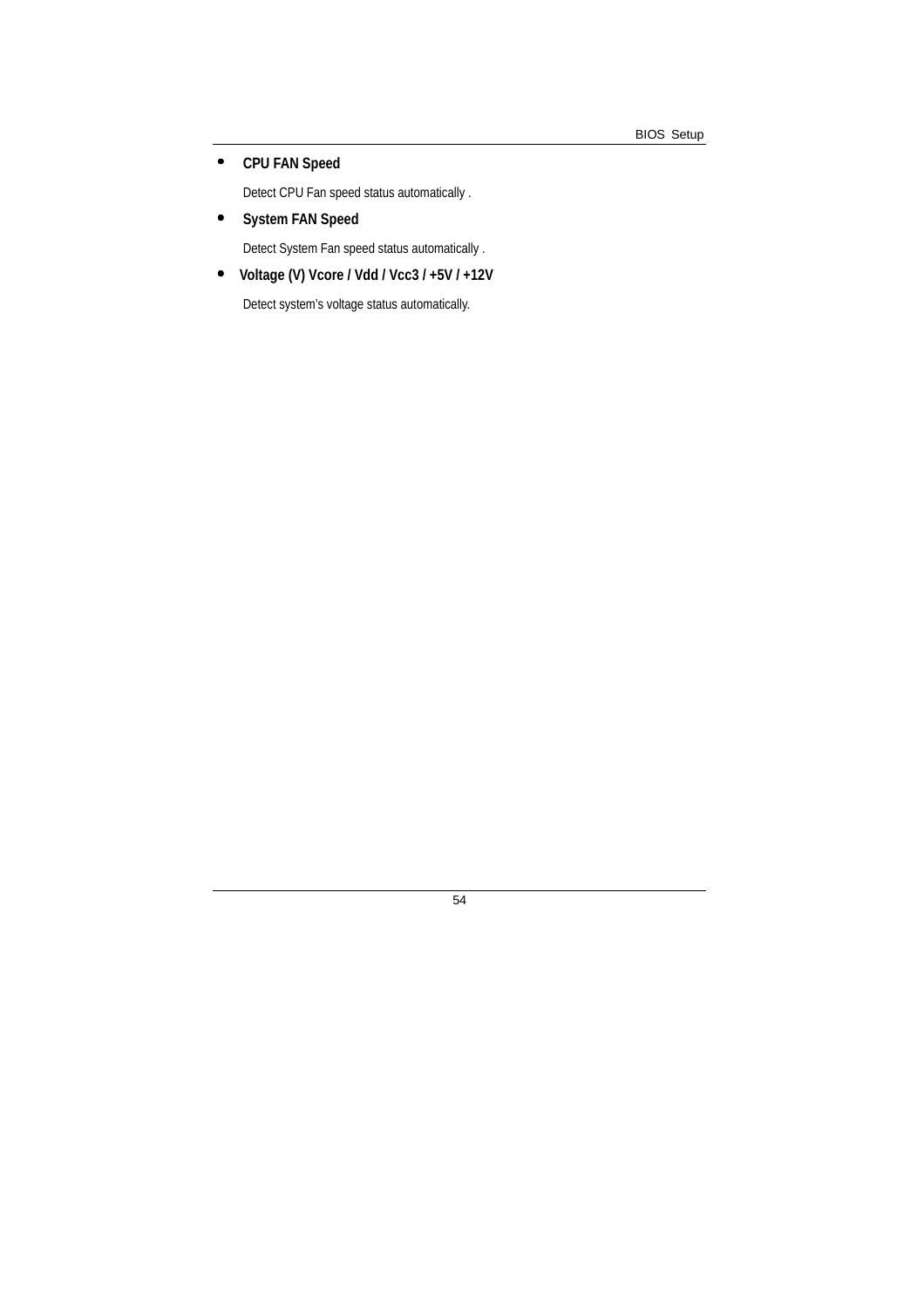- **CPU FAN Speed**

  Detect CPU Fan speed status automatically .

- **System FAN Speed**

  Detect System Fan speed status automatically .

- **Voltage (V) Vcore / Vdd / Vcc3 / +5V / +12V**

  Detect system's voltage status automatically.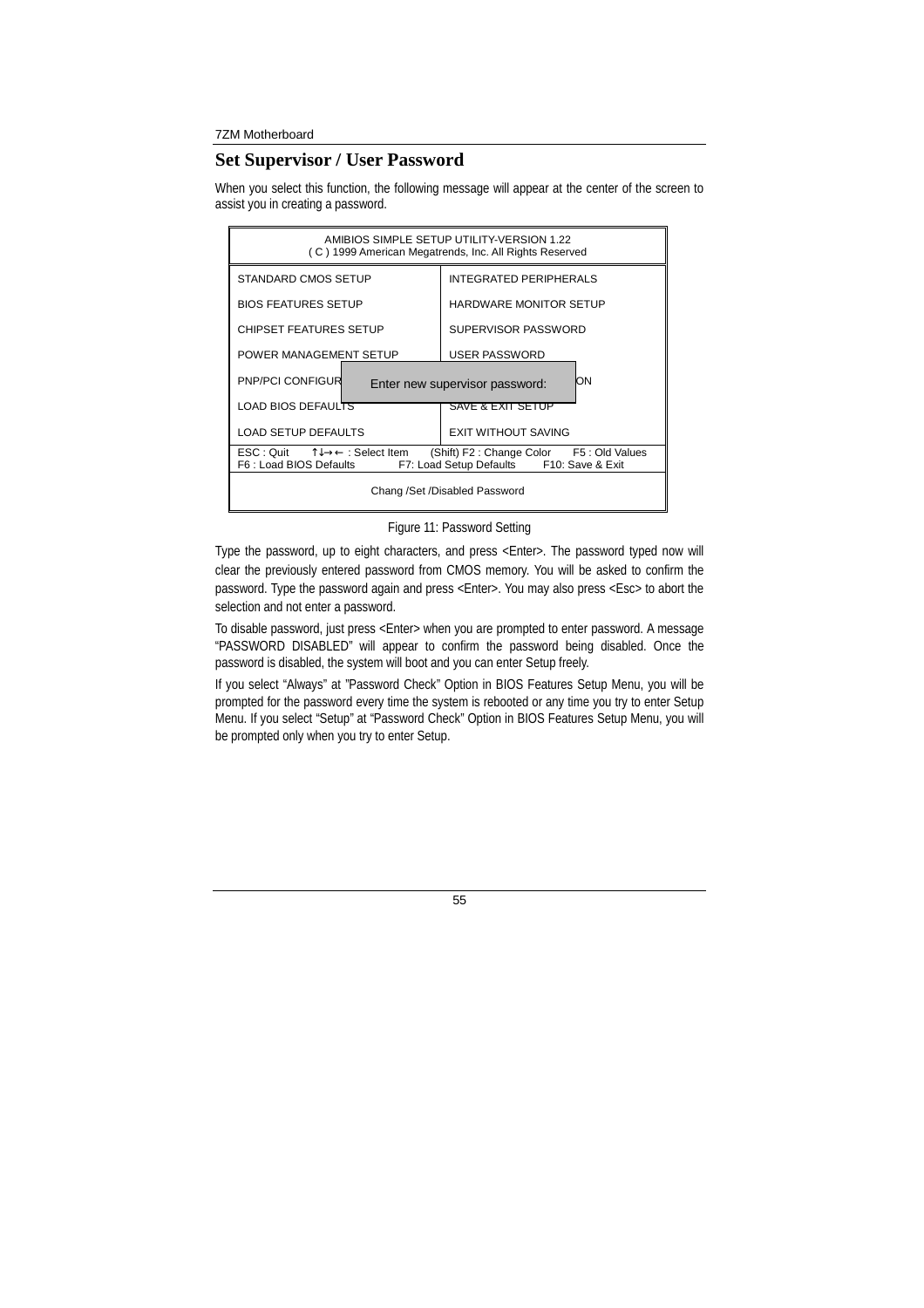## Set Supervisor / User Password

When you select this function, the following message will appear at the center of the screen to assist you in creating a password.

```
AMIBIOS SIMPLE SETUP UTILITY-VERSION 1.22
( C ) 1999 American Megatrends, Inc. All Rights Reserved

STANDARD CMOS SETUP              INTEGRATED PERIPHERALS
BIOS FEATURES SETUP              HARDWARE MONITOR SETUP
CHIPSET FEATURES SETUP           SUPERVISOR PASSWORD
POWER MANAGEMENT SETUP           USER PASSWORD
PNP/PCI CONFIGUR   Enter new supervisor password:   ON
LOAD BIOS DEFAULTS               SAVE & EXIT SETUP
LOAD SETUP DEFAULTS              EXIT WITHOUT SAVING

ESC : Quit    ↑↓→← : Select Item    (Shift) F2 : Change Color    F5 : Old Values
F6 : Load BIOS Defaults    F7: Load Setup Defaults    F10: Save & Exit

Chang /Set /Disabled Password
```

Figure 11: Password Setting

Type the password, up to eight characters, and press <Enter>. The password typed now will clear the previously entered password from CMOS memory. You will be asked to confirm the password. Type the password again and press <Enter>. You may also press <Esc> to abort the selection and not enter a password.

To disable password, just press <Enter> when you are prompted to enter password. A message "PASSWORD DISABLED" will appear to confirm the password being disabled. Once the password is disabled, the system will boot and you can enter Setup freely.

If you select "Always" at "Password Check" Option in BIOS Features Setup Menu, you will be prompted for the password every time the system is rebooted or any time you try to enter Setup Menu. If you select "Setup" at "Password Check" Option in BIOS Features Setup Menu, you will be prompted only when you try to enter Setup.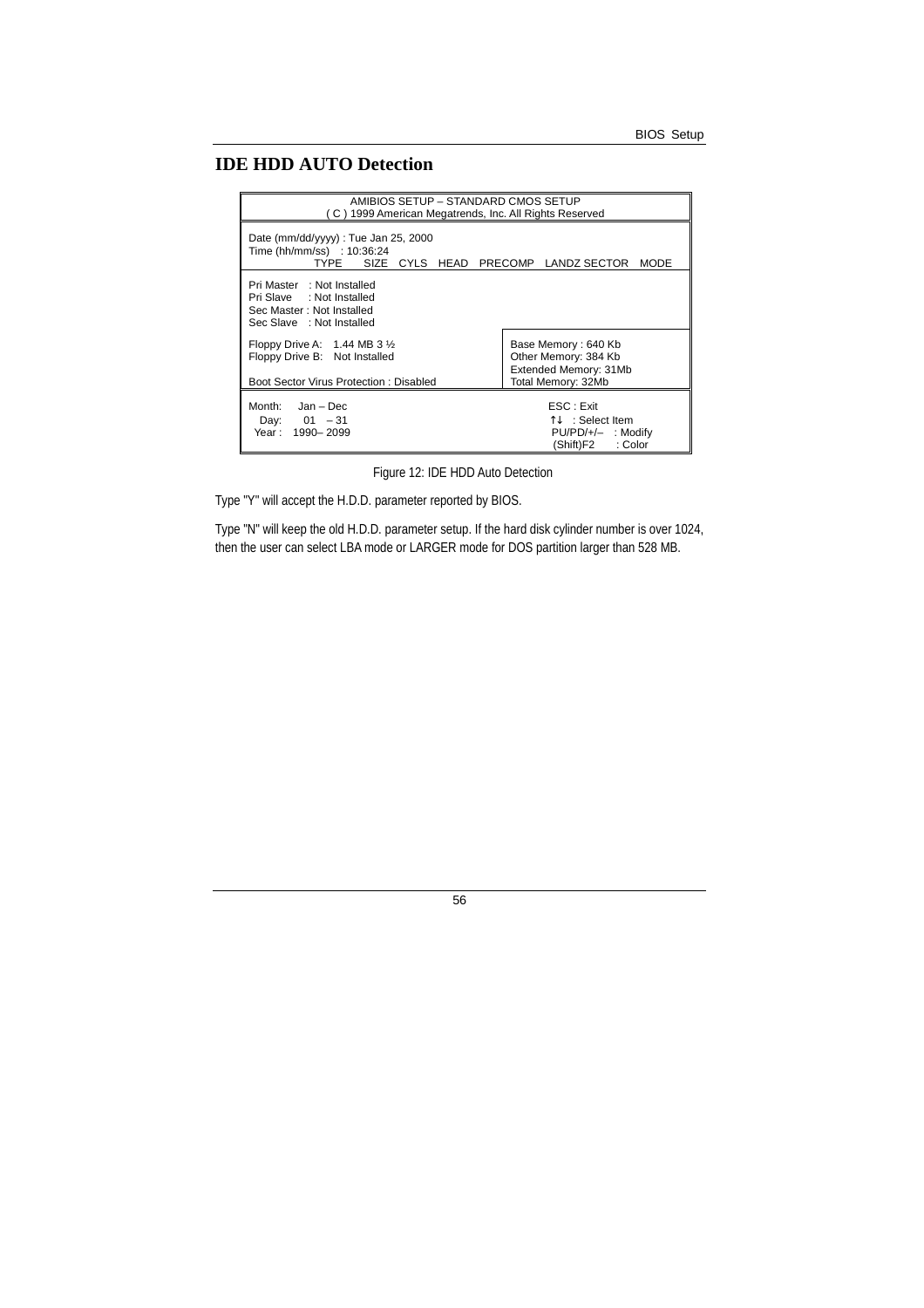## IDE HDD AUTO Detection

```
AMIBIOS SETUP – STANDARD CMOS SETUP
( C ) 1999 American Megatrends, Inc. All Rights Reserved

Date (mm/dd/yyyy) : Tue Jan 25, 2000
Time (hh/mm/ss)   : 10:36:24
        TYPE    SIZE  CYLS  HEAD  PRECOMP  LANDZ SECTOR  MODE

Pri Master  : Not Installed
Pri Slave   : Not Installed
Sec Master : Not Installed
Sec Slave   : Not Installed

Floppy Drive A:   1.44 MB 3 ½             Base Memory : 640 Kb
Floppy Drive B:   Not Installed           Other Memory: 384 Kb
                                          Extended Memory: 31Mb
Boot Sector Virus Protection : Disabled   Total Memory: 32Mb

Month:    Jan – Dec                              ESC : Exit
  Day:     01   – 31                             ↑↓  : Select Item
 Year :  1990– 2099                              PU/PD/+/–   : Modify
                                                 (Shift)F2      : Color
```

Figure 12: IDE HDD Auto Detection

Type "Y" will accept the H.D.D. parameter reported by BIOS.

Type "N" will keep the old H.D.D. parameter setup. If the hard disk cylinder number is over 1024, then the user can select LBA mode or LARGER mode for DOS partition larger than 528 MB.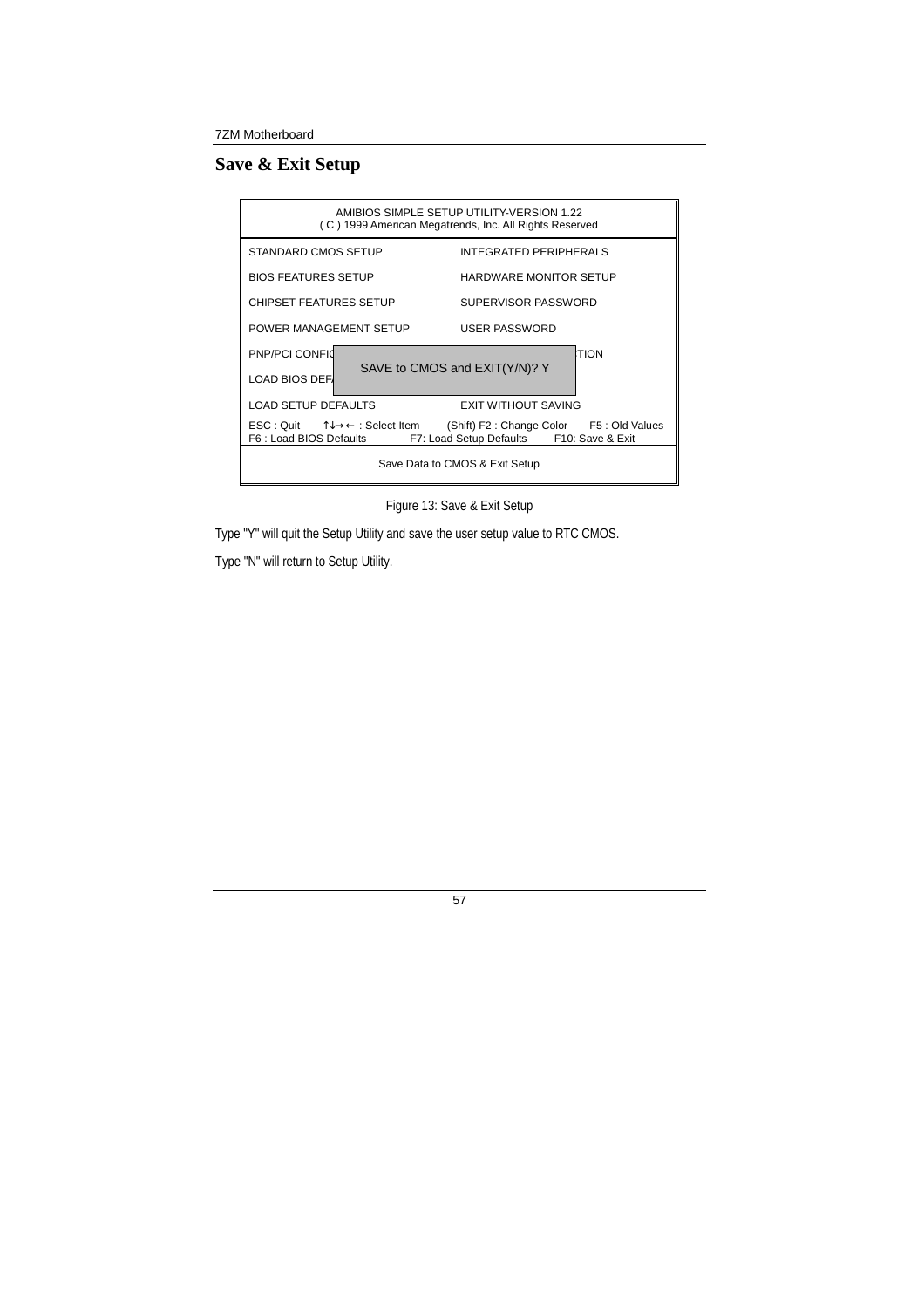## Save & Exit Setup

| AMIBIOS SIMPLE SETUP UTILITY-VERSION 1.22<br>( C ) 1999 American Megatrends, Inc. All Rights Reserved | |
|---|---|
| STANDARD CMOS SETUP | INTEGRATED PERIPHERALS |
| BIOS FEATURES SETUP | HARDWARE MONITOR SETUP |
| CHIPSET FEATURES SETUP | SUPERVISOR PASSWORD |
| POWER MANAGEMENT SETUP | USER PASSWORD |
| PNP/PCI CONFI | TION |
| LOAD BIOS DEF | |
| LOAD SETUP DEFAULTS | EXIT WITHOUT SAVING |
| ESC : Quit ↑↓→← : Select Item (Shift) F2 : Change Color F5 : Old Values<br>F6 : Load BIOS Defaults F7: Load Setup Defaults F10: Save & Exit | |
| Save Data to CMOS & Exit Setup | |

SAVE to CMOS and EXIT(Y/N)? Y

Figure 13: Save & Exit Setup

Type "Y" will quit the Setup Utility and save the user setup value to RTC CMOS.

Type "N" will return to Setup Utility.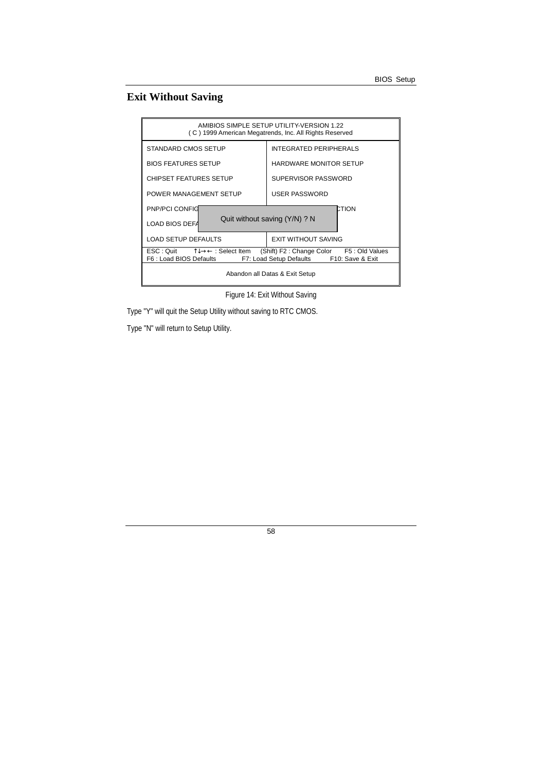## Exit Without Saving

```
AMIBIOS SIMPLE SETUP UTILITY-VERSION 1.22
( C ) 1999 American Megatrends, Inc. All Rights Reserved

STANDARD CMOS SETUP          INTEGRATED PERIPHERALS
BIOS FEATURES SETUP          HARDWARE MONITOR SETUP
CHIPSET FEATURES SETUP       SUPERVISOR PASSWORD
POWER MANAGEMENT SETUP       USER PASSWORD
PNP/PCI CONFIG                                    CTION
LOAD BIOS DEFA     Quit without saving (Y/N) ? N
LOAD SETUP DEFAULTS          EXIT WITHOUT SAVING

ESC : Quit    ↑↓→← : Select Item   (Shift) F2 : Change Color   F5 : Old Values
F6 : Load BIOS Defaults     F7: Load Setup Defaults     F10: Save & Exit

Abandon all Datas & Exit Setup
```

Figure 14: Exit Without Saving

Type "Y" will quit the Setup Utility without saving to RTC CMOS.

Type "N" will return to Setup Utility.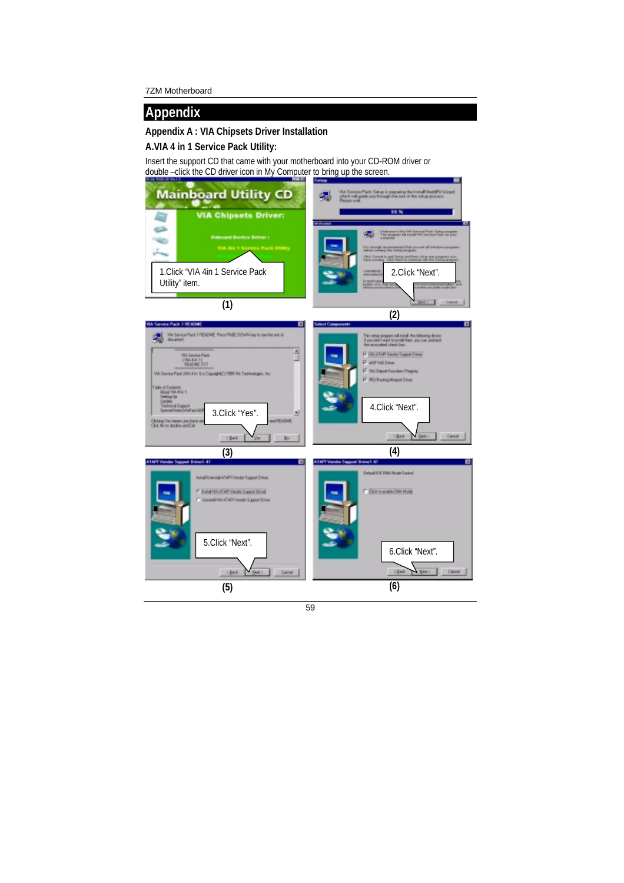# Appendix

## Appendix A : VIA Chipsets Driver Installation

### A.VIA 4 in 1 Service Pack Utility:

Insert the support CD that came with your motherboard into your CD-ROM driver or double –click the CD driver icon in My Computer to bring up the screen.

1.Click "VIA 4in 1 Service Pack Utility" item.

(1)

2.Click "Next".

(2)

3.Click "Yes".

(3)

4.Click "Next".

(4)

5.Click "Next".

(5)

6.Click "Next".

(6)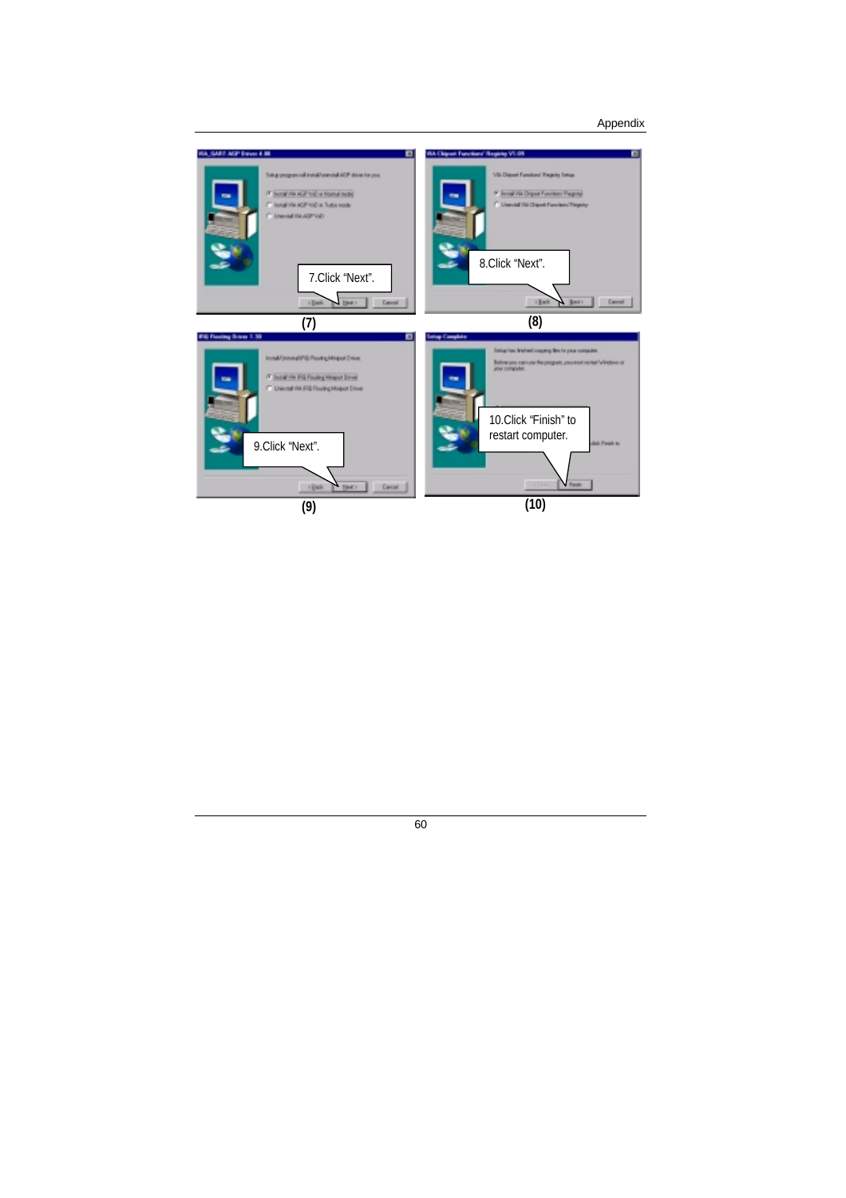7.Click "Next".

(7)

8.Click "Next".

(8)

9.Click "Next".

(9)

10.Click "Finish" to restart computer.

(10)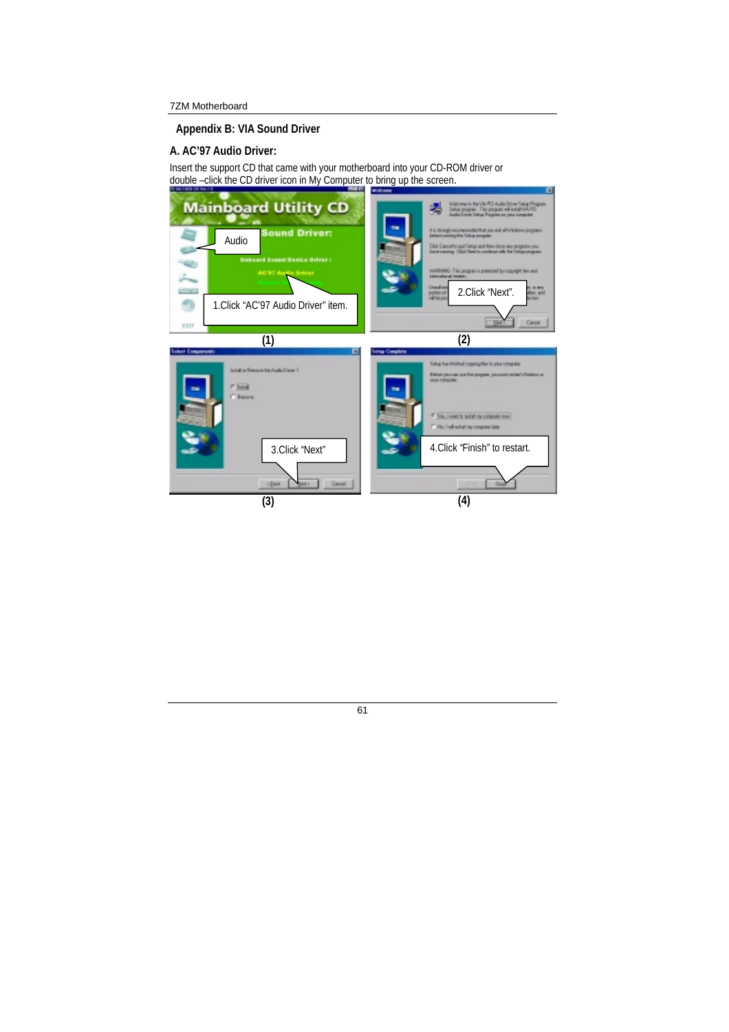## Appendix B: VIA Sound Driver

### A. AC'97 Audio Driver:

Insert the support CD that came with your motherboard into your CD-ROM driver or double –click the CD driver icon in My Computer to bring up the screen.

Audio

1.Click "AC'97 Audio Driver" item.

(1)

2.Click "Next".

(2)

3.Click "Next"

(3)

4.Click "Finish" to restart.

(4)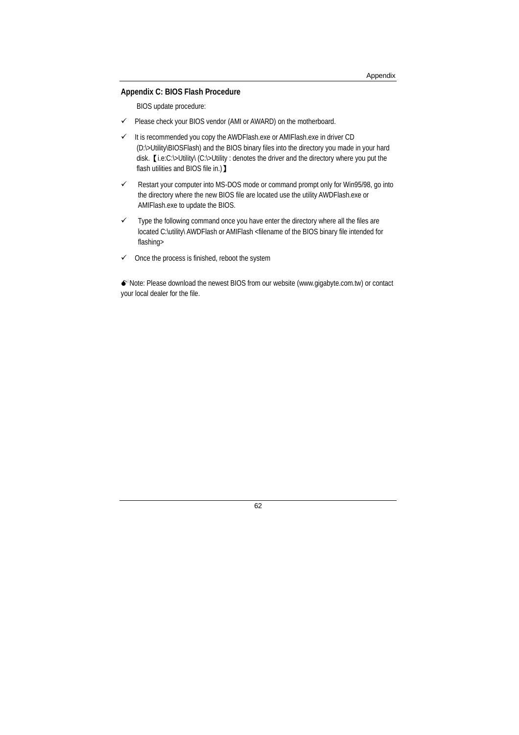## Appendix C: BIOS Flash Procedure

BIOS update procedure:

- ✓ Please check your BIOS vendor (AMI or AWARD) on the motherboard.
- ✓ It is recommended you copy the AWDFlash.exe or AMIFlash.exe in driver CD (D:\>Utility\BIOSFlash) and the BIOS binary files into the directory you made in your hard disk.【i.e:C:\>Utility\ (C:\>Utility : denotes the driver and the directory where you put the flash utilities and BIOS file in.)】
- ✓ Restart your computer into MS-DOS mode or command prompt only for Win95/98, go into the directory where the new BIOS file are located use the utility AWDFlash.exe or AMIFlash.exe to update the BIOS.
- ✓ Type the following command once you have enter the directory where all the files are located C:\utility\ AWDFlash or AMIFlash <filename of the BIOS binary file intended for flashing>
- ✓ Once the process is finished, reboot the system

Note: Please download the newest BIOS from our website (www.gigabyte.com.tw) or contact your local dealer for the file.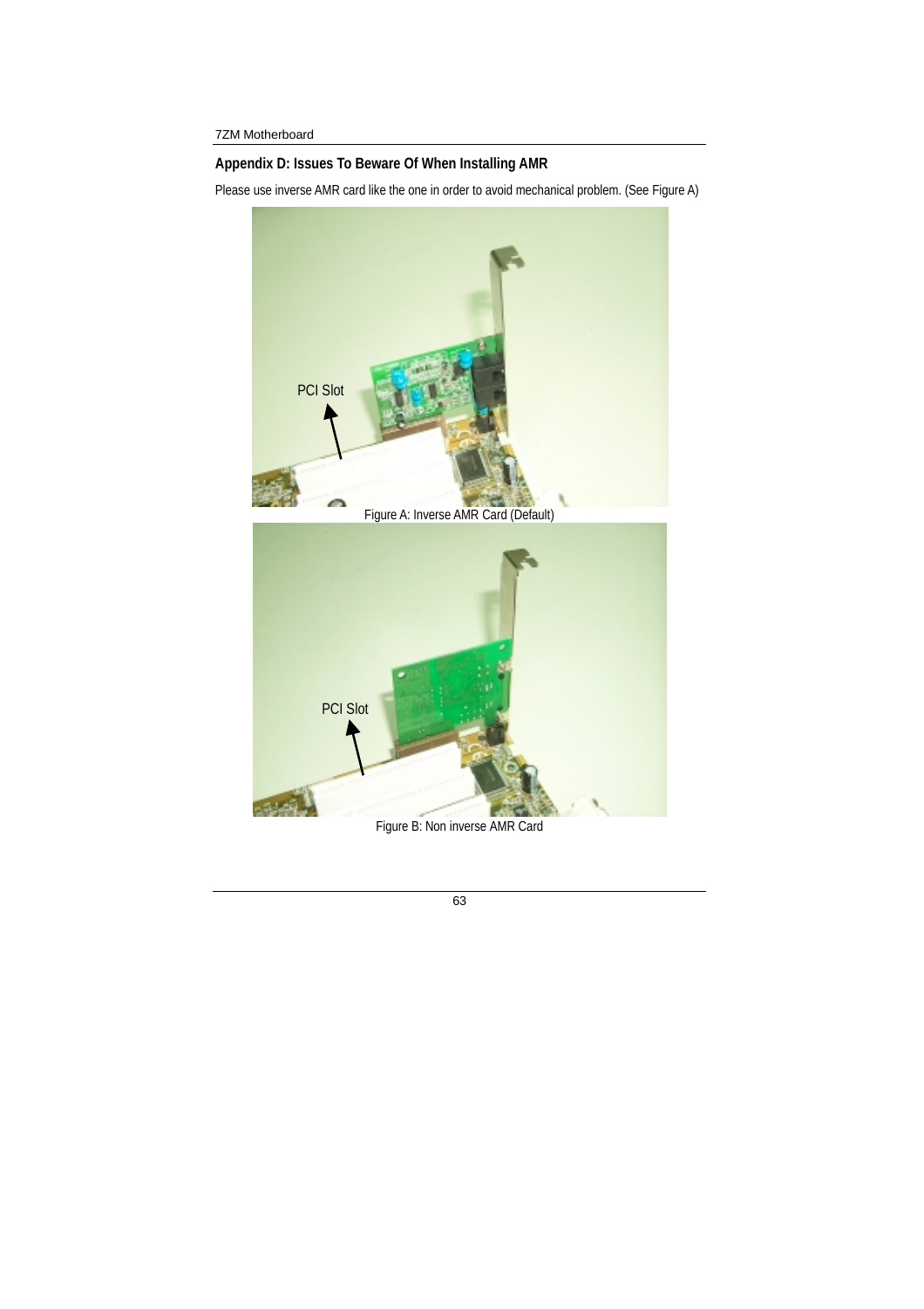## Appendix D: Issues To Beware Of When Installing AMR

Please use inverse AMR card like the one in order to avoid mechanical problem. (See Figure A)

PCI Slot

Figure A: Inverse AMR Card (Default)

PCI Slot

Figure B: Non inverse AMR Card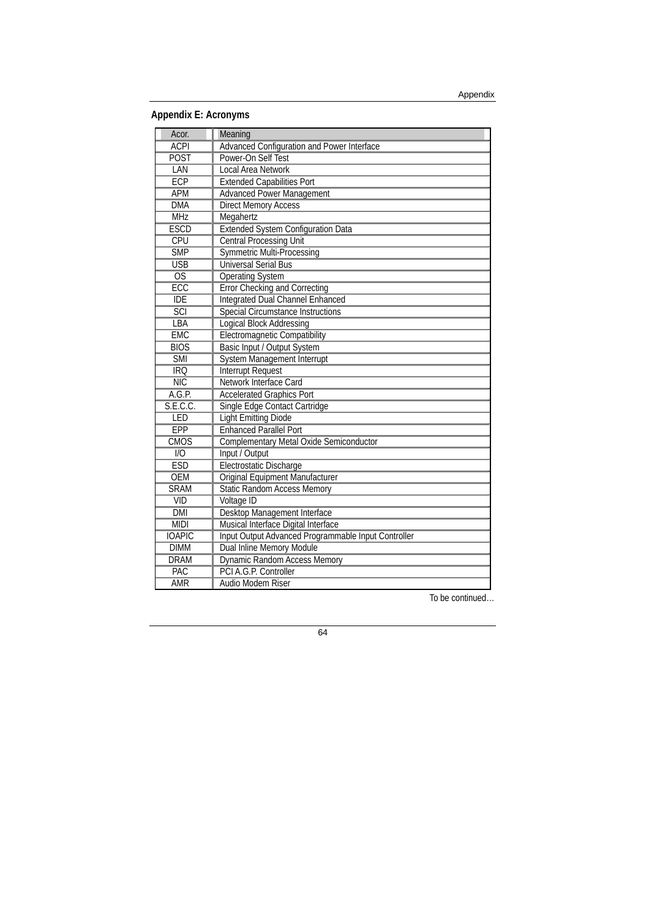## Appendix E: Acronyms

| Acor. | Meaning |
|---|---|
| ACPI | Advanced Configuration and Power Interface |
| POST | Power-On Self Test |
| LAN | Local Area Network |
| ECP | Extended Capabilities Port |
| APM | Advanced Power Management |
| DMA | Direct Memory Access |
| MHz | Megahertz |
| ESCD | Extended System Configuration Data |
| CPU | Central Processing Unit |
| SMP | Symmetric Multi-Processing |
| USB | Universal Serial Bus |
| OS | Operating System |
| ECC | Error Checking and Correcting |
| IDE | Integrated Dual Channel Enhanced |
| SCI | Special Circumstance Instructions |
| LBA | Logical Block Addressing |
| EMC | Electromagnetic Compatibility |
| BIOS | Basic Input / Output System |
| SMI | System Management Interrupt |
| IRQ | Interrupt Request |
| NIC | Network Interface Card |
| A.G.P. | Accelerated Graphics Port |
| S.E.C.C. | Single Edge Contact Cartridge |
| LED | Light Emitting Diode |
| EPP | Enhanced Parallel Port |
| CMOS | Complementary Metal Oxide Semiconductor |
| I/O | Input / Output |
| ESD | Electrostatic Discharge |
| OEM | Original Equipment Manufacturer |
| SRAM | Static Random Access Memory |
| VID | Voltage ID |
| DMI | Desktop Management Interface |
| MIDI | Musical Interface Digital Interface |
| IOAPIC | Input Output Advanced Programmable Input Controller |
| DIMM | Dual Inline Memory Module |
| DRAM | Dynamic Random Access Memory |
| PAC | PCI A.G.P. Controller |
| AMR | Audio Modem Riser |

To be continued…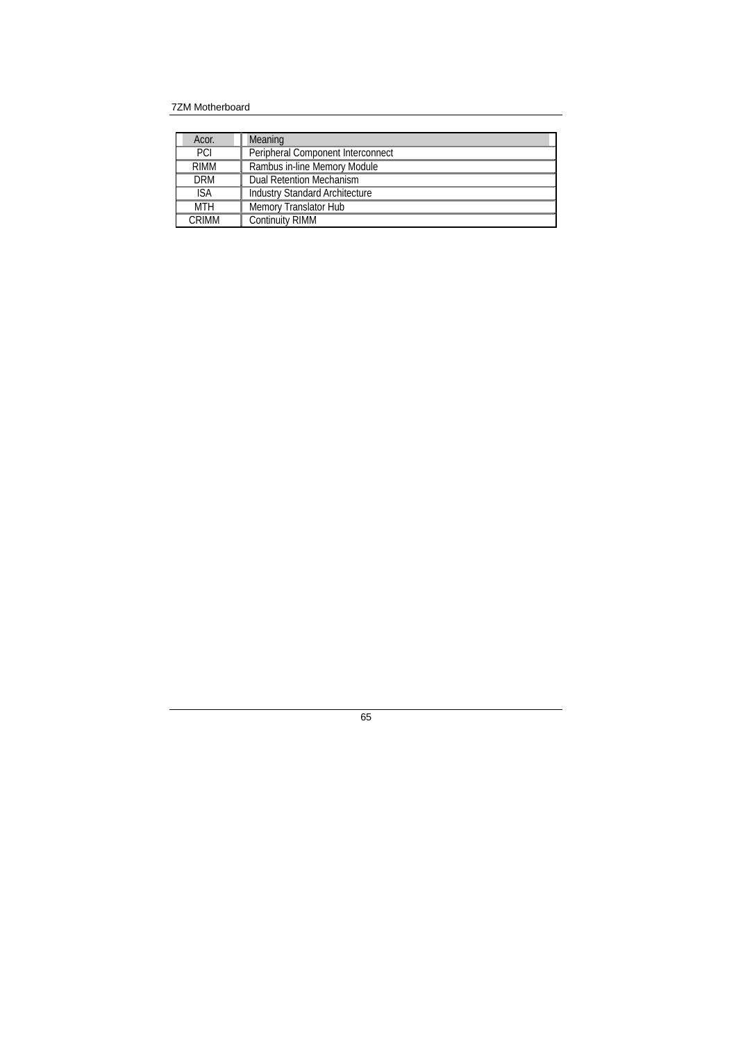| Acor. | Meaning |
|---|---|
| PCI | Peripheral Component Interconnect |
| RIMM | Rambus in-line Memory Module |
| DRM | Dual Retention Mechanism |
| ISA | Industry Standard Architecture |
| MTH | Memory Translator Hub |
| CRIMM | Continuity RIMM |